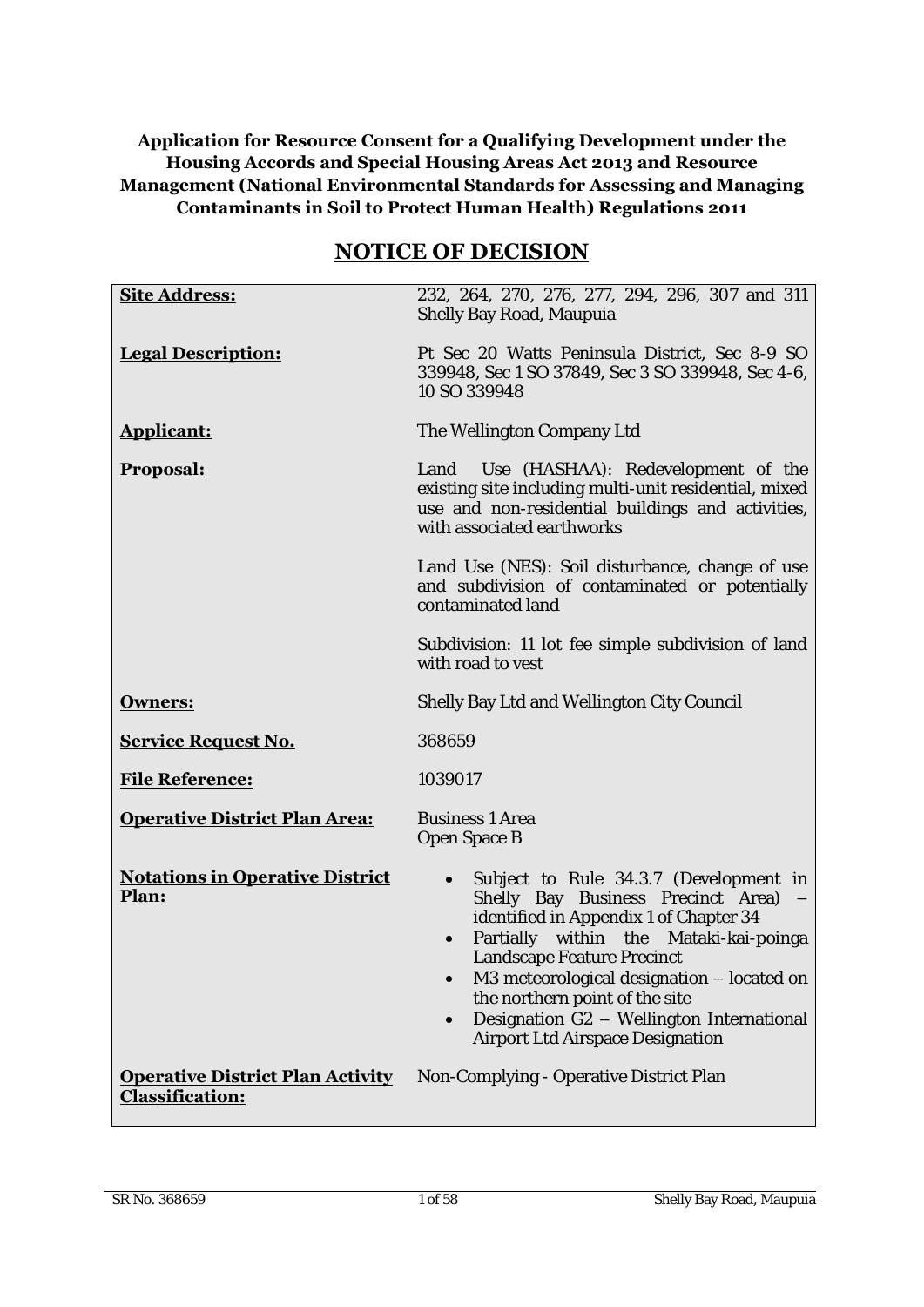**Application for Resource Consent for a Qualifying Development under the Housing Accords and Special Housing Areas Act 2013 and Resource Management (National Environmental Standards for Assessing and Managing Contaminants in Soil to Protect Human Health) Regulations 2011**

# NOTICE OF DECISION

| | |
|---|---|
| **Site Address:** | 232, 264, 270, 276, 277, 294, 296, 307 and 311 Shelly Bay Road, Maupuia |
| **Legal Description:** | Pt Sec 20 Watts Peninsula District, Sec 8-9 SO 339948, Sec 1 SO 37849, Sec 3 SO 339948, Sec 4-6, 10 SO 339948 |
| **Applicant:** | The Wellington Company Ltd |
| **Proposal:** | Land Use (HASHAA): Redevelopment of the existing site including multi-unit residential, mixed use and non-residential buildings and activities, with associated earthworks<br><br>Land Use (NES): Soil disturbance, change of use and subdivision of contaminated or potentially contaminated land<br><br>Subdivision: 11 lot fee simple subdivision of land with road to vest |
| **Owners:** | Shelly Bay Ltd and Wellington City Council |
| **Service Request No.** | 368659 |
| **File Reference:** | 1039017 |
| **Operative District Plan Area:** | Business 1 Area<br>Open Space B |
| **Notations in Operative District Plan:** | • Subject to Rule 34.3.7 (Development in Shelly Bay Business Precinct Area) – identified in Appendix 1 of Chapter 34<br>• Partially within the Mataki-kai-poinga Landscape Feature Precinct<br>• M3 meteorological designation – located on the northern point of the site<br>• Designation G2 – Wellington International Airport Ltd Airspace Designation |
| **Operative District Plan Activity Classification:** | Non-Complying - Operative District Plan |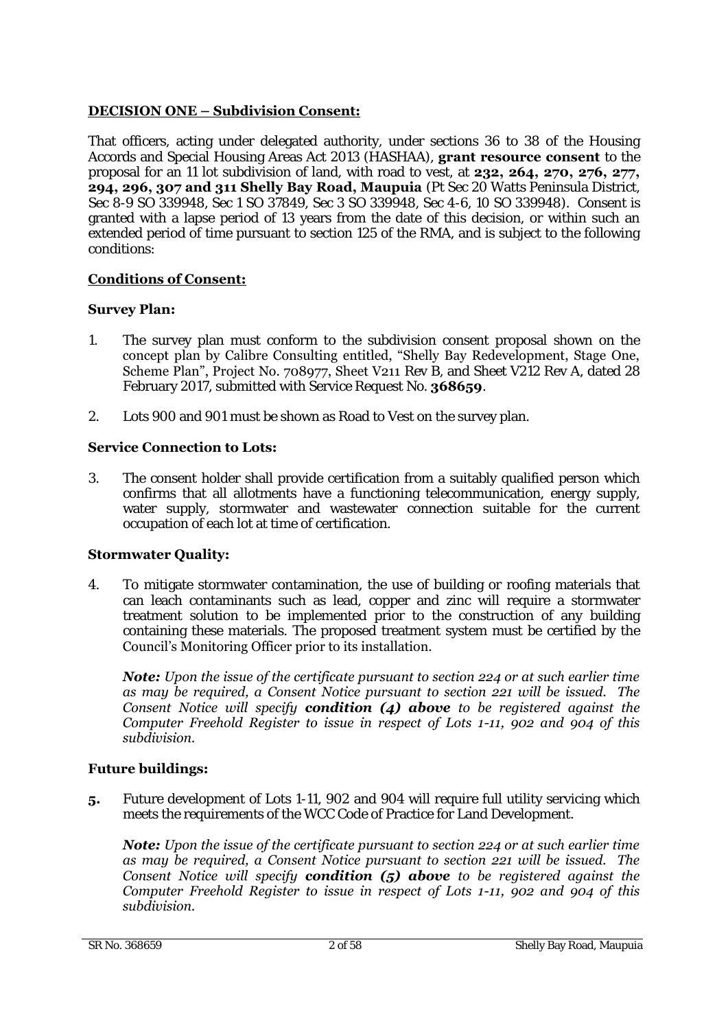## DECISION ONE – Subdivision Consent:

That officers, acting under delegated authority, under sections 36 to 38 of the Housing Accords and Special Housing Areas Act 2013 (HASHAA), **grant resource consent** to the proposal for an 11 lot subdivision of land, with road to vest, at **232, 264, 270, 276, 277, 294, 296, 307 and 311 Shelly Bay Road, Maupuia** (Pt Sec 20 Watts Peninsula District, Sec 8-9 SO 339948, Sec 1 SO 37849, Sec 3 SO 339948, Sec 4-6, 10 SO 339948). Consent is granted with a lapse period of 13 years from the date of this decision, or within such an extended period of time pursuant to section 125 of the RMA, and is subject to the following conditions:

### Conditions of Consent:

#### Survey Plan:

1. The survey plan must conform to the subdivision consent proposal shown on the concept plan by Calibre Consulting entitled, "Shelly Bay Redevelopment, Stage One, Scheme Plan", Project No. 708977, Sheet V211 Rev B, and Sheet V212 Rev A, dated 28 February 2017, submitted with Service Request No. **368659**.

2. Lots 900 and 901 must be shown as Road to Vest on the survey plan.

#### Service Connection to Lots:

3. The consent holder shall provide certification from a suitably qualified person which confirms that all allotments have a functioning telecommunication, energy supply, water supply, stormwater and wastewater connection suitable for the current occupation of each lot at time of certification.

#### Stormwater Quality:

4. To mitigate stormwater contamination, the use of building or roofing materials that can leach contaminants such as lead, copper and zinc will require a stormwater treatment solution to be implemented prior to the construction of any building containing these materials. The proposed treatment system must be certified by the Council's Monitoring Officer prior to its installation.

   ***Note:*** *Upon the issue of the certificate pursuant to section 224 or at such earlier time as may be required, a Consent Notice pursuant to section 221 will be issued. The Consent Notice will specify **condition (4) above** to be registered against the Computer Freehold Register to issue in respect of Lots 1-11, 902 and 904 of this subdivision.*

#### Future buildings:

5. Future development of Lots 1-11, 902 and 904 will require full utility servicing which meets the requirements of the WCC Code of Practice for Land Development.

   ***Note:*** *Upon the issue of the certificate pursuant to section 224 or at such earlier time as may be required, a Consent Notice pursuant to section 221 will be issued. The Consent Notice will specify **condition (5) above** to be registered against the Computer Freehold Register to issue in respect of Lots 1-11, 902 and 904 of this subdivision.*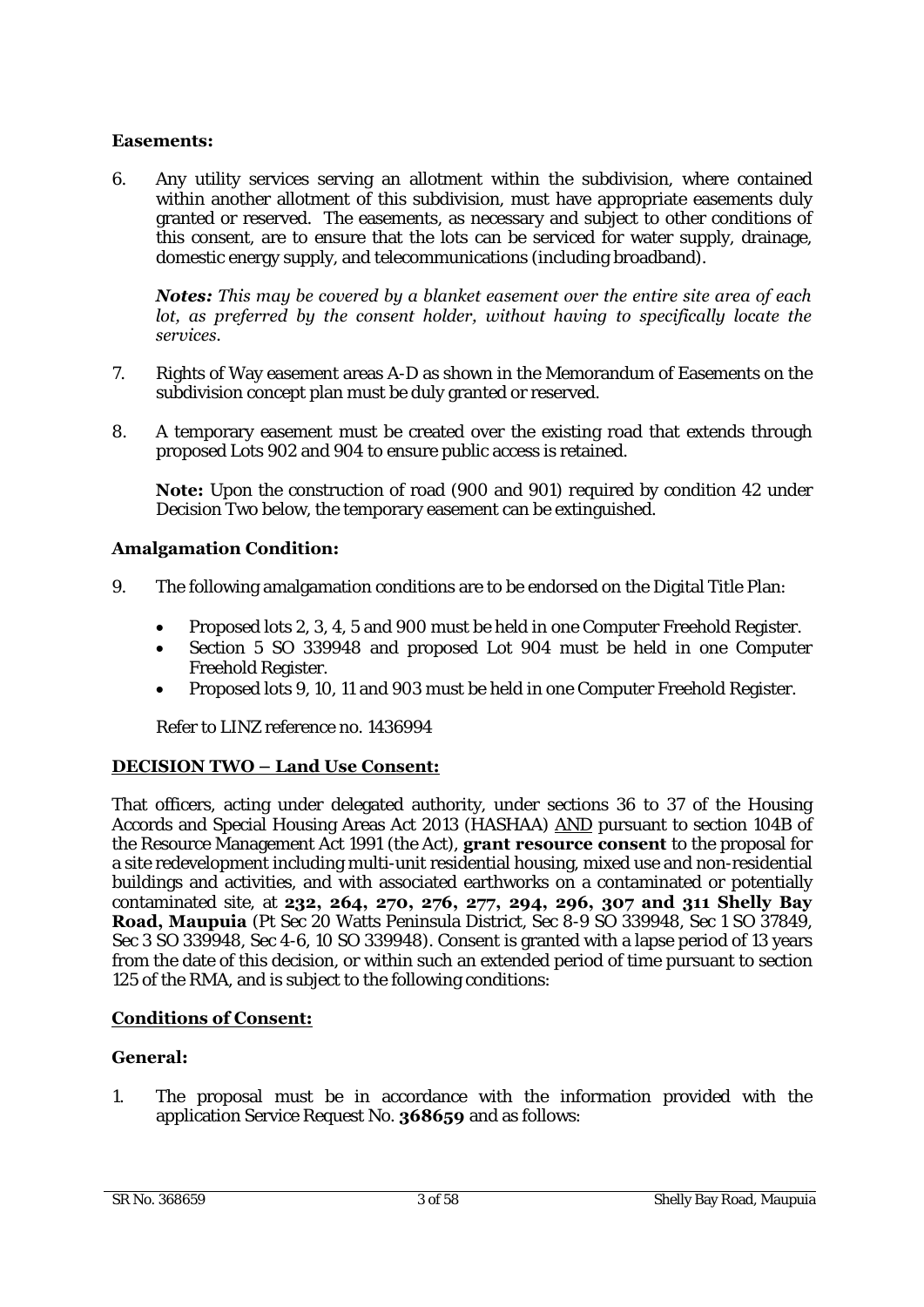### Easements:

6. Any utility services serving an allotment within the subdivision, where contained within another allotment of this subdivision, must have appropriate easements duly granted or reserved. The easements, as necessary and subject to other conditions of this consent, are to ensure that the lots can be serviced for water supply, drainage, domestic energy supply, and telecommunications (including broadband).

   ***Notes:*** *This may be covered by a blanket easement over the entire site area of each lot, as preferred by the consent holder, without having to specifically locate the services.*

7. Rights of Way easement areas A-D as shown in the Memorandum of Easements on the subdivision concept plan must be duly granted or reserved.

8. A temporary easement must be created over the existing road that extends through proposed Lots 902 and 904 to ensure public access is retained.

   **Note:** Upon the construction of road (900 and 901) required by condition 42 under Decision Two below, the temporary easement can be extinguished.

### Amalgamation Condition:

9. The following amalgamation conditions are to be endorsed on the Digital Title Plan:

   - Proposed lots 2, 3, 4, 5 and 900 must be held in one Computer Freehold Register.
   - Section 5 SO 339948 and proposed Lot 904 must be held in one Computer Freehold Register.
   - Proposed lots 9, 10, 11 and 903 must be held in one Computer Freehold Register.

   Refer to LINZ reference no. 1436994

## DECISION TWO – Land Use Consent:

That officers, acting under delegated authority, under sections 36 to 37 of the Housing Accords and Special Housing Areas Act 2013 (HASHAA) AND pursuant to section 104B of the Resource Management Act 1991 (the Act), **grant resource consent** to the proposal for a site redevelopment including multi-unit residential housing, mixed use and non-residential buildings and activities, and with associated earthworks on a contaminated or potentially contaminated site, at **232, 264, 270, 276, 277, 294, 296, 307 and 311 Shelly Bay Road, Maupuia** (Pt Sec 20 Watts Peninsula District, Sec 8-9 SO 339948, Sec 1 SO 37849, Sec 3 SO 339948, Sec 4-6, 10 SO 339948). Consent is granted with a lapse period of 13 years from the date of this decision, or within such an extended period of time pursuant to section 125 of the RMA, and is subject to the following conditions:

### Conditions of Consent:

### General:

1. The proposal must be in accordance with the information provided with the application Service Request No. **368659** and as follows: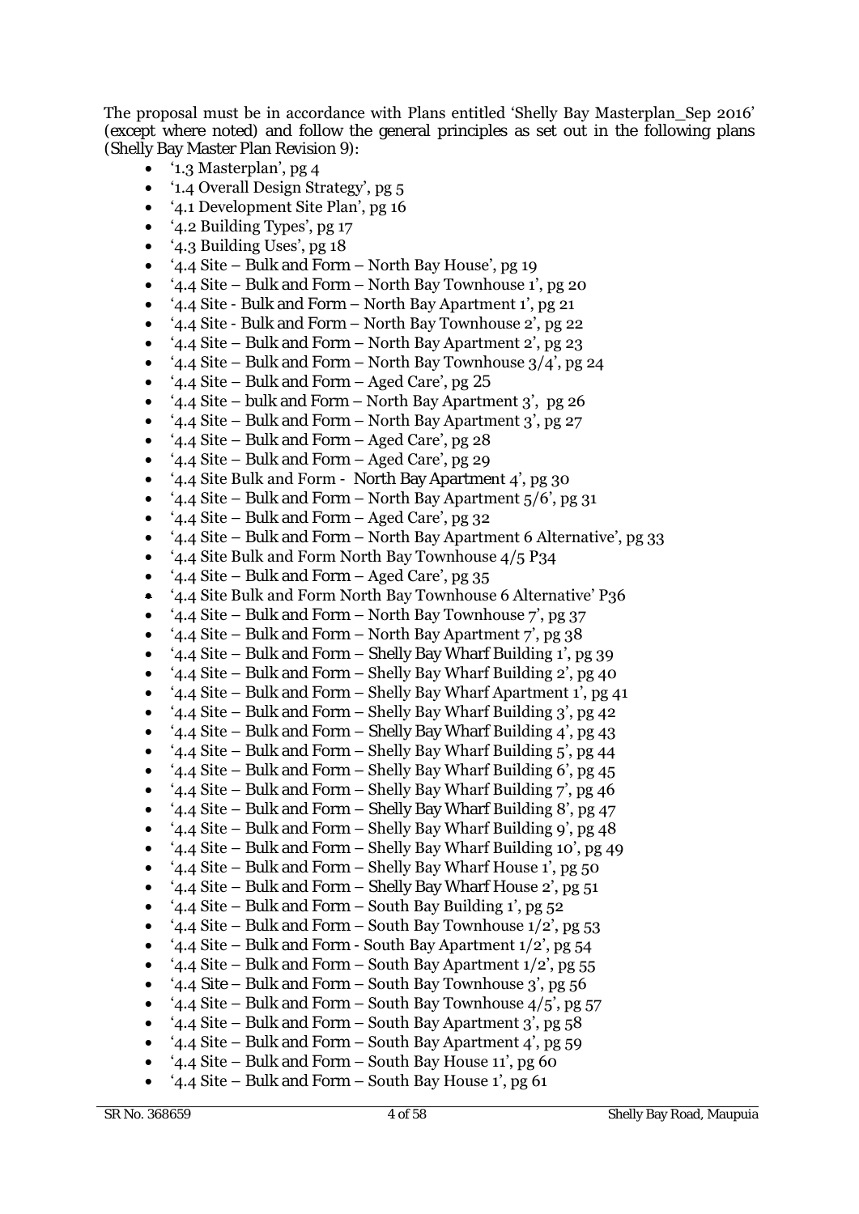The proposal must be in accordance with Plans entitled 'Shelly Bay Masterplan_Sep 2016' (except where noted) and follow the general principles as set out in the following plans (Shelly Bay Master Plan Revision 9):

- '1.3 Masterplan', pg 4
- '1.4 Overall Design Strategy', pg 5
- '4.1 Development Site Plan', pg 16
- '4.2 Building Types', pg 17
- '4.3 Building Uses', pg 18
- '4.4 Site – Bulk and Form – North Bay House', pg 19
- '4.4 Site – Bulk and Form – North Bay Townhouse 1', pg 20
- '4.4 Site - Bulk and Form – North Bay Apartment 1', pg 21
- '4.4 Site - Bulk and Form – North Bay Townhouse 2', pg 22
- '4.4 Site – Bulk and Form – North Bay Apartment 2', pg 23
- '4.4 Site – Bulk and Form – North Bay Townhouse 3/4', pg 24
- '4.4 Site – Bulk and Form – Aged Care', pg 25
- '4.4 Site – bulk and Form – North Bay Apartment 3', pg 26
- '4.4 Site – Bulk and Form – North Bay Apartment 3', pg 27
- '4.4 Site – Bulk and Form – Aged Care', pg 28
- '4.4 Site – Bulk and Form – Aged Care', pg 29
- '4.4 Site Bulk and Form - North Bay Apartment 4', pg 30
- '4.4 Site – Bulk and Form – North Bay Apartment 5/6', pg 31
- '4.4 Site – Bulk and Form – Aged Care', pg 32
- '4.4 Site – Bulk and Form – North Bay Apartment 6 Alternative', pg 33
- '4.4 Site Bulk and Form North Bay Townhouse 4/5 P34
- '4.4 Site – Bulk and Form – Aged Care', pg 35
- '4.4 Site Bulk and Form North Bay Townhouse 6 Alternative' P36
- '4.4 Site – Bulk and Form – North Bay Townhouse 7', pg 37
- '4.4 Site – Bulk and Form – North Bay Apartment 7', pg 38
- '4.4 Site – Bulk and Form – Shelly Bay Wharf Building 1', pg 39
- '4.4 Site – Bulk and Form – Shelly Bay Wharf Building 2', pg 40
- '4.4 Site – Bulk and Form – Shelly Bay Wharf Apartment 1', pg 41
- '4.4 Site – Bulk and Form – Shelly Bay Wharf Building 3', pg 42
- '4.4 Site – Bulk and Form – Shelly Bay Wharf Building 4', pg 43
- '4.4 Site – Bulk and Form – Shelly Bay Wharf Building 5', pg 44
- '4.4 Site – Bulk and Form – Shelly Bay Wharf Building 6', pg 45
- '4.4 Site – Bulk and Form – Shelly Bay Wharf Building 7', pg 46
- '4.4 Site – Bulk and Form – Shelly Bay Wharf Building 8', pg 47
- '4.4 Site – Bulk and Form – Shelly Bay Wharf Building 9', pg 48
- '4.4 Site – Bulk and Form – Shelly Bay Wharf Building 10', pg 49
- '4.4 Site – Bulk and Form – Shelly Bay Wharf House 1', pg 50
- '4.4 Site – Bulk and Form – Shelly Bay Wharf House 2', pg 51
- '4.4 Site – Bulk and Form – South Bay Building 1', pg 52
- '4.4 Site – Bulk and Form – South Bay Townhouse 1/2', pg 53
- '4.4 Site – Bulk and Form - South Bay Apartment 1/2', pg 54
- '4.4 Site – Bulk and Form – South Bay Apartment 1/2', pg 55
- '4.4 Site – Bulk and Form – South Bay Townhouse 3', pg 56
- '4.4 Site – Bulk and Form – South Bay Townhouse 4/5', pg 57
- '4.4 Site – Bulk and Form – South Bay Apartment 3', pg 58
- '4.4 Site – Bulk and Form – South Bay Apartment 4', pg 59
- '4.4 Site – Bulk and Form – South Bay House 11', pg 60
- '4.4 Site – Bulk and Form – South Bay House 1', pg 61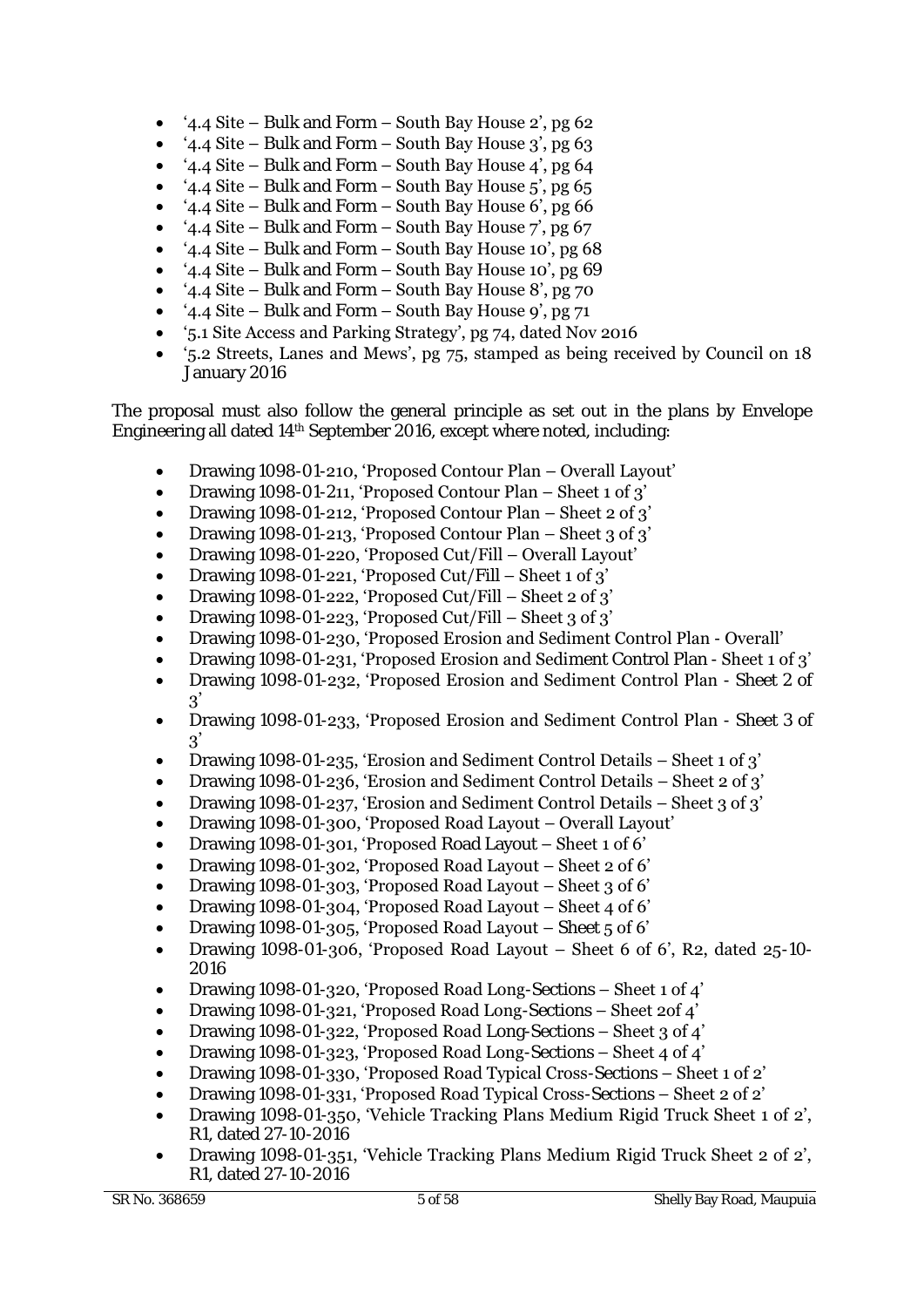- '4.4 Site – Bulk and Form – South Bay House 2', pg 62
- '4.4 Site – Bulk and Form – South Bay House 3', pg 63
- '4.4 Site – Bulk and Form – South Bay House 4', pg 64
- '4.4 Site – Bulk and Form – South Bay House 5', pg 65
- '4.4 Site – Bulk and Form – South Bay House 6', pg 66
- '4.4 Site – Bulk and Form – South Bay House 7', pg 67
- '4.4 Site – Bulk and Form – South Bay House 10', pg 68
- '4.4 Site – Bulk and Form – South Bay House 10', pg 69
- '4.4 Site – Bulk and Form – South Bay House 8', pg 70
- '4.4 Site – Bulk and Form – South Bay House 9', pg 71
- '5.1 Site Access and Parking Strategy', pg 74, dated Nov 2016
- '5.2 Streets, Lanes and Mews', pg 75, stamped as being received by Council on 18 January 2016

The proposal must also follow the general principle as set out in the plans by Envelope Engineering all dated 14th September 2016, except where noted, including:

- Drawing 1098-01-210, 'Proposed Contour Plan – Overall Layout'
- Drawing 1098-01-211, 'Proposed Contour Plan – Sheet 1 of 3'
- Drawing 1098-01-212, 'Proposed Contour Plan – Sheet 2 of 3'
- Drawing 1098-01-213, 'Proposed Contour Plan – Sheet 3 of 3'
- Drawing 1098-01-220, 'Proposed Cut/Fill – Overall Layout'
- Drawing 1098-01-221, 'Proposed Cut/Fill – Sheet 1 of 3'
- Drawing 1098-01-222, 'Proposed Cut/Fill – Sheet 2 of 3'
- Drawing 1098-01-223, 'Proposed Cut/Fill – Sheet 3 of 3'
- Drawing 1098-01-230, 'Proposed Erosion and Sediment Control Plan - Overall'
- Drawing 1098-01-231, 'Proposed Erosion and Sediment Control Plan - Sheet 1 of 3'
- Drawing 1098-01-232, 'Proposed Erosion and Sediment Control Plan - Sheet 2 of 3'
- Drawing 1098-01-233, 'Proposed Erosion and Sediment Control Plan - Sheet 3 of 3'
- Drawing 1098-01-235, 'Erosion and Sediment Control Details – Sheet 1 of 3'
- Drawing 1098-01-236, 'Erosion and Sediment Control Details – Sheet 2 of 3'
- Drawing 1098-01-237, 'Erosion and Sediment Control Details – Sheet 3 of 3'
- Drawing 1098-01-300, 'Proposed Road Layout – Overall Layout'
- Drawing 1098-01-301, 'Proposed Road Layout – Sheet 1 of 6'
- Drawing 1098-01-302, 'Proposed Road Layout – Sheet 2 of 6'
- Drawing 1098-01-303, 'Proposed Road Layout – Sheet 3 of 6'
- Drawing 1098-01-304, 'Proposed Road Layout – Sheet 4 of 6'
- Drawing 1098-01-305, 'Proposed Road Layout – Sheet 5 of 6'
- Drawing 1098-01-306, 'Proposed Road Layout – Sheet 6 of 6', R2, dated 25-10-2016
- Drawing 1098-01-320, 'Proposed Road Long-Sections – Sheet 1 of 4'
- Drawing 1098-01-321, 'Proposed Road Long-Sections – Sheet 2of 4'
- Drawing 1098-01-322, 'Proposed Road Long-Sections – Sheet 3 of 4'
- Drawing 1098-01-323, 'Proposed Road Long-Sections – Sheet 4 of 4'
- Drawing 1098-01-330, 'Proposed Road Typical Cross-Sections – Sheet 1 of 2'
- Drawing 1098-01-331, 'Proposed Road Typical Cross-Sections – Sheet 2 of 2'
- Drawing 1098-01-350, 'Vehicle Tracking Plans Medium Rigid Truck Sheet 1 of 2', R1, dated 27-10-2016
- Drawing 1098-01-351, 'Vehicle Tracking Plans Medium Rigid Truck Sheet 2 of 2', R1, dated 27-10-2016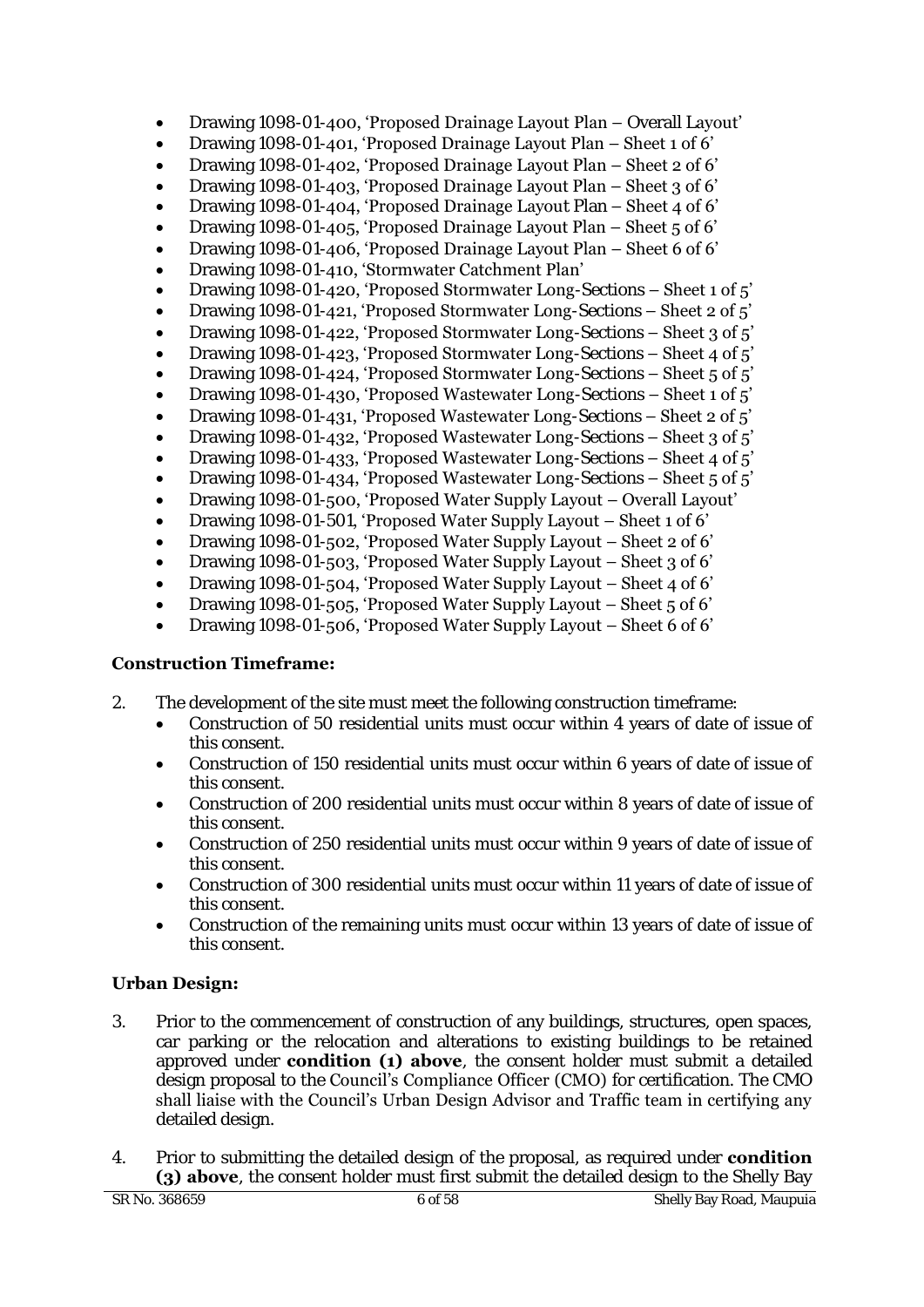- Drawing 1098-01-400, 'Proposed Drainage Layout Plan – Overall Layout'
- Drawing 1098-01-401, 'Proposed Drainage Layout Plan – Sheet 1 of 6'
- Drawing 1098-01-402, 'Proposed Drainage Layout Plan – Sheet 2 of 6'
- Drawing 1098-01-403, 'Proposed Drainage Layout Plan – Sheet 3 of 6'
- Drawing 1098-01-404, 'Proposed Drainage Layout Plan – Sheet 4 of 6'
- Drawing 1098-01-405, 'Proposed Drainage Layout Plan – Sheet 5 of 6'
- Drawing 1098-01-406, 'Proposed Drainage Layout Plan – Sheet 6 of 6'
- Drawing 1098-01-410, 'Stormwater Catchment Plan'
- Drawing 1098-01-420, 'Proposed Stormwater Long-Sections – Sheet 1 of 5'
- Drawing 1098-01-421, 'Proposed Stormwater Long-Sections – Sheet 2 of 5'
- Drawing 1098-01-422, 'Proposed Stormwater Long-Sections – Sheet 3 of 5'
- Drawing 1098-01-423, 'Proposed Stormwater Long-Sections – Sheet 4 of 5'
- Drawing 1098-01-424, 'Proposed Stormwater Long-Sections – Sheet 5 of 5'
- Drawing 1098-01-430, 'Proposed Wastewater Long-Sections – Sheet 1 of 5'
- Drawing 1098-01-431, 'Proposed Wastewater Long-Sections – Sheet 2 of 5'
- Drawing 1098-01-432, 'Proposed Wastewater Long-Sections – Sheet 3 of 5'
- Drawing 1098-01-433, 'Proposed Wastewater Long-Sections – Sheet 4 of 5'
- Drawing 1098-01-434, 'Proposed Wastewater Long-Sections – Sheet 5 of 5'
- Drawing 1098-01-500, 'Proposed Water Supply Layout – Overall Layout'
- Drawing 1098-01-501, 'Proposed Water Supply Layout – Sheet 1 of 6'
- Drawing 1098-01-502, 'Proposed Water Supply Layout – Sheet 2 of 6'
- Drawing 1098-01-503, 'Proposed Water Supply Layout – Sheet 3 of 6'
- Drawing 1098-01-504, 'Proposed Water Supply Layout – Sheet 4 of 6'
- Drawing 1098-01-505, 'Proposed Water Supply Layout – Sheet 5 of 6'
- Drawing 1098-01-506, 'Proposed Water Supply Layout – Sheet 6 of 6'

**Construction Timeframe:**

2. The development of the site must meet the following construction timeframe:
   - Construction of 50 residential units must occur within 4 years of date of issue of this consent.
   - Construction of 150 residential units must occur within 6 years of date of issue of this consent.
   - Construction of 200 residential units must occur within 8 years of date of issue of this consent.
   - Construction of 250 residential units must occur within 9 years of date of issue of this consent.
   - Construction of 300 residential units must occur within 11 years of date of issue of this consent.
   - Construction of the remaining units must occur within 13 years of date of issue of this consent.

**Urban Design:**

3. Prior to the commencement of construction of any buildings, structures, open spaces, car parking or the relocation and alterations to existing buildings to be retained approved under **condition (1) above**, the consent holder must submit a detailed design proposal to the Council's Compliance Officer (CMO) for certification. The CMO shall liaise with the Council's Urban Design Advisor and Traffic team in certifying any detailed design.

4. Prior to submitting the detailed design of the proposal, as required under **condition (3) above**, the consent holder must first submit the detailed design to the Shelly Bay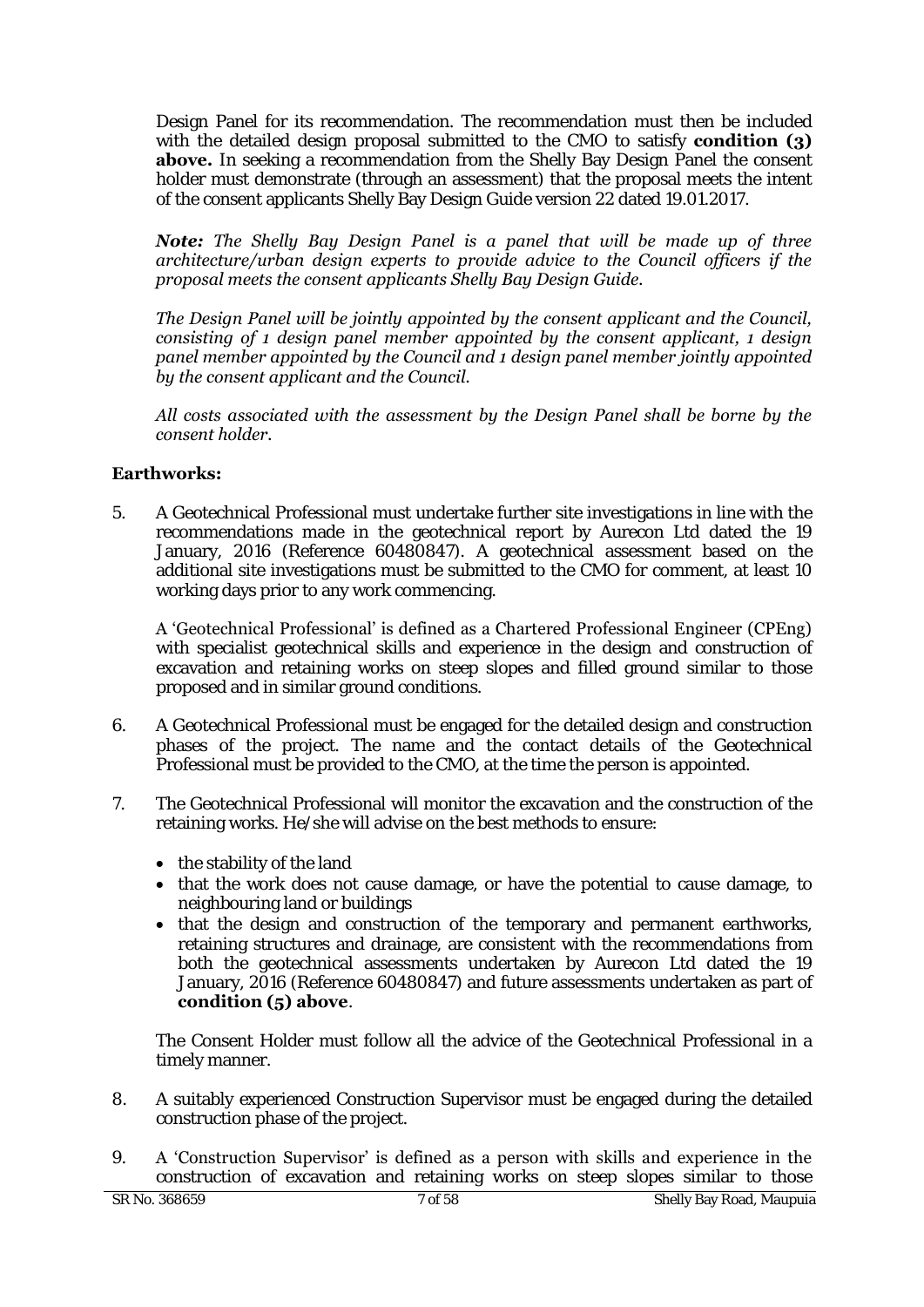Design Panel for its recommendation. The recommendation must then be included with the detailed design proposal submitted to the CMO to satisfy **condition (3) above.** In seeking a recommendation from the Shelly Bay Design Panel the consent holder must demonstrate (through an assessment) that the proposal meets the intent of the consent applicants Shelly Bay Design Guide version 22 dated 19.01.2017.

***Note:*** *The Shelly Bay Design Panel is a panel that will be made up of three architecture/urban design experts to provide advice to the Council officers if the proposal meets the consent applicants Shelly Bay Design Guide.*

*The Design Panel will be jointly appointed by the consent applicant and the Council, consisting of 1 design panel member appointed by the consent applicant, 1 design panel member appointed by the Council and 1 design panel member jointly appointed by the consent applicant and the Council.*

*All costs associated with the assessment by the Design Panel shall be borne by the consent holder.*

**Earthworks:**

5. A Geotechnical Professional must undertake further site investigations in line with the recommendations made in the geotechnical report by Aurecon Ltd dated the 19 January, 2016 (Reference 60480847). A geotechnical assessment based on the additional site investigations must be submitted to the CMO for comment, at least 10 working days prior to any work commencing.

   A 'Geotechnical Professional' is defined as a Chartered Professional Engineer (CPEng) with specialist geotechnical skills and experience in the design and construction of excavation and retaining works on steep slopes and filled ground similar to those proposed and in similar ground conditions.

6. A Geotechnical Professional must be engaged for the detailed design and construction phases of the project. The name and the contact details of the Geotechnical Professional must be provided to the CMO, at the time the person is appointed.

7. The Geotechnical Professional will monitor the excavation and the construction of the retaining works. He/she will advise on the best methods to ensure:

   - the stability of the land
   - that the work does not cause damage, or have the potential to cause damage, to neighbouring land or buildings
   - that the design and construction of the temporary and permanent earthworks, retaining structures and drainage, are consistent with the recommendations from both the geotechnical assessments undertaken by Aurecon Ltd dated the 19 January, 2016 (Reference 60480847) and future assessments undertaken as part of **condition (5) above**.

   The Consent Holder must follow all the advice of the Geotechnical Professional in a timely manner.

8. A suitably experienced Construction Supervisor must be engaged during the detailed construction phase of the project.

9. A 'Construction Supervisor' is defined as a person with skills and experience in the construction of excavation and retaining works on steep slopes similar to those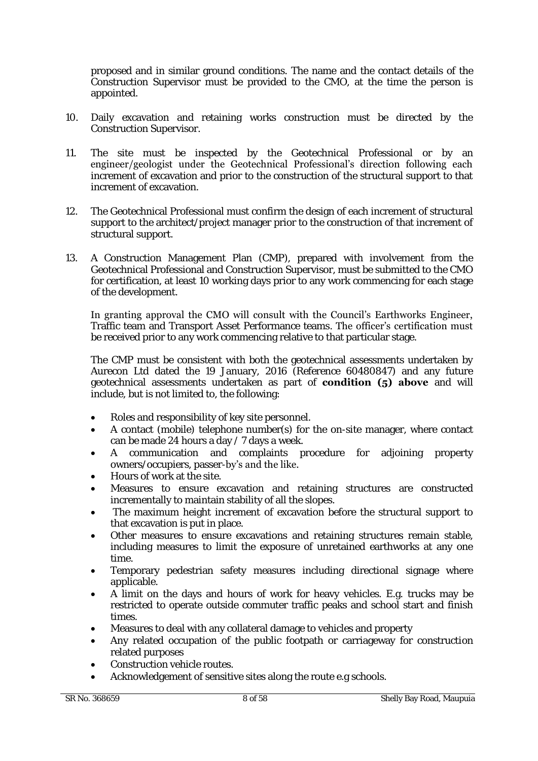proposed and in similar ground conditions. The name and the contact details of the Construction Supervisor must be provided to the CMO, at the time the person is appointed.

10. Daily excavation and retaining works construction must be directed by the Construction Supervisor.

11. The site must be inspected by the Geotechnical Professional or by an engineer/geologist under the Geotechnical Professional's direction following each increment of excavation and prior to the construction of the structural support to that increment of excavation.

12. The Geotechnical Professional must confirm the design of each increment of structural support to the architect/project manager prior to the construction of that increment of structural support.

13. A Construction Management Plan (CMP), prepared with involvement from the Geotechnical Professional and Construction Supervisor, must be submitted to the CMO for certification, at least 10 working days prior to any work commencing for each stage of the development.

    In granting approval the CMO will consult with the Council's Earthworks Engineer, Traffic team and Transport Asset Performance teams. The officer's certification must be received prior to any work commencing relative to that particular stage.

    The CMP must be consistent with both the geotechnical assessments undertaken by Aurecon Ltd dated the 19 January, 2016 (Reference 60480847) and any future geotechnical assessments undertaken as part of **condition (5) above** and will include, but is not limited to, the following:

    - Roles and responsibility of key site personnel.
    - A contact (mobile) telephone number(s) for the on-site manager, where contact can be made 24 hours a day / 7 days a week.
    - A communication and complaints procedure for adjoining property owners/occupiers, passer-by's and the like.
    - Hours of work at the site.
    - Measures to ensure excavation and retaining structures are constructed incrementally to maintain stability of all the slopes.
    - The maximum height increment of excavation before the structural support to that excavation is put in place.
    - Other measures to ensure excavations and retaining structures remain stable, including measures to limit the exposure of unretained earthworks at any one time.
    - Temporary pedestrian safety measures including directional signage where applicable.
    - A limit on the days and hours of work for heavy vehicles. E.g. trucks may be restricted to operate outside commuter traffic peaks and school start and finish times.
    - Measures to deal with any collateral damage to vehicles and property
    - Any related occupation of the public footpath or carriageway for construction related purposes
    - Construction vehicle routes.
    - Acknowledgement of sensitive sites along the route e.g schools.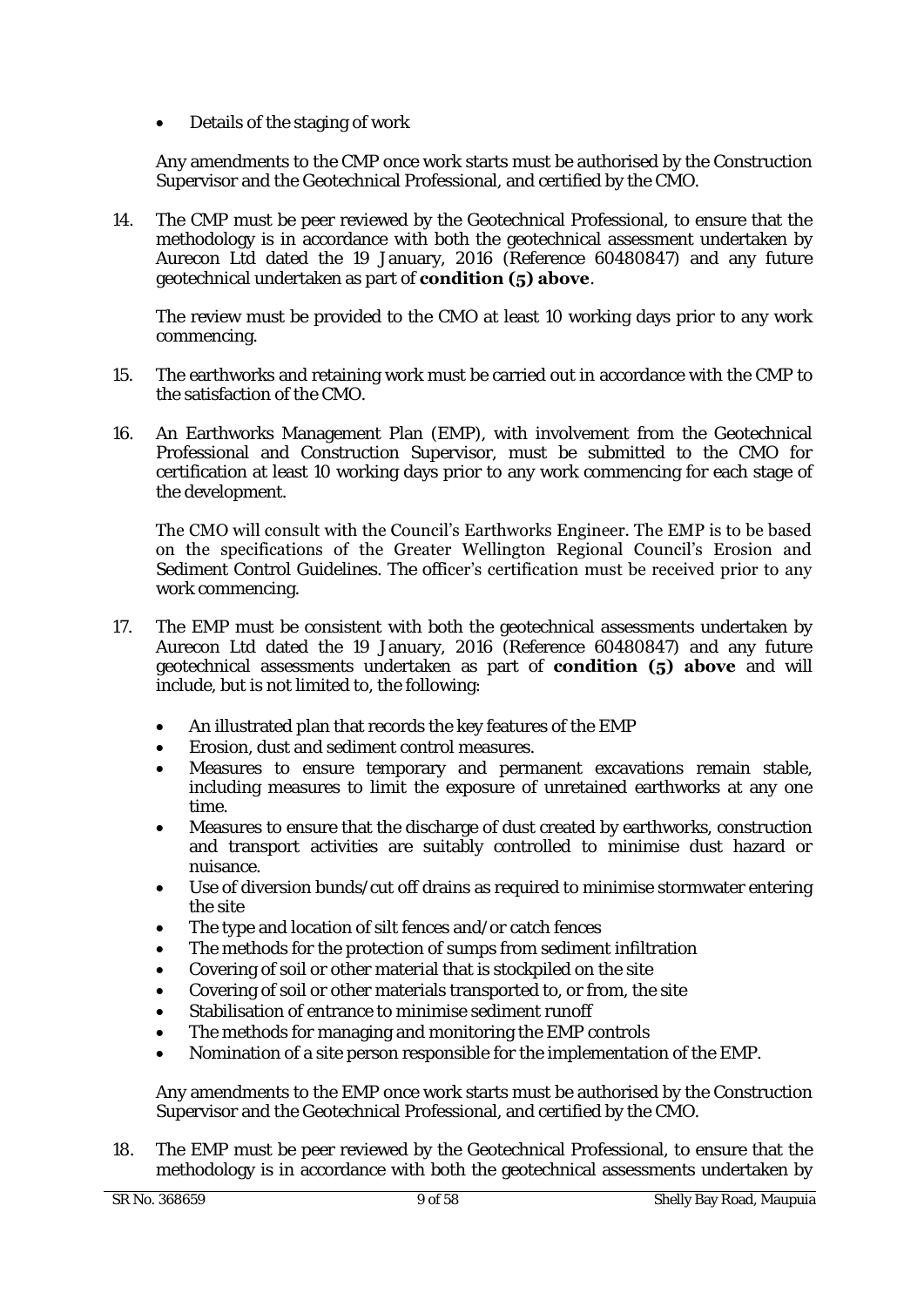- Details of the staging of work

Any amendments to the CMP once work starts must be authorised by the Construction Supervisor and the Geotechnical Professional, and certified by the CMO.

14. The CMP must be peer reviewed by the Geotechnical Professional, to ensure that the methodology is in accordance with both the geotechnical assessment undertaken by Aurecon Ltd dated the 19 January, 2016 (Reference 60480847) and any future geotechnical undertaken as part of **condition (5) above**.

    The review must be provided to the CMO at least 10 working days prior to any work commencing.

15. The earthworks and retaining work must be carried out in accordance with the CMP to the satisfaction of the CMO.

16. An Earthworks Management Plan (EMP), with involvement from the Geotechnical Professional and Construction Supervisor, must be submitted to the CMO for certification at least 10 working days prior to any work commencing for each stage of the development.

    The CMO will consult with the Council's Earthworks Engineer. The EMP is to be based on the specifications of the Greater Wellington Regional Council's Erosion and Sediment Control Guidelines. The officer's certification must be received prior to any work commencing.

17. The EMP must be consistent with both the geotechnical assessments undertaken by Aurecon Ltd dated the 19 January, 2016 (Reference 60480847) and any future geotechnical assessments undertaken as part of **condition (5) above** and will include, but is not limited to, the following:

    - An illustrated plan that records the key features of the EMP
    - Erosion, dust and sediment control measures.
    - Measures to ensure temporary and permanent excavations remain stable, including measures to limit the exposure of unretained earthworks at any one time.
    - Measures to ensure that the discharge of dust created by earthworks, construction and transport activities are suitably controlled to minimise dust hazard or nuisance.
    - Use of diversion bunds/cut off drains as required to minimise stormwater entering the site
    - The type and location of silt fences and/or catch fences
    - The methods for the protection of sumps from sediment infiltration
    - Covering of soil or other material that is stockpiled on the site
    - Covering of soil or other materials transported to, or from, the site
    - Stabilisation of entrance to minimise sediment runoff
    - The methods for managing and monitoring the EMP controls
    - Nomination of a site person responsible for the implementation of the EMP.

    Any amendments to the EMP once work starts must be authorised by the Construction Supervisor and the Geotechnical Professional, and certified by the CMO.

18. The EMP must be peer reviewed by the Geotechnical Professional, to ensure that the methodology is in accordance with both the geotechnical assessments undertaken by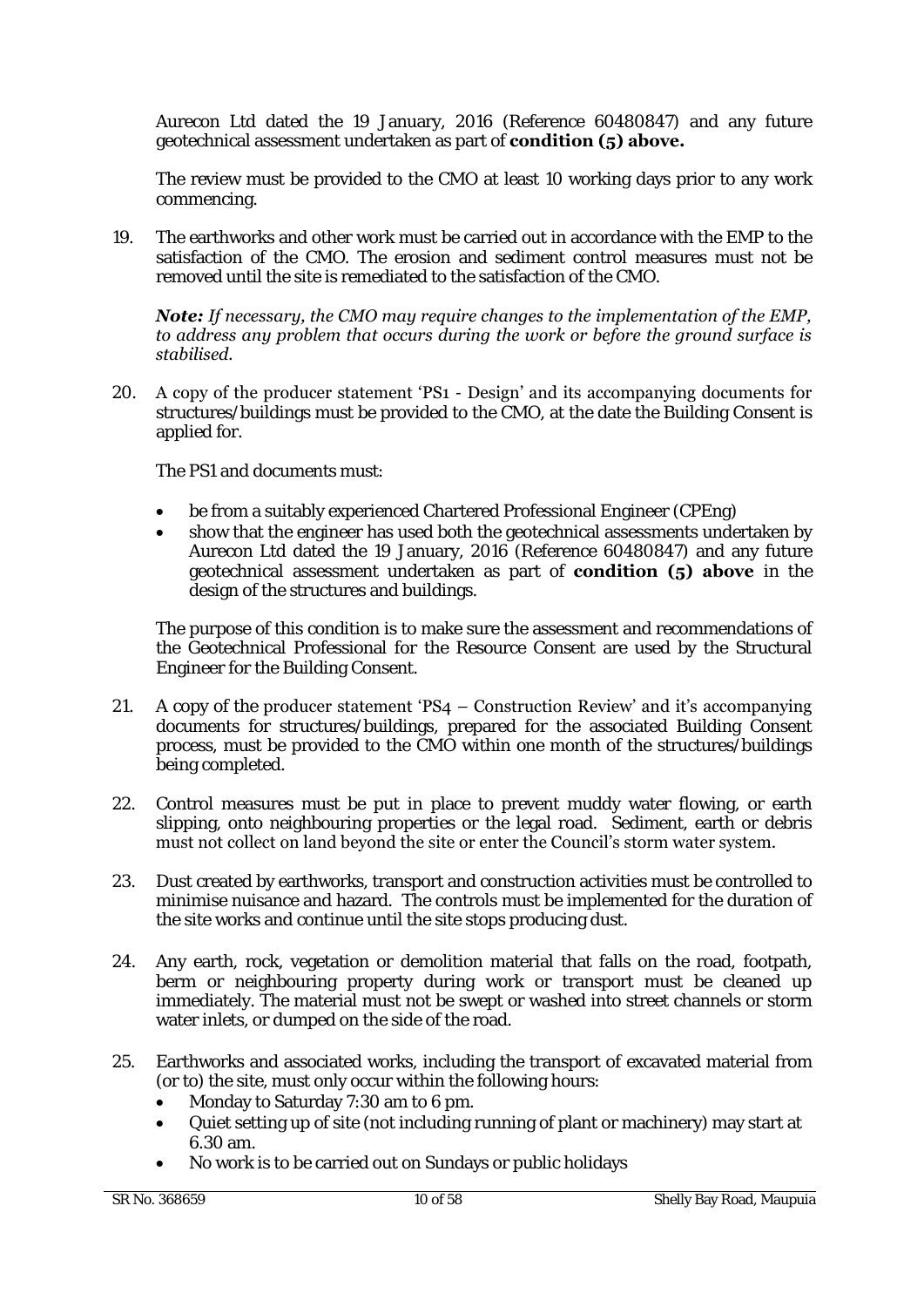Aurecon Ltd dated the 19 January, 2016 (Reference 60480847) and any future geotechnical assessment undertaken as part of **condition (5) above.**

The review must be provided to the CMO at least 10 working days prior to any work commencing.

19. The earthworks and other work must be carried out in accordance with the EMP to the satisfaction of the CMO. The erosion and sediment control measures must not be removed until the site is remediated to the satisfaction of the CMO.

    ***Note:*** *If necessary, the CMO may require changes to the implementation of the EMP, to address any problem that occurs during the work or before the ground surface is stabilised.*

20. A copy of the producer statement 'PS1 - Design' and its accompanying documents for structures/buildings must be provided to the CMO, at the date the Building Consent is applied for.

    The PS1 and documents must:

    - be from a suitably experienced Chartered Professional Engineer (CPEng)
    - show that the engineer has used both the geotechnical assessments undertaken by Aurecon Ltd dated the 19 January, 2016 (Reference 60480847) and any future geotechnical assessment undertaken as part of **condition (5) above** in the design of the structures and buildings.

    The purpose of this condition is to make sure the assessment and recommendations of the Geotechnical Professional for the Resource Consent are used by the Structural Engineer for the Building Consent.

21. A copy of the producer statement 'PS4 – Construction Review' and it's accompanying documents for structures/buildings, prepared for the associated Building Consent process, must be provided to the CMO within one month of the structures/buildings being completed.

22. Control measures must be put in place to prevent muddy water flowing, or earth slipping, onto neighbouring properties or the legal road. Sediment, earth or debris must not collect on land beyond the site or enter the Council's storm water system.

23. Dust created by earthworks, transport and construction activities must be controlled to minimise nuisance and hazard. The controls must be implemented for the duration of the site works and continue until the site stops producing dust.

24. Any earth, rock, vegetation or demolition material that falls on the road, footpath, berm or neighbouring property during work or transport must be cleaned up immediately. The material must not be swept or washed into street channels or storm water inlets, or dumped on the side of the road.

25. Earthworks and associated works, including the transport of excavated material from (or to) the site, must only occur within the following hours:
    - Monday to Saturday 7:30 am to 6 pm.
    - Quiet setting up of site (not including running of plant or machinery) may start at 6.30 am.
    - No work is to be carried out on Sundays or public holidays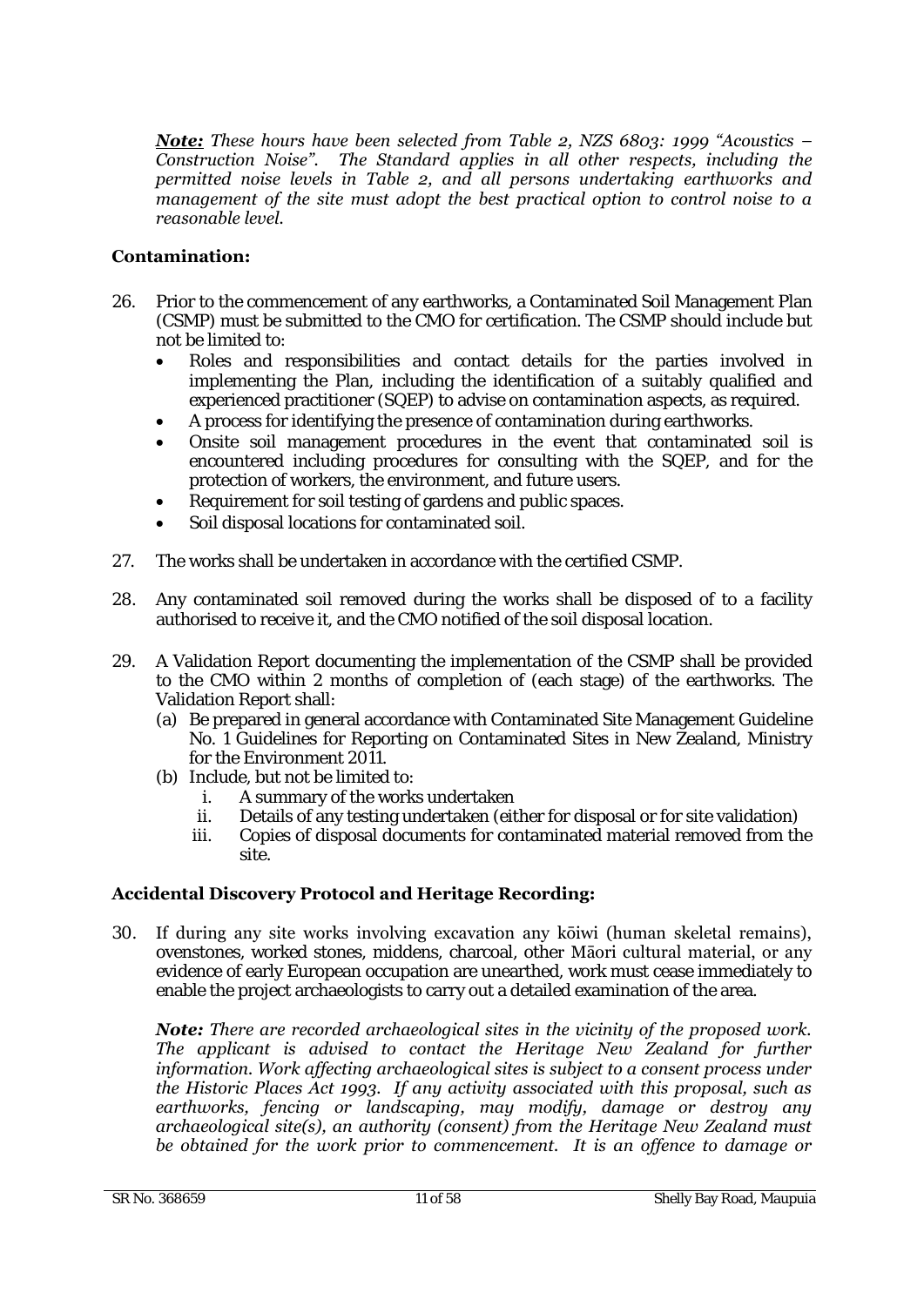***Note:*** *These hours have been selected from Table 2, NZS 6803: 1999 "Acoustics – Construction Noise". The Standard applies in all other respects, including the permitted noise levels in Table 2, and all persons undertaking earthworks and management of the site must adopt the best practical option to control noise to a reasonable level.*

### Contamination:

26. Prior to the commencement of any earthworks, a Contaminated Soil Management Plan (CSMP) must be submitted to the CMO for certification. The CSMP should include but not be limited to:
    - Roles and responsibilities and contact details for the parties involved in implementing the Plan, including the identification of a suitably qualified and experienced practitioner (SQEP) to advise on contamination aspects, as required.
    - A process for identifying the presence of contamination during earthworks.
    - Onsite soil management procedures in the event that contaminated soil is encountered including procedures for consulting with the SQEP, and for the protection of workers, the environment, and future users.
    - Requirement for soil testing of gardens and public spaces.
    - Soil disposal locations for contaminated soil.

27. The works shall be undertaken in accordance with the certified CSMP.

28. Any contaminated soil removed during the works shall be disposed of to a facility authorised to receive it, and the CMO notified of the soil disposal location.

29. A Validation Report documenting the implementation of the CSMP shall be provided to the CMO within 2 months of completion of (each stage) of the earthworks. The Validation Report shall:
    (a) Be prepared in general accordance with Contaminated Site Management Guideline No. 1 Guidelines for Reporting on Contaminated Sites in New Zealand, Ministry for the Environment 2011.
    (b) Include, but not be limited to:
        i. A summary of the works undertaken
        ii. Details of any testing undertaken (either for disposal or for site validation)
        iii. Copies of disposal documents for contaminated material removed from the site.

### Accidental Discovery Protocol and Heritage Recording:

30. If during any site works involving excavation any kōiwi (human skeletal remains), ovenstones, worked stones, middens, charcoal, other Māori cultural material, or any evidence of early European occupation are unearthed, work must cease immediately to enable the project archaeologists to carry out a detailed examination of the area.

    ***Note:*** *There are recorded archaeological sites in the vicinity of the proposed work. The applicant is advised to contact the Heritage New Zealand for further information. Work affecting archaeological sites is subject to a consent process under the Historic Places Act 1993. If any activity associated with this proposal, such as earthworks, fencing or landscaping, may modify, damage or destroy any archaeological site(s), an authority (consent) from the Heritage New Zealand must be obtained for the work prior to commencement. It is an offence to damage or*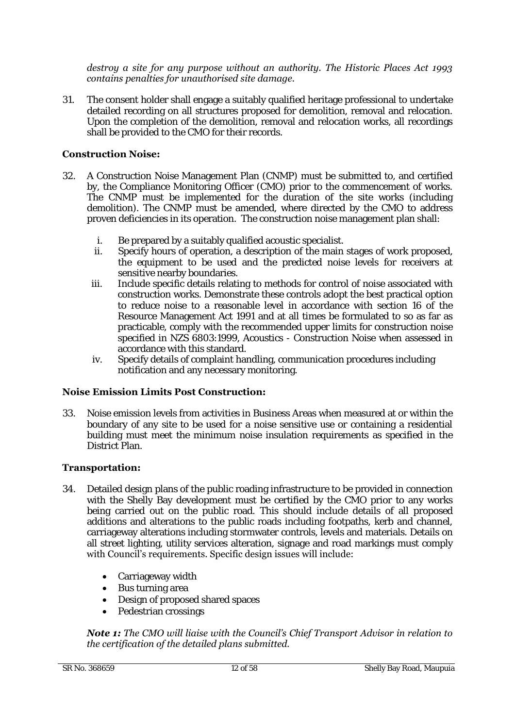*destroy a site for any purpose without an authority. The Historic Places Act 1993 contains penalties for unauthorised site damage.*

31. The consent holder shall engage a suitably qualified heritage professional to undertake detailed recording on all structures proposed for demolition, removal and relocation. Upon the completion of the demolition, removal and relocation works, all recordings shall be provided to the CMO for their records.

**Construction Noise:**

32. A Construction Noise Management Plan (CNMP) must be submitted to, and certified by, the Compliance Monitoring Officer (CMO) prior to the commencement of works. The CNMP must be implemented for the duration of the site works (including demolition). The CNMP must be amended, where directed by the CMO to address proven deficiencies in its operation. The construction noise management plan shall:

    i. Be prepared by a suitably qualified acoustic specialist.
    ii. Specify hours of operation, a description of the main stages of work proposed, the equipment to be used and the predicted noise levels for receivers at sensitive nearby boundaries.
    iii. Include specific details relating to methods for control of noise associated with construction works. Demonstrate these controls adopt the best practical option to reduce noise to a reasonable level in accordance with section 16 of the Resource Management Act 1991 and at all times be formulated to so as far as practicable, comply with the recommended upper limits for construction noise specified in NZS 6803:1999, Acoustics - Construction Noise when assessed in accordance with this standard.
    iv. Specify details of complaint handling, communication procedures including notification and any necessary monitoring.

**Noise Emission Limits Post Construction:**

33. Noise emission levels from activities in Business Areas when measured at or within the boundary of any site to be used for a noise sensitive use or containing a residential building must meet the minimum noise insulation requirements as specified in the District Plan.

**Transportation:**

34. Detailed design plans of the public roading infrastructure to be provided in connection with the Shelly Bay development must be certified by the CMO prior to any works being carried out on the public road. This should include details of all proposed additions and alterations to the public roads including footpaths, kerb and channel, carriageway alterations including stormwater controls, levels and materials. Details on all street lighting, utility services alteration, signage and road markings must comply with Council's requirements. Specific design issues will include:

    - Carriageway width
    - Bus turning area
    - Design of proposed shared spaces
    - Pedestrian crossings

    ***Note 1:*** *The CMO will liaise with the Council's Chief Transport Advisor in relation to the certification of the detailed plans submitted.*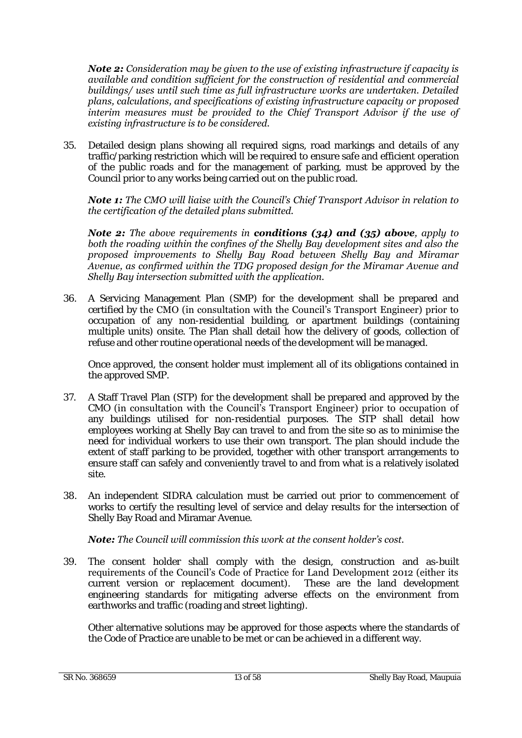***Note 2:*** *Consideration may be given to the use of existing infrastructure if capacity is available and condition sufficient for the construction of residential and commercial buildings/ uses until such time as full infrastructure works are undertaken. Detailed plans, calculations, and specifications of existing infrastructure capacity or proposed interim measures must be provided to the Chief Transport Advisor if the use of existing infrastructure is to be considered.*

35. Detailed design plans showing all required signs, road markings and details of any traffic/parking restriction which will be required to ensure safe and efficient operation of the public roads and for the management of parking, must be approved by the Council prior to any works being carried out on the public road.

    ***Note 1:*** *The CMO will liaise with the Council's Chief Transport Advisor in relation to the certification of the detailed plans submitted.*

    ***Note 2:*** *The above requirements in **conditions (34) and (35) above**, apply to both the roading within the confines of the Shelly Bay development sites and also the proposed improvements to Shelly Bay Road between Shelly Bay and Miramar Avenue, as confirmed within the TDG proposed design for the Miramar Avenue and Shelly Bay intersection submitted with the application.*

36. A Servicing Management Plan (SMP) for the development shall be prepared and certified by the CMO (in consultation with the Council's Transport Engineer) prior to occupation of any non-residential building, or apartment buildings (containing multiple units) onsite. The Plan shall detail how the delivery of goods, collection of refuse and other routine operational needs of the development will be managed.

    Once approved, the consent holder must implement all of its obligations contained in the approved SMP.

37. A Staff Travel Plan (STP) for the development shall be prepared and approved by the CMO (in consultation with the Council's Transport Engineer) prior to occupation of any buildings utilised for non-residential purposes. The STP shall detail how employees working at Shelly Bay can travel to and from the site so as to minimise the need for individual workers to use their own transport. The plan should include the extent of staff parking to be provided, together with other transport arrangements to ensure staff can safely and conveniently travel to and from what is a relatively isolated site.

38. An independent SIDRA calculation must be carried out prior to commencement of works to certify the resulting level of service and delay results for the intersection of Shelly Bay Road and Miramar Avenue.

    ***Note:*** *The Council will commission this work at the consent holder's cost.*

39. The consent holder shall comply with the design, construction and as-built requirements of the Council's Code of Practice for Land Development 2012 (either its current version or replacement document). These are the land development engineering standards for mitigating adverse effects on the environment from earthworks and traffic (roading and street lighting).

    Other alternative solutions may be approved for those aspects where the standards of the Code of Practice are unable to be met or can be achieved in a different way.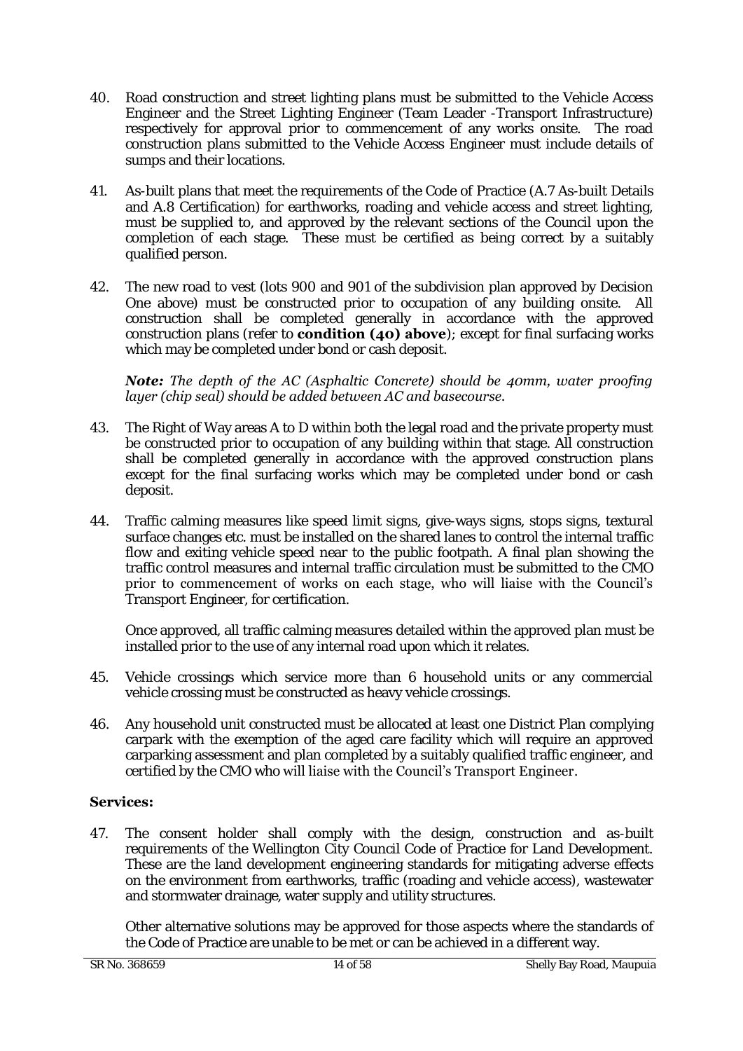40. Road construction and street lighting plans must be submitted to the Vehicle Access Engineer and the Street Lighting Engineer (Team Leader -Transport Infrastructure) respectively for approval prior to commencement of any works onsite. The road construction plans submitted to the Vehicle Access Engineer must include details of sumps and their locations.

41. As-built plans that meet the requirements of the Code of Practice (A.7 As-built Details and A.8 Certification) for earthworks, roading and vehicle access and street lighting, must be supplied to, and approved by the relevant sections of the Council upon the completion of each stage. These must be certified as being correct by a suitably qualified person.

42. The new road to vest (lots 900 and 901 of the subdivision plan approved by Decision One above) must be constructed prior to occupation of any building onsite. All construction shall be completed generally in accordance with the approved construction plans (refer to **condition (40) above**); except for final surfacing works which may be completed under bond or cash deposit.

    ***Note:*** *The depth of the AC (Asphaltic Concrete) should be 40mm, water proofing layer (chip seal) should be added between AC and basecourse.*

43. The Right of Way areas A to D within both the legal road and the private property must be constructed prior to occupation of any building within that stage. All construction shall be completed generally in accordance with the approved construction plans except for the final surfacing works which may be completed under bond or cash deposit.

44. Traffic calming measures like speed limit signs, give-ways signs, stops signs, textural surface changes etc. must be installed on the shared lanes to control the internal traffic flow and exiting vehicle speed near to the public footpath. A final plan showing the traffic control measures and internal traffic circulation must be submitted to the CMO prior to commencement of works on each stage, who will liaise with the Council's Transport Engineer, for certification.

    Once approved, all traffic calming measures detailed within the approved plan must be installed prior to the use of any internal road upon which it relates.

45. Vehicle crossings which service more than 6 household units or any commercial vehicle crossing must be constructed as heavy vehicle crossings.

46. Any household unit constructed must be allocated at least one District Plan complying carpark with the exemption of the aged care facility which will require an approved carparking assessment and plan completed by a suitably qualified traffic engineer, and certified by the CMO who will liaise with the Council's Transport Engineer.

### Services:

47. The consent holder shall comply with the design, construction and as-built requirements of the Wellington City Council Code of Practice for Land Development. These are the land development engineering standards for mitigating adverse effects on the environment from earthworks, traffic (roading and vehicle access), wastewater and stormwater drainage, water supply and utility structures.

    Other alternative solutions may be approved for those aspects where the standards of the Code of Practice are unable to be met or can be achieved in a different way.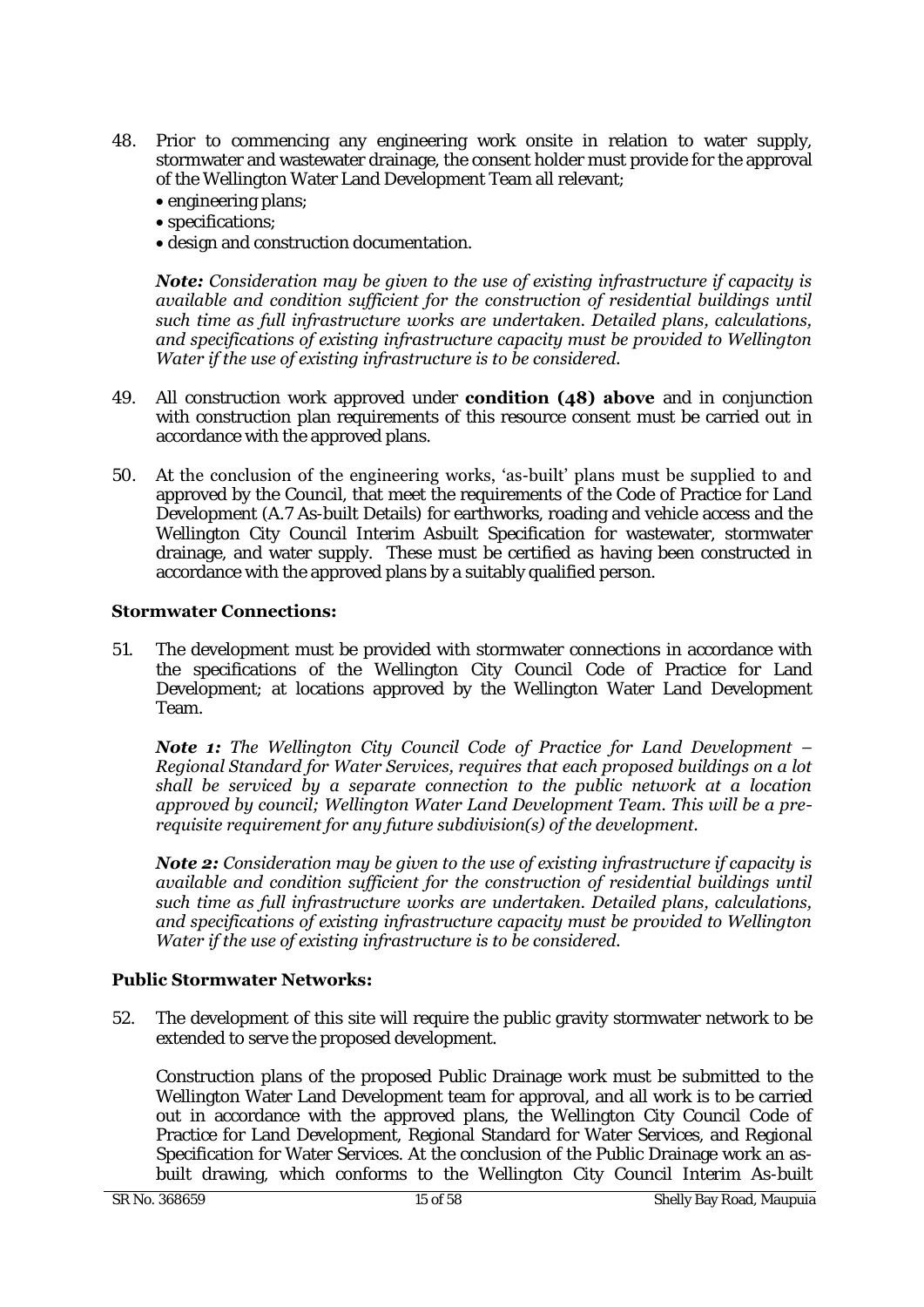48. Prior to commencing any engineering work onsite in relation to water supply, stormwater and wastewater drainage, the consent holder must provide for the approval of the Wellington Water Land Development Team all relevant;
    - engineering plans;
    - specifications;
    - design and construction documentation.

    ***Note:*** *Consideration may be given to the use of existing infrastructure if capacity is available and condition sufficient for the construction of residential buildings until such time as full infrastructure works are undertaken. Detailed plans, calculations, and specifications of existing infrastructure capacity must be provided to Wellington Water if the use of existing infrastructure is to be considered.*

49. All construction work approved under **condition (48) above** and in conjunction with construction plan requirements of this resource consent must be carried out in accordance with the approved plans.

50. At the conclusion of the engineering works, 'as-built' plans must be supplied to and approved by the Council, that meet the requirements of the Code of Practice for Land Development (A.7 As-built Details) for earthworks, roading and vehicle access and the Wellington City Council Interim Asbuilt Specification for wastewater, stormwater drainage, and water supply. These must be certified as having been constructed in accordance with the approved plans by a suitably qualified person.

### Stormwater Connections:

51. The development must be provided with stormwater connections in accordance with the specifications of the Wellington City Council Code of Practice for Land Development; at locations approved by the Wellington Water Land Development Team.

    ***Note 1:*** *The Wellington City Council Code of Practice for Land Development – Regional Standard for Water Services, requires that each proposed buildings on a lot shall be serviced by a separate connection to the public network at a location approved by council; Wellington Water Land Development Team. This will be a pre-requisite requirement for any future subdivision(s) of the development.*

    ***Note 2:*** *Consideration may be given to the use of existing infrastructure if capacity is available and condition sufficient for the construction of residential buildings until such time as full infrastructure works are undertaken. Detailed plans, calculations, and specifications of existing infrastructure capacity must be provided to Wellington Water if the use of existing infrastructure is to be considered.*

### Public Stormwater Networks:

52. The development of this site will require the public gravity stormwater network to be extended to serve the proposed development.

    Construction plans of the proposed Public Drainage work must be submitted to the Wellington Water Land Development team for approval, and all work is to be carried out in accordance with the approved plans, the Wellington City Council Code of Practice for Land Development, Regional Standard for Water Services, and Regional Specification for Water Services. At the conclusion of the Public Drainage work an as-built drawing, which conforms to the Wellington City Council Interim As-built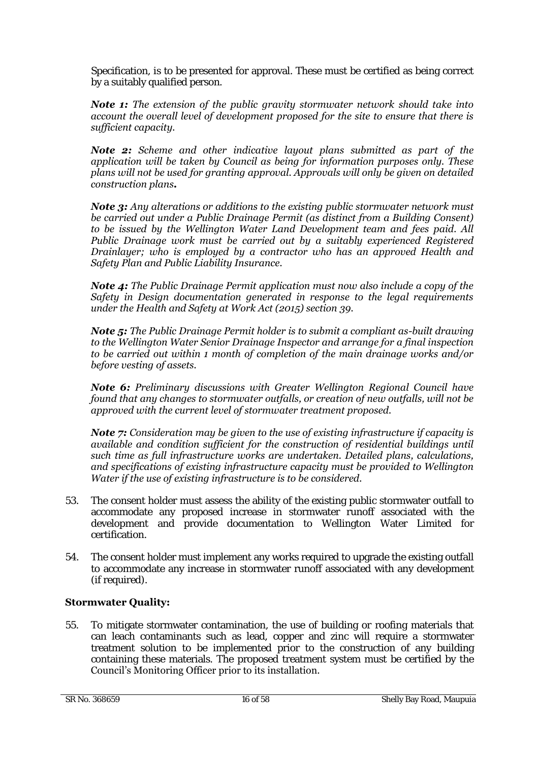Specification, is to be presented for approval. These must be certified as being correct by a suitably qualified person.

***Note 1:*** *The extension of the public gravity stormwater network should take into account the overall level of development proposed for the site to ensure that there is sufficient capacity.*

***Note 2:*** *Scheme and other indicative layout plans submitted as part of the application will be taken by Council as being for information purposes only. These plans will not be used for granting approval. Approvals will only be given on detailed construction plans.*

***Note 3:*** *Any alterations or additions to the existing public stormwater network must be carried out under a Public Drainage Permit (as distinct from a Building Consent) to be issued by the Wellington Water Land Development team and fees paid. All Public Drainage work must be carried out by a suitably experienced Registered Drainlayer; who is employed by a contractor who has an approved Health and Safety Plan and Public Liability Insurance.*

***Note 4:*** *The Public Drainage Permit application must now also include a copy of the Safety in Design documentation generated in response to the legal requirements under the Health and Safety at Work Act (2015) section 39.*

***Note 5:*** *The Public Drainage Permit holder is to submit a compliant as-built drawing to the Wellington Water Senior Drainage Inspector and arrange for a final inspection to be carried out within 1 month of completion of the main drainage works and/or before vesting of assets.*

***Note 6:*** *Preliminary discussions with Greater Wellington Regional Council have found that any changes to stormwater outfalls, or creation of new outfalls, will not be approved with the current level of stormwater treatment proposed.*

***Note 7:*** *Consideration may be given to the use of existing infrastructure if capacity is available and condition sufficient for the construction of residential buildings until such time as full infrastructure works are undertaken. Detailed plans, calculations, and specifications of existing infrastructure capacity must be provided to Wellington Water if the use of existing infrastructure is to be considered.*

53. The consent holder must assess the ability of the existing public stormwater outfall to accommodate any proposed increase in stormwater runoff associated with the development and provide documentation to Wellington Water Limited for certification.

54. The consent holder must implement any works required to upgrade the existing outfall to accommodate any increase in stormwater runoff associated with any development (if required).

**Stormwater Quality:**

55. To mitigate stormwater contamination, the use of building or roofing materials that can leach contaminants such as lead, copper and zinc will require a stormwater treatment solution to be implemented prior to the construction of any building containing these materials. The proposed treatment system must be certified by the Council's Monitoring Officer prior to its installation.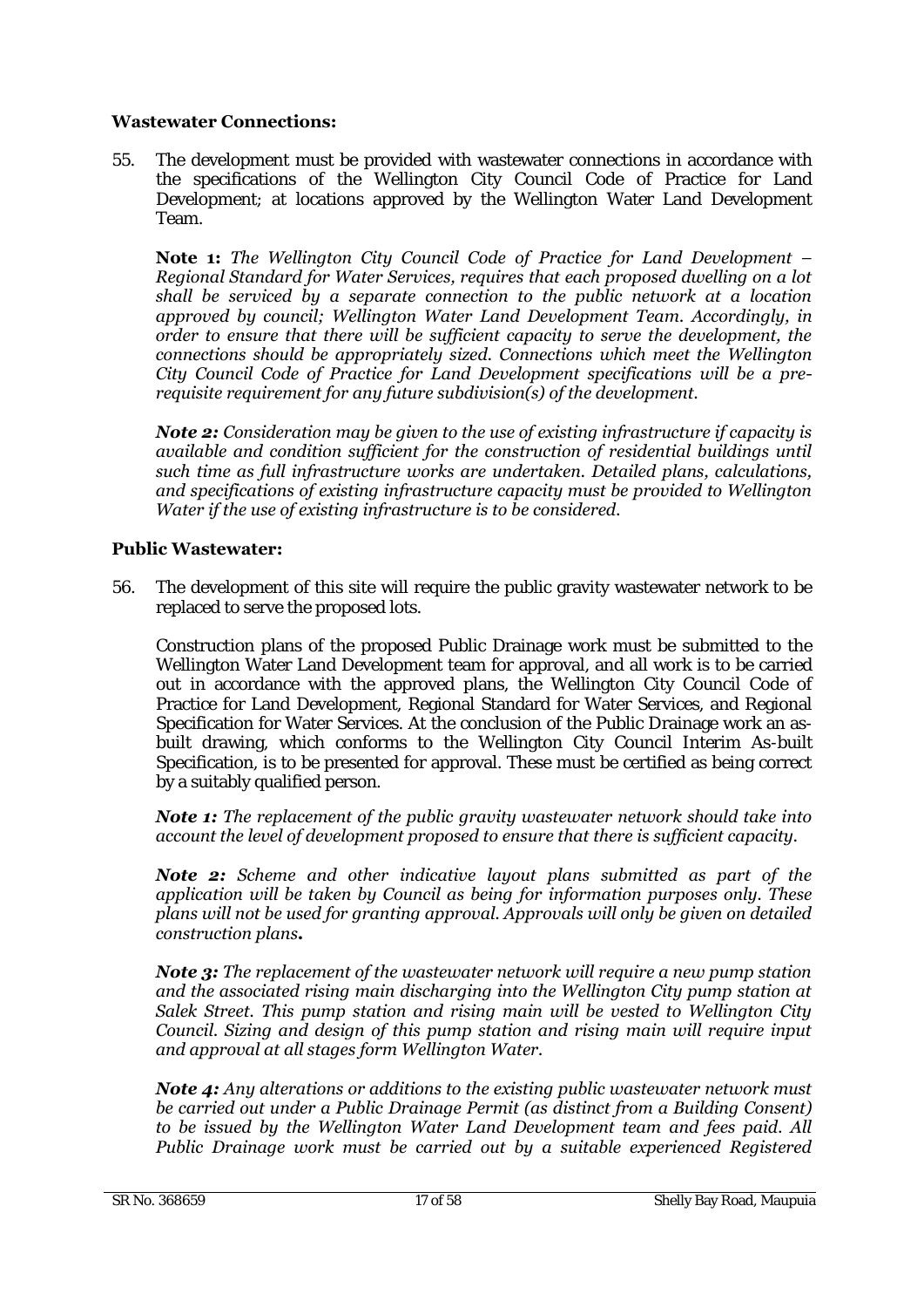**Wastewater Connections:**

55. The development must be provided with wastewater connections in accordance with the specifications of the Wellington City Council Code of Practice for Land Development; at locations approved by the Wellington Water Land Development Team.

    **Note 1:** *The Wellington City Council Code of Practice for Land Development – Regional Standard for Water Services, requires that each proposed dwelling on a lot shall be serviced by a separate connection to the public network at a location approved by council; Wellington Water Land Development Team. Accordingly, in order to ensure that there will be sufficient capacity to serve the development, the connections should be appropriately sized. Connections which meet the Wellington City Council Code of Practice for Land Development specifications will be a pre-requisite requirement for any future subdivision(s) of the development.*

    ***Note 2:*** *Consideration may be given to the use of existing infrastructure if capacity is available and condition sufficient for the construction of residential buildings until such time as full infrastructure works are undertaken. Detailed plans, calculations, and specifications of existing infrastructure capacity must be provided to Wellington Water if the use of existing infrastructure is to be considered.*

**Public Wastewater:**

56. The development of this site will require the public gravity wastewater network to be replaced to serve the proposed lots.

    Construction plans of the proposed Public Drainage work must be submitted to the Wellington Water Land Development team for approval, and all work is to be carried out in accordance with the approved plans, the Wellington City Council Code of Practice for Land Development, Regional Standard for Water Services, and Regional Specification for Water Services. At the conclusion of the Public Drainage work an as-built drawing, which conforms to the Wellington City Council Interim As-built Specification, is to be presented for approval. These must be certified as being correct by a suitably qualified person.

    ***Note 1:*** *The replacement of the public gravity wastewater network should take into account the level of development proposed to ensure that there is sufficient capacity.*

    ***Note 2:*** *Scheme and other indicative layout plans submitted as part of the application will be taken by Council as being for information purposes only. These plans will not be used for granting approval. Approvals will only be given on detailed construction plans.*

    ***Note 3:*** *The replacement of the wastewater network will require a new pump station and the associated rising main discharging into the Wellington City pump station at Salek Street. This pump station and rising main will be vested to Wellington City Council. Sizing and design of this pump station and rising main will require input and approval at all stages form Wellington Water.*

    ***Note 4:*** *Any alterations or additions to the existing public wastewater network must be carried out under a Public Drainage Permit (as distinct from a Building Consent) to be issued by the Wellington Water Land Development team and fees paid. All Public Drainage work must be carried out by a suitable experienced Registered*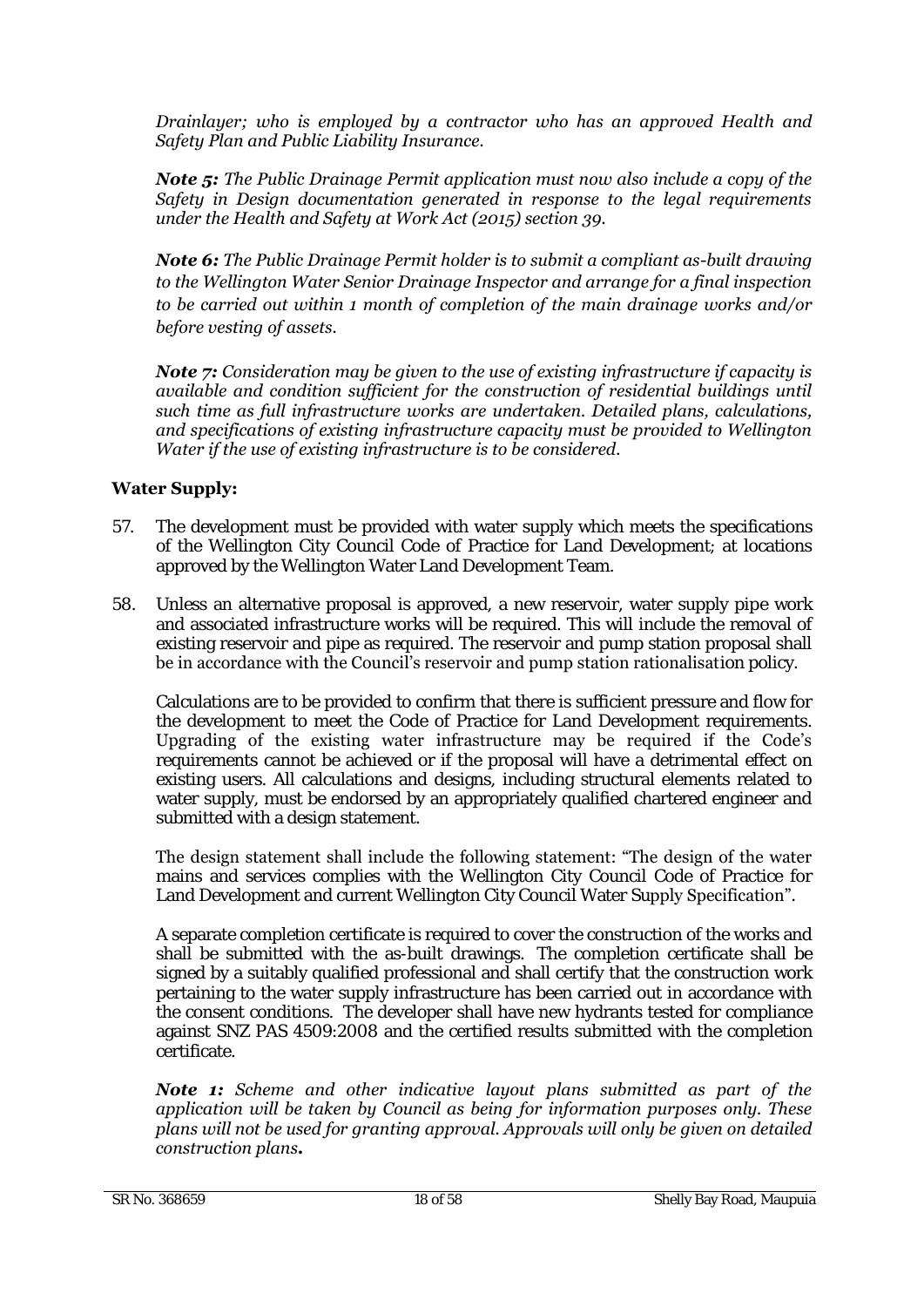*Drainlayer; who is employed by a contractor who has an approved Health and Safety Plan and Public Liability Insurance.*

***Note 5:*** *The Public Drainage Permit application must now also include a copy of the Safety in Design documentation generated in response to the legal requirements under the Health and Safety at Work Act (2015) section 39.*

***Note 6:*** *The Public Drainage Permit holder is to submit a compliant as-built drawing to the Wellington Water Senior Drainage Inspector and arrange for a final inspection to be carried out within 1 month of completion of the main drainage works and/or before vesting of assets.*

***Note 7:*** *Consideration may be given to the use of existing infrastructure if capacity is available and condition sufficient for the construction of residential buildings until such time as full infrastructure works are undertaken. Detailed plans, calculations, and specifications of existing infrastructure capacity must be provided to Wellington Water if the use of existing infrastructure is to be considered.*

**Water Supply:**

57. The development must be provided with water supply which meets the specifications of the Wellington City Council Code of Practice for Land Development; at locations approved by the Wellington Water Land Development Team.

58. Unless an alternative proposal is approved, a new reservoir, water supply pipe work and associated infrastructure works will be required. This will include the removal of existing reservoir and pipe as required. The reservoir and pump station proposal shall be in accordance with the Council's reservoir and pump station rationalisation policy.

    Calculations are to be provided to confirm that there is sufficient pressure and flow for the development to meet the Code of Practice for Land Development requirements. Upgrading of the existing water infrastructure may be required if the Code's requirements cannot be achieved or if the proposal will have a detrimental effect on existing users. All calculations and designs, including structural elements related to water supply, must be endorsed by an appropriately qualified chartered engineer and submitted with a design statement.

    The design statement shall include the following statement: "The design of the water mains and services complies with the Wellington City Council Code of Practice for Land Development and current Wellington City Council Water Supply Specification".

    A separate completion certificate is required to cover the construction of the works and shall be submitted with the as-built drawings. The completion certificate shall be signed by a suitably qualified professional and shall certify that the construction work pertaining to the water supply infrastructure has been carried out in accordance with the consent conditions. The developer shall have new hydrants tested for compliance against SNZ PAS 4509:2008 and the certified results submitted with the completion certificate.

    ***Note 1:*** *Scheme and other indicative layout plans submitted as part of the application will be taken by Council as being for information purposes only. These plans will not be used for granting approval. Approvals will only be given on detailed construction plans.*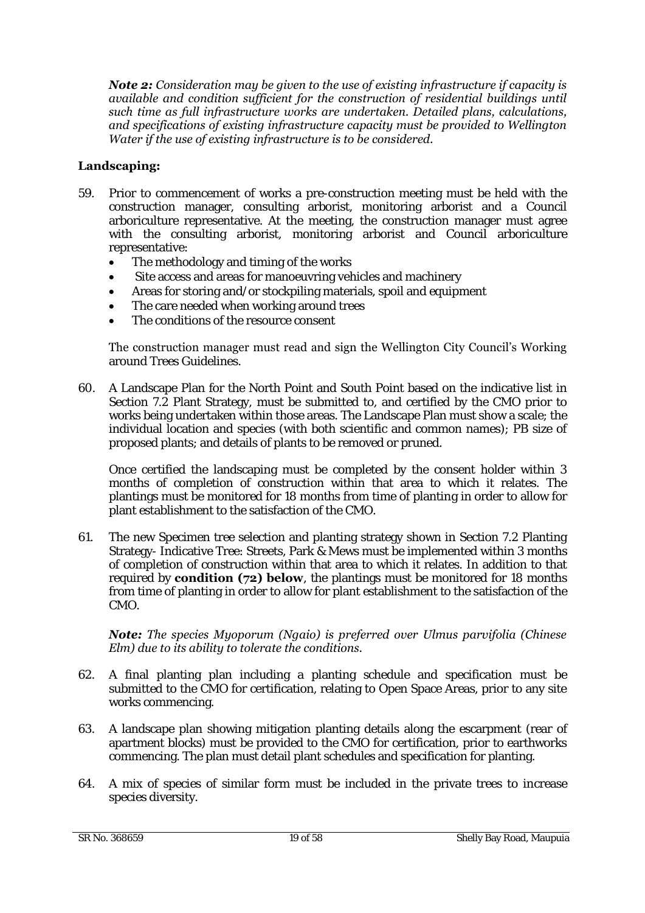***Note 2:*** *Consideration may be given to the use of existing infrastructure if capacity is available and condition sufficient for the construction of residential buildings until such time as full infrastructure works are undertaken. Detailed plans, calculations, and specifications of existing infrastructure capacity must be provided to Wellington Water if the use of existing infrastructure is to be considered.*

**Landscaping:**

59. Prior to commencement of works a pre-construction meeting must be held with the construction manager, consulting arborist, monitoring arborist and a Council arboriculture representative. At the meeting, the construction manager must agree with the consulting arborist, monitoring arborist and Council arboriculture representative:
    - The methodology and timing of the works
    - Site access and areas for manoeuvring vehicles and machinery
    - Areas for storing and/or stockpiling materials, spoil and equipment
    - The care needed when working around trees
    - The conditions of the resource consent

    The construction manager must read and sign the Wellington City Council's Working around Trees Guidelines.

60. A Landscape Plan for the North Point and South Point based on the indicative list in Section 7.2 Plant Strategy, must be submitted to, and certified by the CMO prior to works being undertaken within those areas. The Landscape Plan must show a scale; the individual location and species (with both scientific and common names); PB size of proposed plants; and details of plants to be removed or pruned.

    Once certified the landscaping must be completed by the consent holder within 3 months of completion of construction within that area to which it relates. The plantings must be monitored for 18 months from time of planting in order to allow for plant establishment to the satisfaction of the CMO.

61. The new Specimen tree selection and planting strategy shown in Section 7.2 Planting Strategy- Indicative Tree: Streets, Park & Mews must be implemented within 3 months of completion of construction within that area to which it relates. In addition to that required by **condition (72) below**, the plantings must be monitored for 18 months from time of planting in order to allow for plant establishment to the satisfaction of the CMO.

    ***Note:*** *The species Myoporum (Ngaio) is preferred over Ulmus parvifolia (Chinese Elm) due to its ability to tolerate the conditions.*

62. A final planting plan including a planting schedule and specification must be submitted to the CMO for certification, relating to Open Space Areas, prior to any site works commencing.

63. A landscape plan showing mitigation planting details along the escarpment (rear of apartment blocks) must be provided to the CMO for certification, prior to earthworks commencing. The plan must detail plant schedules and specification for planting.

64. A mix of species of similar form must be included in the private trees to increase species diversity.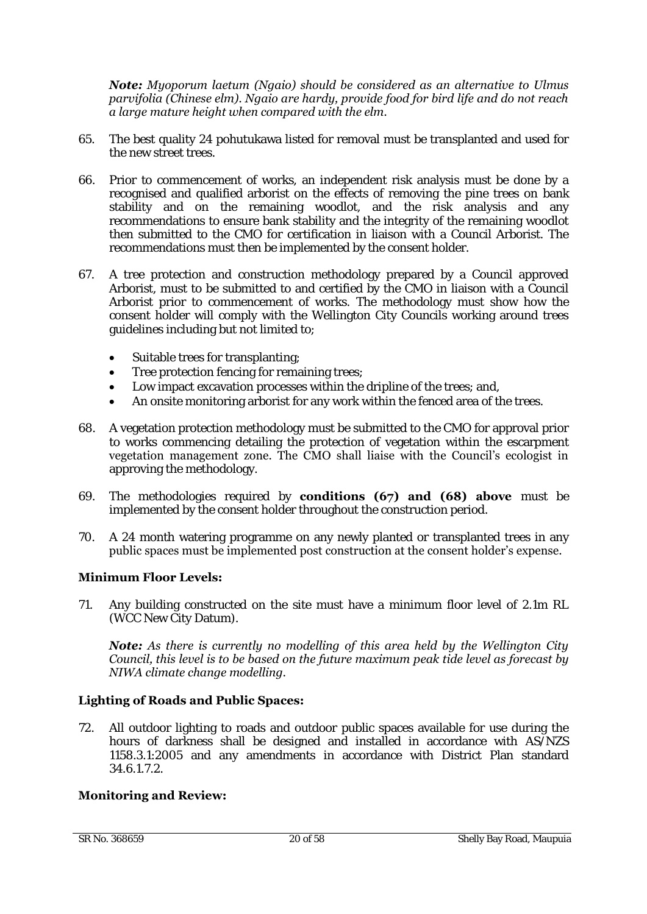***Note:*** *Myoporum laetum (Ngaio) should be considered as an alternative to Ulmus parvifolia (Chinese elm). Ngaio are hardy, provide food for bird life and do not reach a large mature height when compared with the elm.*

65. The best quality 24 pohutukawa listed for removal must be transplanted and used for the new street trees.

66. Prior to commencement of works, an independent risk analysis must be done by a recognised and qualified arborist on the effects of removing the pine trees on bank stability and on the remaining woodlot, and the risk analysis and any recommendations to ensure bank stability and the integrity of the remaining woodlot then submitted to the CMO for certification in liaison with a Council Arborist. The recommendations must then be implemented by the consent holder.

67. A tree protection and construction methodology prepared by a Council approved Arborist, must to be submitted to and certified by the CMO in liaison with a Council Arborist prior to commencement of works. The methodology must show how the consent holder will comply with the Wellington City Councils working around trees guidelines including but not limited to;

    - Suitable trees for transplanting;
    - Tree protection fencing for remaining trees;
    - Low impact excavation processes within the dripline of the trees; and,
    - An onsite monitoring arborist for any work within the fenced area of the trees.

68. A vegetation protection methodology must be submitted to the CMO for approval prior to works commencing detailing the protection of vegetation within the escarpment vegetation management zone. The CMO shall liaise with the Council's ecologist in approving the methodology.

69. The methodologies required by **conditions (67) and (68) above** must be implemented by the consent holder throughout the construction period.

70. A 24 month watering programme on any newly planted or transplanted trees in any public spaces must be implemented post construction at the consent holder's expense.

### Minimum Floor Levels:

71. Any building constructed on the site must have a minimum floor level of 2.1m RL (WCC New City Datum).

    ***Note:*** *As there is currently no modelling of this area held by the Wellington City Council, this level is to be based on the future maximum peak tide level as forecast by NIWA climate change modelling.*

### Lighting of Roads and Public Spaces:

72. All outdoor lighting to roads and outdoor public spaces available for use during the hours of darkness shall be designed and installed in accordance with AS/NZS 1158.3.1:2005 and any amendments in accordance with District Plan standard 34.6.1.7.2.

### Monitoring and Review: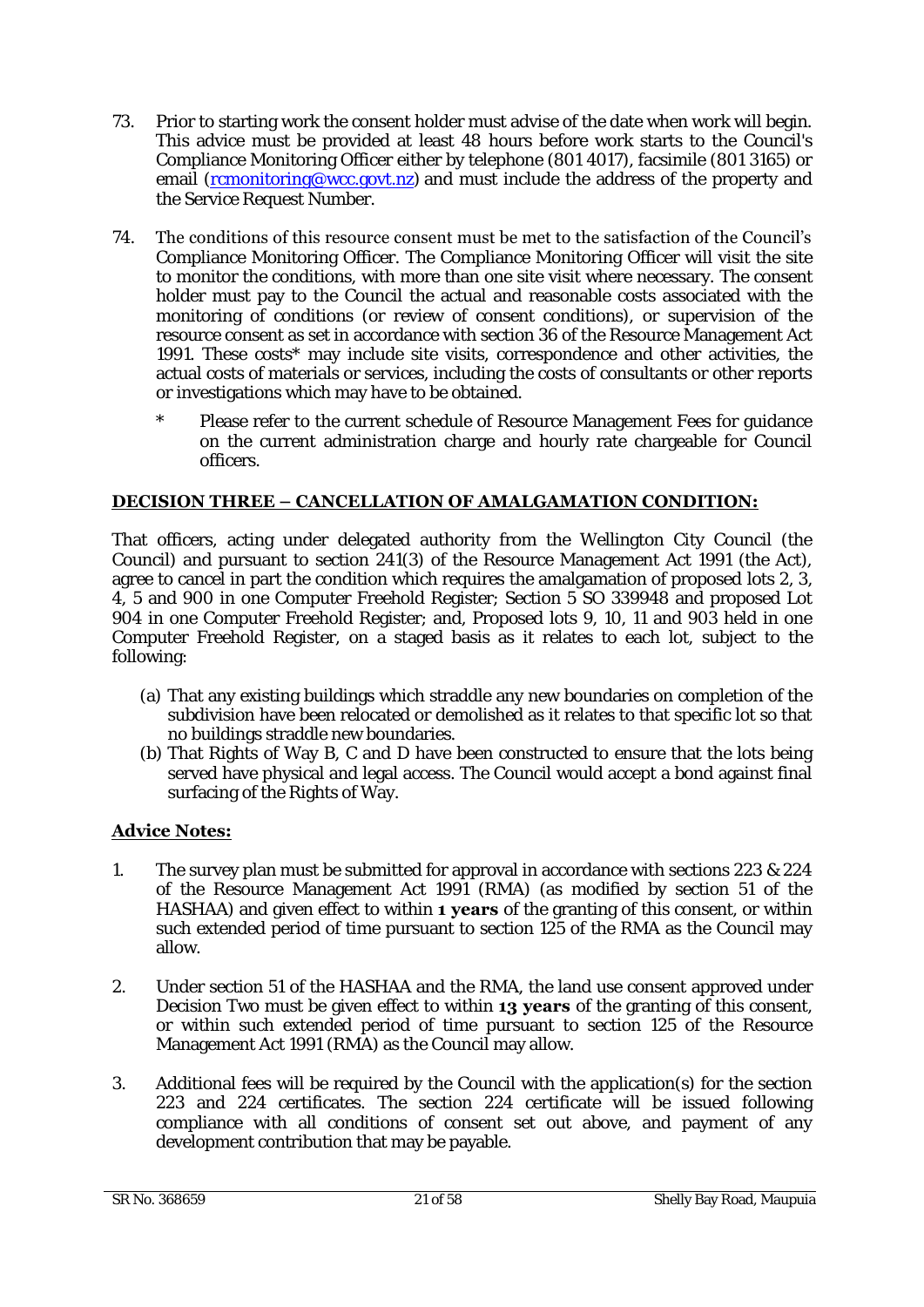73. Prior to starting work the consent holder must advise of the date when work will begin. This advice must be provided at least 48 hours before work starts to the Council's Compliance Monitoring Officer either by telephone (801 4017), facsimile (801 3165) or email (rcmonitoring@wcc.govt.nz) and must include the address of the property and the Service Request Number.

74. The conditions of this resource consent must be met to the satisfaction of the Council's Compliance Monitoring Officer. The Compliance Monitoring Officer will visit the site to monitor the conditions, with more than one site visit where necessary. The consent holder must pay to the Council the actual and reasonable costs associated with the monitoring of conditions (or review of consent conditions), or supervision of the resource consent as set in accordance with section 36 of the Resource Management Act 1991. These costs* may include site visits, correspondence and other activities, the actual costs of materials or services, including the costs of consultants or other reports or investigations which may have to be obtained.

    * Please refer to the current schedule of Resource Management Fees for guidance on the current administration charge and hourly rate chargeable for Council officers.

## DECISION THREE – CANCELLATION OF AMALGAMATION CONDITION:

That officers, acting under delegated authority from the Wellington City Council (the Council) and pursuant to section 241(3) of the Resource Management Act 1991 (the Act), agree to cancel in part the condition which requires the amalgamation of proposed lots 2, 3, 4, 5 and 900 in one Computer Freehold Register; Section 5 SO 339948 and proposed Lot 904 in one Computer Freehold Register; and, Proposed lots 9, 10, 11 and 903 held in one Computer Freehold Register, on a staged basis as it relates to each lot, subject to the following:

(a) That any existing buildings which straddle any new boundaries on completion of the subdivision have been relocated or demolished as it relates to that specific lot so that no buildings straddle new boundaries.
(b) That Rights of Way B, C and D have been constructed to ensure that the lots being served have physical and legal access. The Council would accept a bond against final surfacing of the Rights of Way.

## Advice Notes:

1. The survey plan must be submitted for approval in accordance with sections 223 & 224 of the Resource Management Act 1991 (RMA) (as modified by section 51 of the HASHAA) and given effect to within **1 years** of the granting of this consent, or within such extended period of time pursuant to section 125 of the RMA as the Council may allow.

2. Under section 51 of the HASHAA and the RMA, the land use consent approved under Decision Two must be given effect to within **13 years** of the granting of this consent, or within such extended period of time pursuant to section 125 of the Resource Management Act 1991 (RMA) as the Council may allow.

3. Additional fees will be required by the Council with the application(s) for the section 223 and 224 certificates. The section 224 certificate will be issued following compliance with all conditions of consent set out above, and payment of any development contribution that may be payable.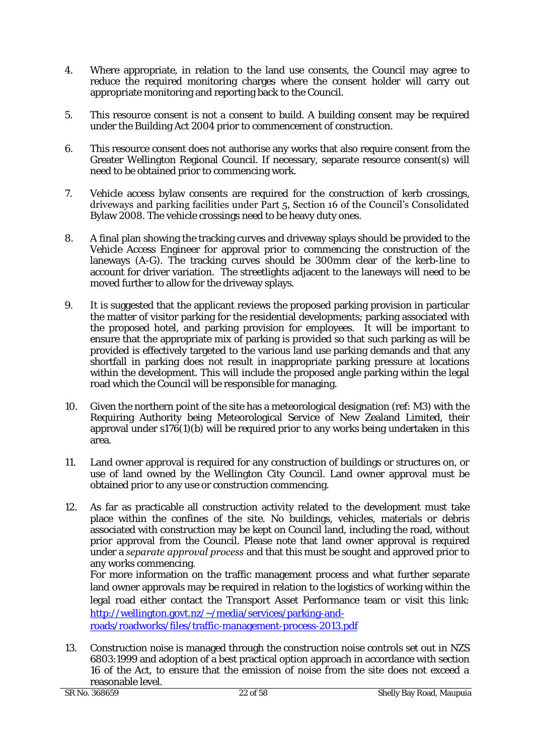4. Where appropriate, in relation to the land use consents, the Council may agree to reduce the required monitoring charges where the consent holder will carry out appropriate monitoring and reporting back to the Council.

5. This resource consent is not a consent to build. A building consent may be required under the Building Act 2004 prior to commencement of construction.

6. This resource consent does not authorise any works that also require consent from the Greater Wellington Regional Council. If necessary, separate resource consent(s) will need to be obtained prior to commencing work.

7. Vehicle access bylaw consents are required for the construction of kerb crossings, driveways and parking facilities under Part 5, Section 16 of the Council's Consolidated Bylaw 2008. The vehicle crossings need to be heavy duty ones.

8. A final plan showing the tracking curves and driveway splays should be provided to the Vehicle Access Engineer for approval prior to commencing the construction of the laneways (A-G). The tracking curves should be 300mm clear of the kerb-line to account for driver variation. The streetlights adjacent to the laneways will need to be moved further to allow for the driveway splays.

9. It is suggested that the applicant reviews the proposed parking provision in particular the matter of visitor parking for the residential developments; parking associated with the proposed hotel, and parking provision for employees. It will be important to ensure that the appropriate mix of parking is provided so that such parking as will be provided is effectively targeted to the various land use parking demands and that any shortfall in parking does not result in inappropriate parking pressure at locations within the development. This will include the proposed angle parking within the legal road which the Council will be responsible for managing.

10. Given the northern point of the site has a meteorological designation (ref: M3) with the Requiring Authority being Meteorological Service of New Zealand Limited, their approval under s176(1)(b) will be required prior to any works being undertaken in this area.

11. Land owner approval is required for any construction of buildings or structures on, or use of land owned by the Wellington City Council. Land owner approval must be obtained prior to any use or construction commencing.

12. As far as practicable all construction activity related to the development must take place within the confines of the site. No buildings, vehicles, materials or debris associated with construction may be kept on Council land, including the road, without prior approval from the Council. Please note that land owner approval is required under a *separate approval process* and that this must be sought and approved prior to any works commencing.
For more information on the traffic management process and what further separate land owner approvals may be required in relation to the logistics of working within the legal road either contact the Transport Asset Performance team or visit this link: [http://wellington.govt.nz/~/media/services/parking-and-roads/roadworks/files/traffic-management-process-2013.pdf](http://wellington.govt.nz/~/media/services/parking-and-roads/roadworks/files/traffic-management-process-2013.pdf)

13. Construction noise is managed through the construction noise controls set out in NZS 6803:1999 and adoption of a best practical option approach in accordance with section 16 of the Act, to ensure that the emission of noise from the site does not exceed a reasonable level.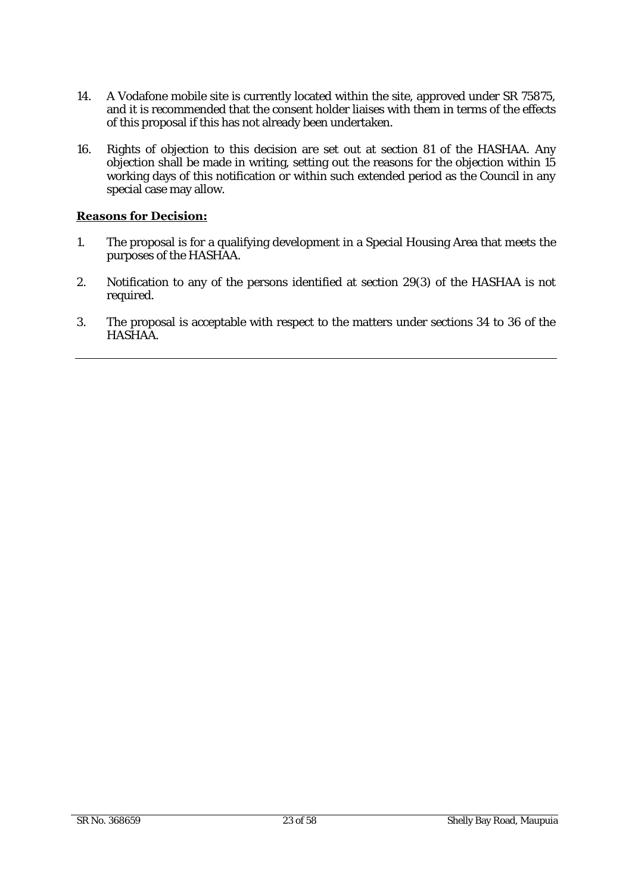14. A Vodafone mobile site is currently located within the site, approved under SR 75875, and it is recommended that the consent holder liaises with them in terms of the effects of this proposal if this has not already been undertaken.

16. Rights of objection to this decision are set out at section 81 of the HASHAA. Any objection shall be made in writing, setting out the reasons for the objection within 15 working days of this notification or within such extended period as the Council in any special case may allow.

**Reasons for Decision:**

1. The proposal is for a qualifying development in a Special Housing Area that meets the purposes of the HASHAA.

2. Notification to any of the persons identified at section 29(3) of the HASHAA is not required.

3. The proposal is acceptable with respect to the matters under sections 34 to 36 of the HASHAA.

---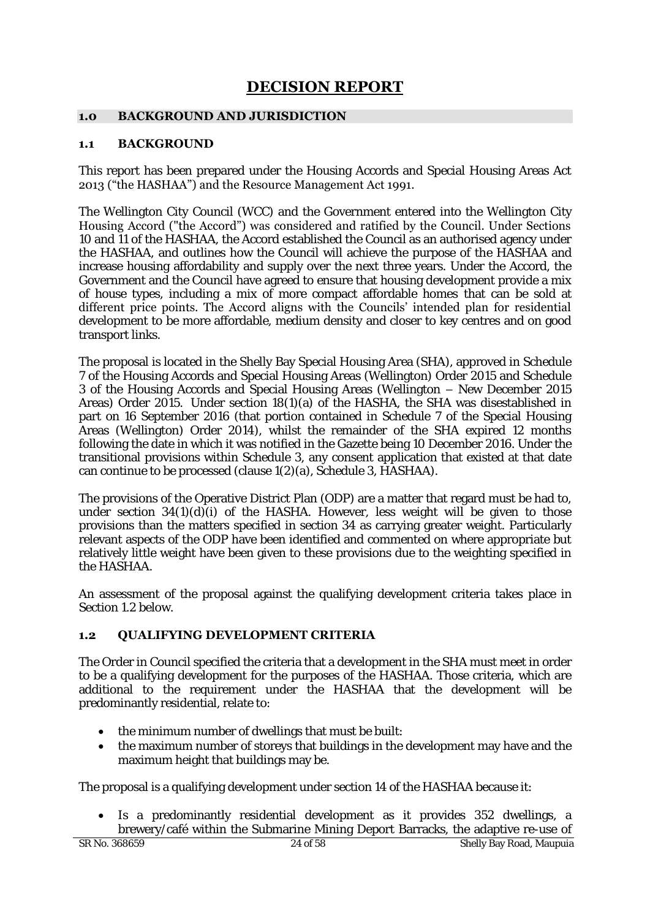# DECISION REPORT

## 1.0 BACKGROUND AND JURISDICTION

### 1.1 BACKGROUND

This report has been prepared under the Housing Accords and Special Housing Areas Act 2013 ("the HASHAA") and the Resource Management Act 1991.

The Wellington City Council (WCC) and the Government entered into the Wellington City Housing Accord ("the Accord") was considered and ratified by the Council. Under Sections 10 and 11 of the HASHAA, the Accord established the Council as an authorised agency under the HASHAA, and outlines how the Council will achieve the purpose of the HASHAA and increase housing affordability and supply over the next three years. Under the Accord, the Government and the Council have agreed to ensure that housing development provide a mix of house types, including a mix of more compact affordable homes that can be sold at different price points. The Accord aligns with the Councils' intended plan for residential development to be more affordable, medium density and closer to key centres and on good transport links.

The proposal is located in the Shelly Bay Special Housing Area (SHA), approved in Schedule 7 of the Housing Accords and Special Housing Areas (Wellington) Order 2015 and Schedule 3 of the Housing Accords and Special Housing Areas (Wellington – New December 2015 Areas) Order 2015. Under section 18(1)(a) of the HASHA, the SHA was disestablished in part on 16 September 2016 (that portion contained in Schedule 7 of the Special Housing Areas (Wellington) Order 2014), whilst the remainder of the SHA expired 12 months following the date in which it was notified in the Gazette being 10 December 2016. Under the transitional provisions within Schedule 3, any consent application that existed at that date can continue to be processed (clause 1(2)(a), Schedule 3, HASHAA).

The provisions of the Operative District Plan (ODP) are a matter that regard must be had to, under section 34(1)(d)(i) of the HASHA. However, less weight will be given to those provisions than the matters specified in section 34 as carrying greater weight. Particularly relevant aspects of the ODP have been identified and commented on where appropriate but relatively little weight have been given to these provisions due to the weighting specified in the HASHAA.

An assessment of the proposal against the qualifying development criteria takes place in Section 1.2 below.

### 1.2 QUALIFYING DEVELOPMENT CRITERIA

The Order in Council specified the criteria that a development in the SHA must meet in order to be a qualifying development for the purposes of the HASHAA. Those criteria, which are additional to the requirement under the HASHAA that the development will be predominantly residential, relate to:

- the minimum number of dwellings that must be built:
- the maximum number of storeys that buildings in the development may have and the maximum height that buildings may be.

The proposal is a qualifying development under section 14 of the HASHAA because it:

- Is a predominantly residential development as it provides 352 dwellings, a brewery/café within the Submarine Mining Deport Barracks, the adaptive re-use of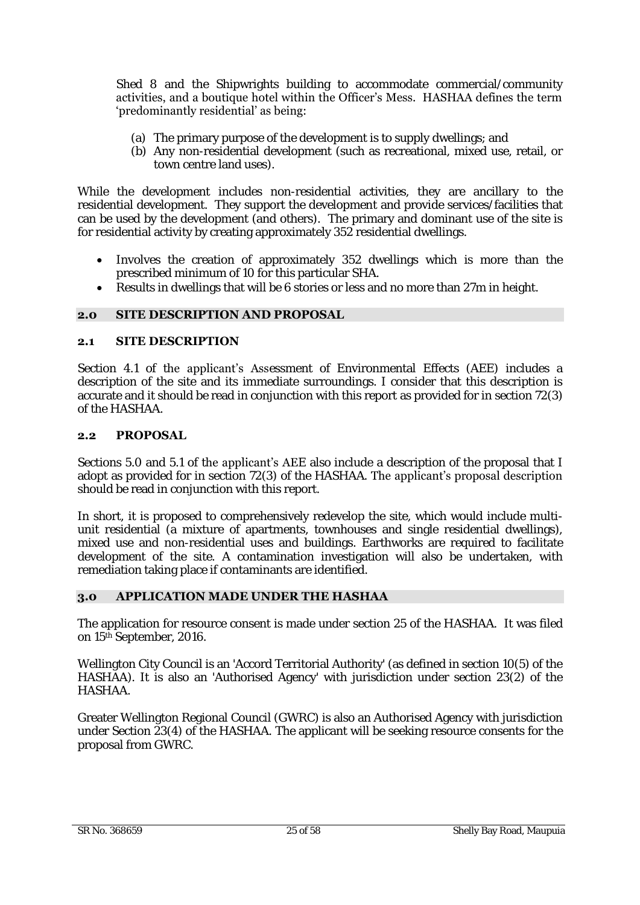Shed 8 and the Shipwrights building to accommodate commercial/community activities, and a boutique hotel within the Officer's Mess. HASHAA defines the term 'predominantly residential' as being:

(a) The primary purpose of the development is to supply dwellings; and
(b) Any non-residential development (such as recreational, mixed use, retail, or town centre land uses).

While the development includes non-residential activities, they are ancillary to the residential development. They support the development and provide services/facilities that can be used by the development (and others). The primary and dominant use of the site is for residential activity by creating approximately 352 residential dwellings.

- Involves the creation of approximately 352 dwellings which is more than the prescribed minimum of 10 for this particular SHA.
- Results in dwellings that will be 6 stories or less and no more than 27m in height.

## 2.0 SITE DESCRIPTION AND PROPOSAL

### 2.1 SITE DESCRIPTION

Section 4.1 of the applicant's Assessment of Environmental Effects (AEE) includes a description of the site and its immediate surroundings. I consider that this description is accurate and it should be read in conjunction with this report as provided for in section 72(3) of the HASHAA.

### 2.2 PROPOSAL

Sections 5.0 and 5.1 of the applicant's AEE also include a description of the proposal that I adopt as provided for in section 72(3) of the HASHAA. The applicant's proposal description should be read in conjunction with this report.

In short, it is proposed to comprehensively redevelop the site, which would include multi-unit residential (a mixture of apartments, townhouses and single residential dwellings), mixed use and non-residential uses and buildings. Earthworks are required to facilitate development of the site. A contamination investigation will also be undertaken, with remediation taking place if contaminants are identified.

## 3.0 APPLICATION MADE UNDER THE HASHAA

The application for resource consent is made under section 25 of the HASHAA. It was filed on 15th September, 2016.

Wellington City Council is an 'Accord Territorial Authority' (as defined in section 10(5) of the HASHAA). It is also an 'Authorised Agency' with jurisdiction under section 23(2) of the HASHAA.

Greater Wellington Regional Council (GWRC) is also an Authorised Agency with jurisdiction under Section 23(4) of the HASHAA. The applicant will be seeking resource consents for the proposal from GWRC.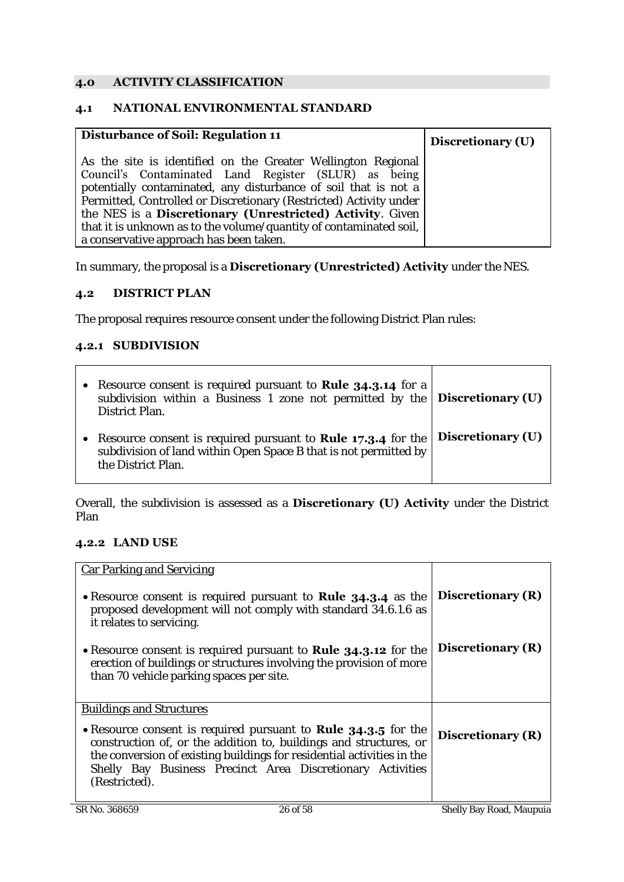## 4.0 ACTIVITY CLASSIFICATION

### 4.1 NATIONAL ENVIRONMENTAL STANDARD

| **Disturbance of Soil: Regulation 11**<br><br>As the site is identified on the Greater Wellington Regional Council's Contaminated Land Register (SLUR) as being potentially contaminated, any disturbance of soil that is not a Permitted, Controlled or Discretionary (Restricted) Activity under the NES is a **Discretionary (Unrestricted) Activity**. Given that it is unknown as to the volume/quantity of contaminated soil, a conservative approach has been taken. | **Discretionary (U)** |
|---|---|

In summary, the proposal is a **Discretionary (Unrestricted) Activity** under the NES.

### 4.2 DISTRICT PLAN

The proposal requires resource consent under the following District Plan rules:

#### 4.2.1 SUBDIVISION

| | |
|---|---|
| • Resource consent is required pursuant to **Rule 34.3.14** for a subdivision within a Business 1 zone not permitted by the District Plan. | **Discretionary (U)** |
| • Resource consent is required pursuant to **Rule 17.3.4** for the subdivision of land within Open Space B that is not permitted by the District Plan. | **Discretionary (U)** |

Overall, the subdivision is assessed as a **Discretionary (U) Activity** under the District Plan

#### 4.2.2 LAND USE

| | |
|---|---|
| Car Parking and Servicing | |
| • Resource consent is required pursuant to **Rule 34.3.4** as the proposed development will not comply with standard 34.6.1.6 as it relates to servicing. | **Discretionary (R)** |
| • Resource consent is required pursuant to **Rule 34.3.12** for the erection of buildings or structures involving the provision of more than 70 vehicle parking spaces per site. | **Discretionary (R)** |
| Buildings and Structures | |
| • Resource consent is required pursuant to **Rule 34.3.5** for the construction of, or the addition to, buildings and structures, or the conversion of existing buildings for residential activities in the Shelly Bay Business Precinct Area Discretionary Activities (Restricted). | **Discretionary (R)** |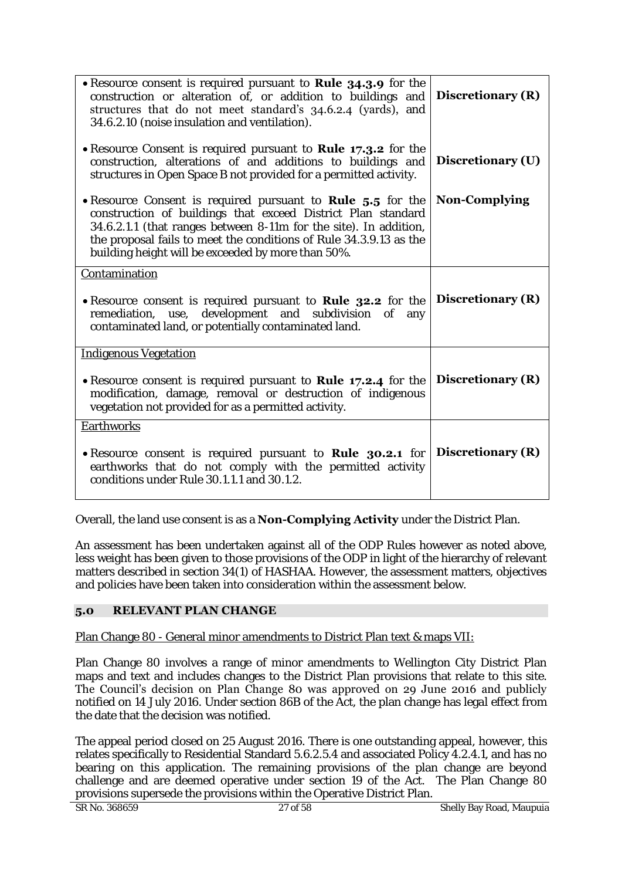| | |
|---|---|
| • Resource consent is required pursuant to **Rule 34.3.9** for the construction or alteration of, or addition to buildings and structures that do not meet standard's 34.6.2.4 (yards), and 34.6.2.10 (noise insulation and ventilation). | **Discretionary (R)** |
| • Resource Consent is required pursuant to **Rule 17.3.2** for the construction, alterations of and additions to buildings and structures in Open Space B not provided for a permitted activity. | **Discretionary (U)** |
| • Resource Consent is required pursuant to **Rule 5.5** for the construction of buildings that exceed District Plan standard 34.6.2.1.1 (that ranges between 8-11m for the site). In addition, the proposal fails to meet the conditions of Rule 34.3.9.13 as the building height will be exceeded by more than 50%. | **Non-Complying** |
| Contamination<br><br>• Resource consent is required pursuant to **Rule 32.2** for the remediation, use, development and subdivision of any contaminated land, or potentially contaminated land. | **Discretionary (R)** |
| Indigenous Vegetation<br><br>• Resource consent is required pursuant to **Rule 17.2.4** for the modification, damage, removal or destruction of indigenous vegetation not provided for as a permitted activity. | **Discretionary (R)** |
| Earthworks<br><br>• Resource consent is required pursuant to **Rule 30.2.1** for earthworks that do not comply with the permitted activity conditions under Rule 30.1.1.1 and 30.1.2. | **Discretionary (R)** |

Overall, the land use consent is as a **Non-Complying Activity** under the District Plan.

An assessment has been undertaken against all of the ODP Rules however as noted above, less weight has been given to those provisions of the ODP in light of the hierarchy of relevant matters described in section 34(1) of HASHAA. However, the assessment matters, objectives and policies have been taken into consideration within the assessment below.

## 5.0 RELEVANT PLAN CHANGE

Plan Change 80 - General minor amendments to District Plan text & maps VII:

Plan Change 80 involves a range of minor amendments to Wellington City District Plan maps and text and includes changes to the District Plan provisions that relate to this site. The Council's decision on Plan Change 80 was approved on 29 June 2016 and publicly notified on 14 July 2016. Under section 86B of the Act, the plan change has legal effect from the date that the decision was notified.

The appeal period closed on 25 August 2016. There is one outstanding appeal, however, this relates specifically to Residential Standard 5.6.2.5.4 and associated Policy 4.2.4.1, and has no bearing on this application. The remaining provisions of the plan change are beyond challenge and are deemed operative under section 19 of the Act. The Plan Change 80 provisions supersede the provisions within the Operative District Plan.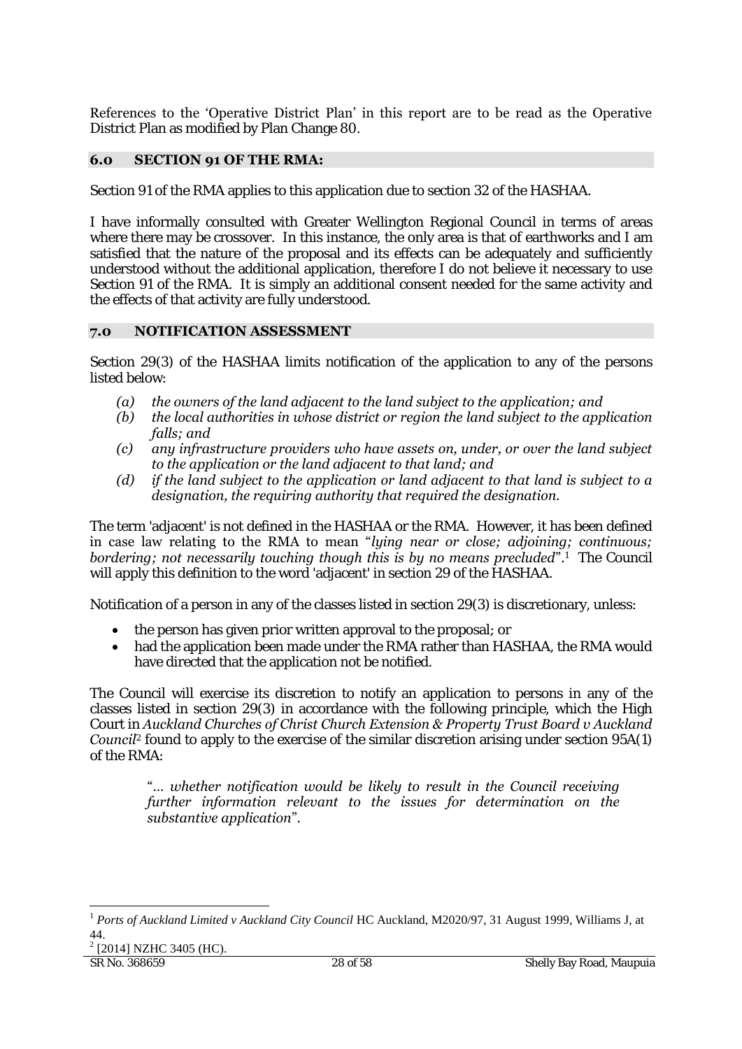References to the 'Operative District Plan' in this report are to be read as the Operative District Plan as modified by Plan Change 80.

## 6.0 SECTION 91 OF THE RMA:

Section 91 of the RMA applies to this application due to section 32 of the HASHAA.

I have informally consulted with Greater Wellington Regional Council in terms of areas where there may be crossover. In this instance, the only area is that of earthworks and I am satisfied that the nature of the proposal and its effects can be adequately and sufficiently understood without the additional application, therefore I do not believe it necessary to use Section 91 of the RMA. It is simply an additional consent needed for the same activity and the effects of that activity are fully understood.

## 7.0 NOTIFICATION ASSESSMENT

Section 29(3) of the HASHAA limits notification of the application to any of the persons listed below:

- *(a) the owners of the land adjacent to the land subject to the application; and*
- *(b) the local authorities in whose district or region the land subject to the application falls; and*
- *(c) any infrastructure providers who have assets on, under, or over the land subject to the application or the land adjacent to that land; and*
- *(d) if the land subject to the application or land adjacent to that land is subject to a designation, the requiring authority that required the designation.*

The term 'adjacent' is not defined in the HASHAA or the RMA. However, it has been defined in case law relating to the RMA to mean "*lying near or close; adjoining; continuous; bordering; not necessarily touching though this is by no means precluded*".[1] The Council will apply this definition to the word 'adjacent' in section 29 of the HASHAA.

Notification of a person in any of the classes listed in section 29(3) is discretionary, unless:

- the person has given prior written approval to the proposal; or
- had the application been made under the RMA rather than HASHAA, the RMA would have directed that the application not be notified.

The Council will exercise its discretion to notify an application to persons in any of the classes listed in section 29(3) in accordance with the following principle, which the High Court in *Auckland Churches of Christ Church Extension & Property Trust Board v Auckland Council*[2] found to apply to the exercise of the similar discretion arising under section 95A(1) of the RMA:

> "*... whether notification would be likely to result in the Council receiving further information relevant to the issues for determination on the substantive application*".

---

[1] *Ports of Auckland Limited v Auckland City Council* HC Auckland, M2020/97, 31 August 1999, Williams J, at 44.

[2] [2014] NZHC 3405 (HC).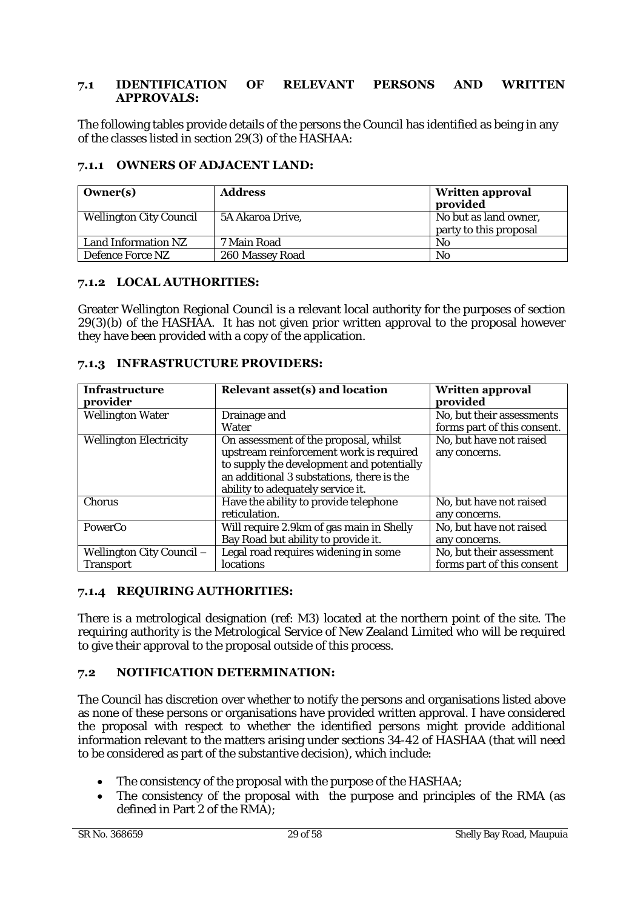## 7.1 IDENTIFICATION OF RELEVANT PERSONS AND WRITTEN APPROVALS:

The following tables provide details of the persons the Council has identified as being in any of the classes listed in section 29(3) of the HASHAA:

### 7.1.1 OWNERS OF ADJACENT LAND:

| Owner(s) | Address | Written approval provided |
|---|---|---|
| Wellington City Council | 5A Akaroa Drive, | No but as land owner, party to this proposal |
| Land Information NZ | 7 Main Road | No |
| Defence Force NZ | 260 Massey Road | No |

### 7.1.2 LOCAL AUTHORITIES:

Greater Wellington Regional Council is a relevant local authority for the purposes of section 29(3)(b) of the HASHAA. It has not given prior written approval to the proposal however they have been provided with a copy of the application.

### 7.1.3 INFRASTRUCTURE PROVIDERS:

| Infrastructure provider | Relevant asset(s) and location | Written approval provided |
|---|---|---|
| Wellington Water | Drainage and Water | No, but their assessments forms part of this consent. |
| Wellington Electricity | On assessment of the proposal, whilst upstream reinforcement work is required to supply the development and potentially an additional 3 substations, there is the ability to adequately service it. | No, but have not raised any concerns. |
| Chorus | Have the ability to provide telephone reticulation. | No, but have not raised any concerns. |
| PowerCo | Will require 2.9km of gas main in Shelly Bay Road but ability to provide it. | No, but have not raised any concerns. |
| Wellington City Council – Transport | Legal road requires widening in some locations | No, but their assessment forms part of this consent |

### 7.1.4 REQUIRING AUTHORITIES:

There is a metrological designation (ref: M3) located at the northern point of the site. The requiring authority is the Metrological Service of New Zealand Limited who will be required to give their approval to the proposal outside of this process.

## 7.2 NOTIFICATION DETERMINATION:

The Council has discretion over whether to notify the persons and organisations listed above as none of these persons or organisations have provided written approval. I have considered the proposal with respect to whether the identified persons might provide additional information relevant to the matters arising under sections 34-42 of HASHAA (that will need to be considered as part of the substantive decision), which include:

- The consistency of the proposal with the purpose of the HASHAA;
- The consistency of the proposal with the purpose and principles of the RMA (as defined in Part 2 of the RMA);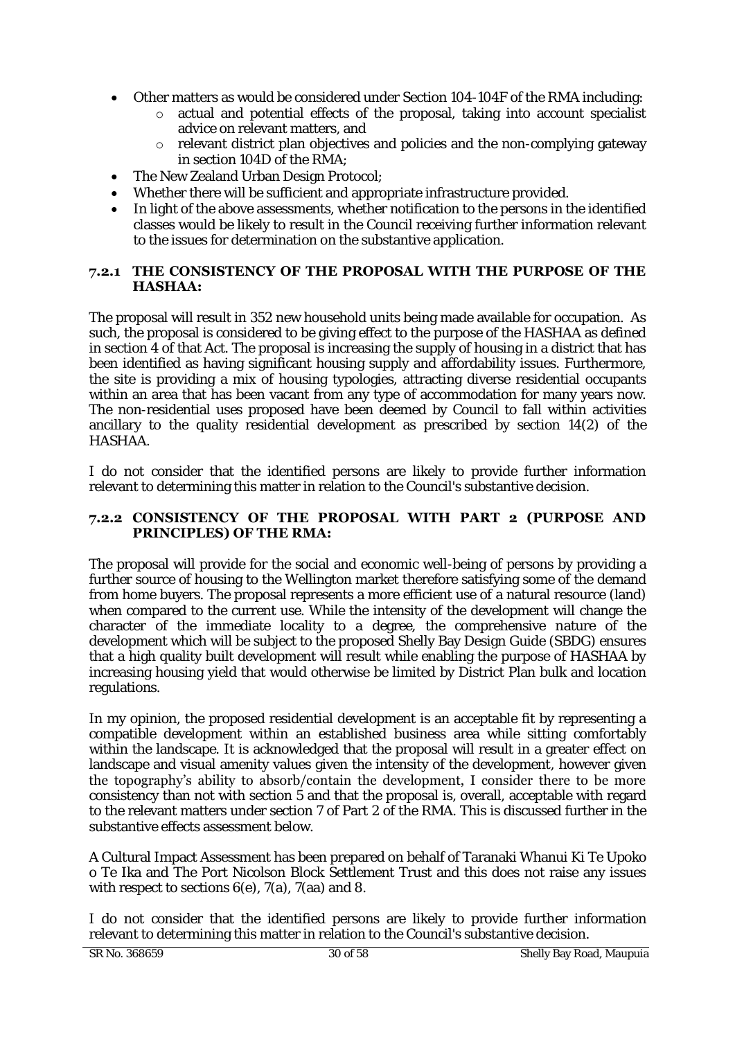- Other matters as would be considered under Section 104-104F of the RMA including:
    - actual and potential effects of the proposal, taking into account specialist advice on relevant matters, and
    - relevant district plan objectives and policies and the non-complying gateway in section 104D of the RMA;
- The New Zealand Urban Design Protocol;
- Whether there will be sufficient and appropriate infrastructure provided.
- In light of the above assessments, whether notification to the persons in the identified classes would be likely to result in the Council receiving further information relevant to the issues for determination on the substantive application.

### 7.2.1 THE CONSISTENCY OF THE PROPOSAL WITH THE PURPOSE OF THE HASHAA:

The proposal will result in 352 new household units being made available for occupation. As such, the proposal is considered to be giving effect to the purpose of the HASHAA as defined in section 4 of that Act. The proposal is increasing the supply of housing in a district that has been identified as having significant housing supply and affordability issues. Furthermore, the site is providing a mix of housing typologies, attracting diverse residential occupants within an area that has been vacant from any type of accommodation for many years now. The non-residential uses proposed have been deemed by Council to fall within activities ancillary to the quality residential development as prescribed by section 14(2) of the HASHAA.

I do not consider that the identified persons are likely to provide further information relevant to determining this matter in relation to the Council's substantive decision.

### 7.2.2 CONSISTENCY OF THE PROPOSAL WITH PART 2 (PURPOSE AND PRINCIPLES) OF THE RMA:

The proposal will provide for the social and economic well-being of persons by providing a further source of housing to the Wellington market therefore satisfying some of the demand from home buyers. The proposal represents a more efficient use of a natural resource (land) when compared to the current use. While the intensity of the development will change the character of the immediate locality to a degree, the comprehensive nature of the development which will be subject to the proposed Shelly Bay Design Guide (SBDG) ensures that a high quality built development will result while enabling the purpose of HASHAA by increasing housing yield that would otherwise be limited by District Plan bulk and location regulations.

In my opinion, the proposed residential development is an acceptable fit by representing a compatible development within an established business area while sitting comfortably within the landscape. It is acknowledged that the proposal will result in a greater effect on landscape and visual amenity values given the intensity of the development, however given the topography's ability to absorb/contain the development, I consider there to be more consistency than not with section 5 and that the proposal is, overall, acceptable with regard to the relevant matters under section 7 of Part 2 of the RMA. This is discussed further in the substantive effects assessment below.

A Cultural Impact Assessment has been prepared on behalf of Taranaki Whanui Ki Te Upoko o Te Ika and The Port Nicolson Block Settlement Trust and this does not raise any issues with respect to sections 6(e), 7(a), 7(aa) and 8.

I do not consider that the identified persons are likely to provide further information relevant to determining this matter in relation to the Council's substantive decision.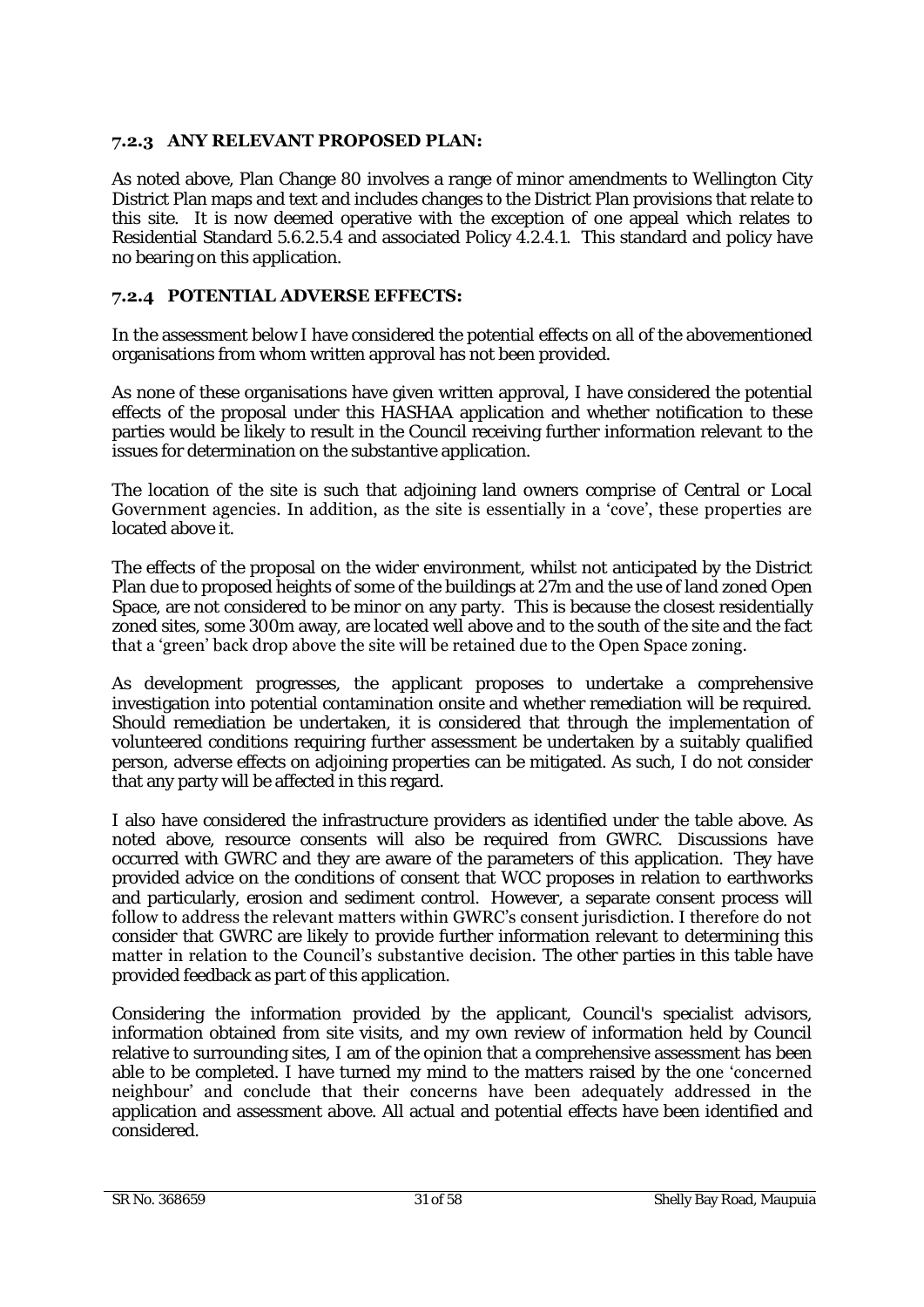### 7.2.3 ANY RELEVANT PROPOSED PLAN:

As noted above, Plan Change 80 involves a range of minor amendments to Wellington City District Plan maps and text and includes changes to the District Plan provisions that relate to this site. It is now deemed operative with the exception of one appeal which relates to Residential Standard 5.6.2.5.4 and associated Policy 4.2.4.1. This standard and policy have no bearing on this application.

### 7.2.4 POTENTIAL ADVERSE EFFECTS:

In the assessment below I have considered the potential effects on all of the abovementioned organisations from whom written approval has not been provided.

As none of these organisations have given written approval, I have considered the potential effects of the proposal under this HASHAA application and whether notification to these parties would be likely to result in the Council receiving further information relevant to the issues for determination on the substantive application.

The location of the site is such that adjoining land owners comprise of Central or Local Government agencies. In addition, as the site is essentially in a 'cove', these properties are located above it.

The effects of the proposal on the wider environment, whilst not anticipated by the District Plan due to proposed heights of some of the buildings at 27m and the use of land zoned Open Space, are not considered to be minor on any party. This is because the closest residentially zoned sites, some 300m away, are located well above and to the south of the site and the fact that a 'green' back drop above the site will be retained due to the Open Space zoning.

As development progresses, the applicant proposes to undertake a comprehensive investigation into potential contamination onsite and whether remediation will be required. Should remediation be undertaken, it is considered that through the implementation of volunteered conditions requiring further assessment be undertaken by a suitably qualified person, adverse effects on adjoining properties can be mitigated. As such, I do not consider that any party will be affected in this regard.

I also have considered the infrastructure providers as identified under the table above. As noted above, resource consents will also be required from GWRC. Discussions have occurred with GWRC and they are aware of the parameters of this application. They have provided advice on the conditions of consent that WCC proposes in relation to earthworks and particularly, erosion and sediment control. However, a separate consent process will follow to address the relevant matters within GWRC's consent jurisdiction. I therefore do not consider that GWRC are likely to provide further information relevant to determining this matter in relation to the Council's substantive decision. The other parties in this table have provided feedback as part of this application.

Considering the information provided by the applicant, Council's specialist advisors, information obtained from site visits, and my own review of information held by Council relative to surrounding sites, I am of the opinion that a comprehensive assessment has been able to be completed. I have turned my mind to the matters raised by the one 'concerned neighbour' and conclude that their concerns have been adequately addressed in the application and assessment above. All actual and potential effects have been identified and considered.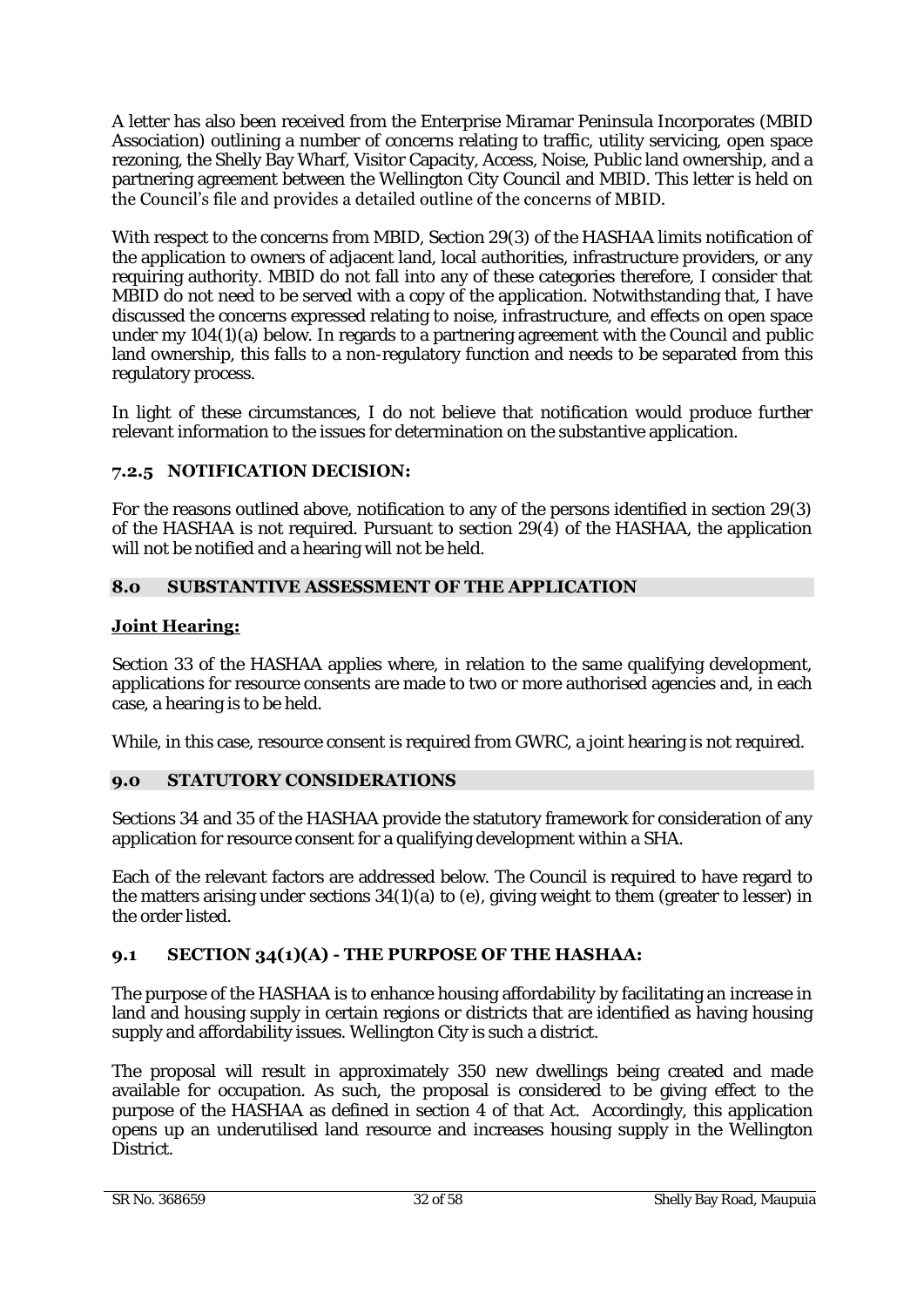A letter has also been received from the Enterprise Miramar Peninsula Incorporates (MBID Association) outlining a number of concerns relating to traffic, utility servicing, open space rezoning, the Shelly Bay Wharf, Visitor Capacity, Access, Noise, Public land ownership, and a partnering agreement between the Wellington City Council and MBID. This letter is held on the Council's file and provides a detailed outline of the concerns of MBID.

With respect to the concerns from MBID, Section 29(3) of the HASHAA limits notification of the application to owners of adjacent land, local authorities, infrastructure providers, or any requiring authority. MBID do not fall into any of these categories therefore, I consider that MBID do not need to be served with a copy of the application. Notwithstanding that, I have discussed the concerns expressed relating to noise, infrastructure, and effects on open space under my 104(1)(a) below. In regards to a partnering agreement with the Council and public land ownership, this falls to a non-regulatory function and needs to be separated from this regulatory process.

In light of these circumstances, I do not believe that notification would produce further relevant information to the issues for determination on the substantive application.

### 7.2.5 NOTIFICATION DECISION:

For the reasons outlined above, notification to any of the persons identified in section 29(3) of the HASHAA is not required. Pursuant to section 29(4) of the HASHAA, the application will not be notified and a hearing will not be held.

## 8.0 SUBSTANTIVE ASSESSMENT OF THE APPLICATION

**Joint Hearing:**

Section 33 of the HASHAA applies where, in relation to the same qualifying development, applications for resource consents are made to two or more authorised agencies and, in each case, a hearing is to be held.

While, in this case, resource consent is required from GWRC, a joint hearing is not required.

## 9.0 STATUTORY CONSIDERATIONS

Sections 34 and 35 of the HASHAA provide the statutory framework for consideration of any application for resource consent for a qualifying development within a SHA.

Each of the relevant factors are addressed below. The Council is required to have regard to the matters arising under sections 34(1)(a) to (e), giving weight to them (greater to lesser) in the order listed.

### 9.1 SECTION 34(1)(A) - THE PURPOSE OF THE HASHAA:

The purpose of the HASHAA is to enhance housing affordability by facilitating an increase in land and housing supply in certain regions or districts that are identified as having housing supply and affordability issues. Wellington City is such a district.

The proposal will result in approximately 350 new dwellings being created and made available for occupation. As such, the proposal is considered to be giving effect to the purpose of the HASHAA as defined in section 4 of that Act. Accordingly, this application opens up an underutilised land resource and increases housing supply in the Wellington District.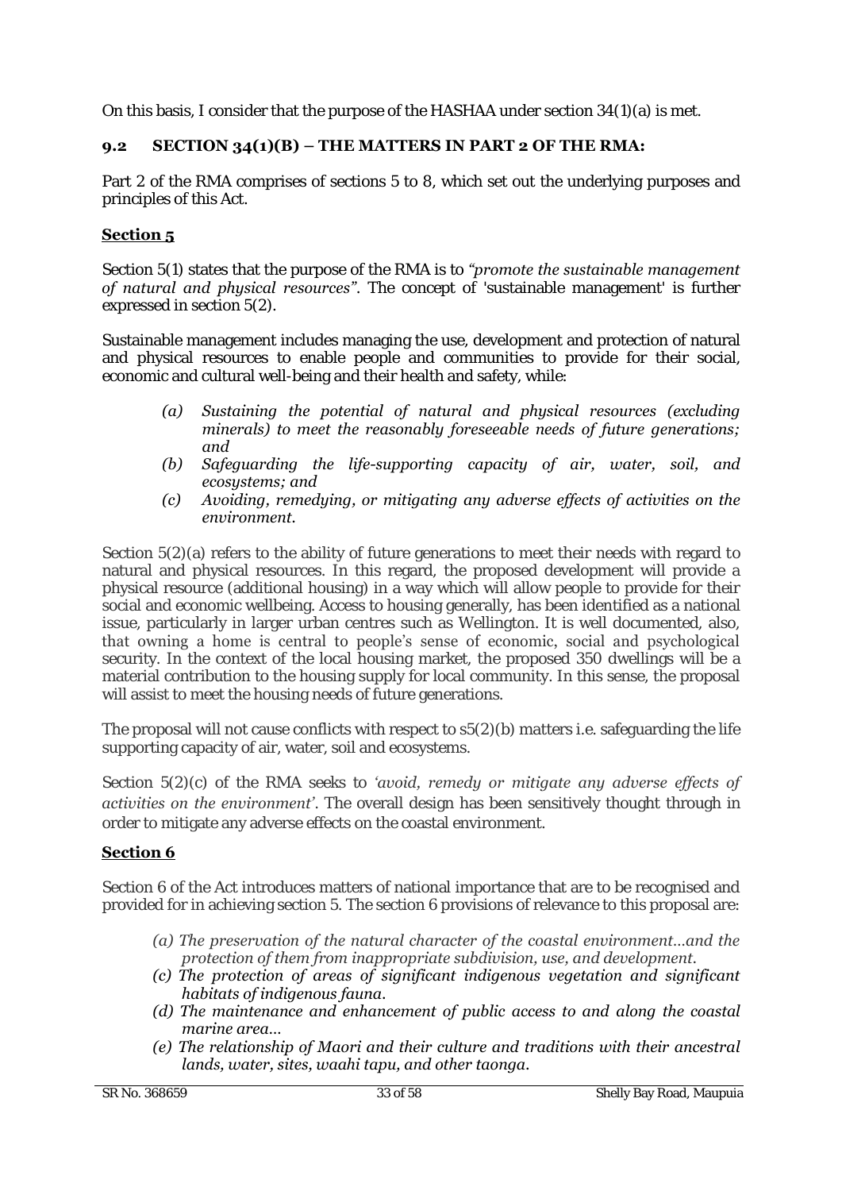On this basis, I consider that the purpose of the HASHAA under section 34(1)(a) is met.

## 9.2 SECTION 34(1)(B) – THE MATTERS IN PART 2 OF THE RMA:

Part 2 of the RMA comprises of sections 5 to 8, which set out the underlying purposes and principles of this Act.

### Section 5

Section 5(1) states that the purpose of the RMA is to *"promote the sustainable management of natural and physical resources"*. The concept of 'sustainable management' is further expressed in section 5(2).

Sustainable management includes managing the use, development and protection of natural and physical resources to enable people and communities to provide for their social, economic and cultural well-being and their health and safety, while:

> *(a) Sustaining the potential of natural and physical resources (excluding minerals) to meet the reasonably foreseeable needs of future generations; and*
> *(b) Safeguarding the life-supporting capacity of air, water, soil, and ecosystems; and*
> *(c) Avoiding, remedying, or mitigating any adverse effects of activities on the environment.*

Section 5(2)(a) refers to the ability of future generations to meet their needs with regard to natural and physical resources. In this regard, the proposed development will provide a physical resource (additional housing) in a way which will allow people to provide for their social and economic wellbeing. Access to housing generally, has been identified as a national issue, particularly in larger urban centres such as Wellington. It is well documented, also, that owning a home is central to people's sense of economic, social and psychological security. In the context of the local housing market, the proposed 350 dwellings will be a material contribution to the housing supply for local community. In this sense, the proposal will assist to meet the housing needs of future generations.

The proposal will not cause conflicts with respect to s5(2)(b) matters i.e. safeguarding the life supporting capacity of air, water, soil and ecosystems.

Section 5(2)(c) of the RMA seeks to *'avoid, remedy or mitigate any adverse effects of activities on the environment'*. The overall design has been sensitively thought through in order to mitigate any adverse effects on the coastal environment.

### Section 6

Section 6 of the Act introduces matters of national importance that are to be recognised and provided for in achieving section 5. The section 6 provisions of relevance to this proposal are:

> *(a) The preservation of the natural character of the coastal environment…and the protection of them from inappropriate subdivision, use, and development.*
> *(c) The protection of areas of significant indigenous vegetation and significant habitats of indigenous fauna.*
> *(d) The maintenance and enhancement of public access to and along the coastal marine area…*
> *(e) The relationship of Maori and their culture and traditions with their ancestral lands, water, sites, waahi tapu, and other taonga.*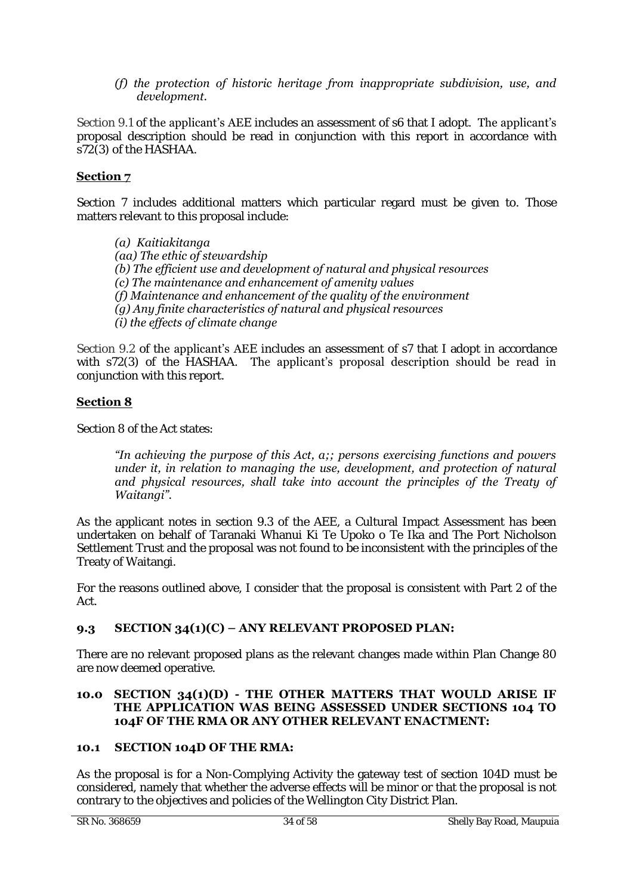*(f) the protection of historic heritage from inappropriate subdivision, use, and development.*

Section 9.1 of the applicant's AEE includes an assessment of s6 that I adopt. The applicant's proposal description should be read in conjunction with this report in accordance with s72(3) of the HASHAA.

**Section 7**

Section 7 includes additional matters which particular regard must be given to. Those matters relevant to this proposal include:

*(a) Kaitiakitanga*
*(aa) The ethic of stewardship*
*(b) The efficient use and development of natural and physical resources*
*(c) The maintenance and enhancement of amenity values*
*(f) Maintenance and enhancement of the quality of the environment*
*(g) Any finite characteristics of natural and physical resources*
*(i) the effects of climate change*

Section 9.2 of the applicant's AEE includes an assessment of s7 that I adopt in accordance with s72(3) of the HASHAA. The applicant's proposal description should be read in conjunction with this report.

**Section 8**

Section 8 of the Act states:

> *"In achieving the purpose of this Act, a;; persons exercising functions and powers under it, in relation to managing the use, development, and protection of natural and physical resources, shall take into account the principles of the Treaty of Waitangi".*

As the applicant notes in section 9.3 of the AEE, a Cultural Impact Assessment has been undertaken on behalf of Taranaki Whanui Ki Te Upoko o Te Ika and The Port Nicholson Settlement Trust and the proposal was not found to be inconsistent with the principles of the Treaty of Waitangi.

For the reasons outlined above, I consider that the proposal is consistent with Part 2 of the Act.

## 9.3 SECTION 34(1)(C) – ANY RELEVANT PROPOSED PLAN:

There are no relevant proposed plans as the relevant changes made within Plan Change 80 are now deemed operative.

## 10.0 SECTION 34(1)(D) - THE OTHER MATTERS THAT WOULD ARISE IF THE APPLICATION WAS BEING ASSESSED UNDER SECTIONS 104 TO 104F OF THE RMA OR ANY OTHER RELEVANT ENACTMENT:

## 10.1 SECTION 104D OF THE RMA:

As the proposal is for a Non-Complying Activity the gateway test of section 104D must be considered, namely that whether the adverse effects will be minor or that the proposal is not contrary to the objectives and policies of the Wellington City District Plan.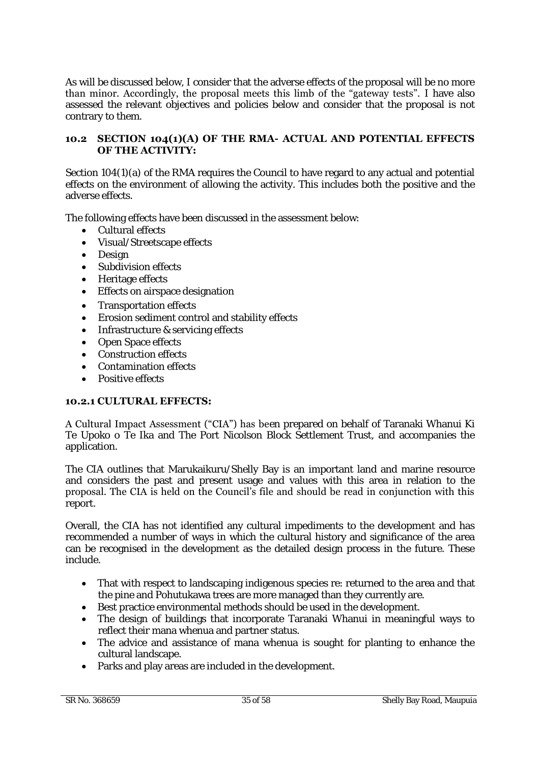As will be discussed below, I consider that the adverse effects of the proposal will be no more than minor. Accordingly, the proposal meets this limb of the "gateway tests". I have also assessed the relevant objectives and policies below and consider that the proposal is not contrary to them.

## 10.2 SECTION 104(1)(A) OF THE RMA- ACTUAL AND POTENTIAL EFFECTS OF THE ACTIVITY:

Section 104(1)(a) of the RMA requires the Council to have regard to any actual and potential effects on the environment of allowing the activity. This includes both the positive and the adverse effects.

The following effects have been discussed in the assessment below:

- Cultural effects
- Visual/Streetscape effects
- Design
- Subdivision effects
- Heritage effects
- Effects on airspace designation
- Transportation effects
- Erosion sediment control and stability effects
- Infrastructure & servicing effects
- Open Space effects
- Construction effects
- Contamination effects
- Positive effects

### 10.2.1 CULTURAL EFFECTS:

A Cultural Impact Assessment ("CIA") has been prepared on behalf of Taranaki Whanui Ki Te Upoko o Te Ika and The Port Nicolson Block Settlement Trust, and accompanies the application.

The CIA outlines that Marukaikuru/Shelly Bay is an important land and marine resource and considers the past and present usage and values with this area in relation to the proposal. The CIA is held on the Council's file and should be read in conjunction with this report.

Overall, the CIA has not identified any cultural impediments to the development and has recommended a number of ways in which the cultural history and significance of the area can be recognised in the development as the detailed design process in the future. These include.

- That with respect to landscaping indigenous species re: returned to the area and that the pine and Pohutukawa trees are more managed than they currently are.
- Best practice environmental methods should be used in the development.
- The design of buildings that incorporate Taranaki Whanui in meaningful ways to reflect their mana whenua and partner status.
- The advice and assistance of mana whenua is sought for planting to enhance the cultural landscape.
- Parks and play areas are included in the development.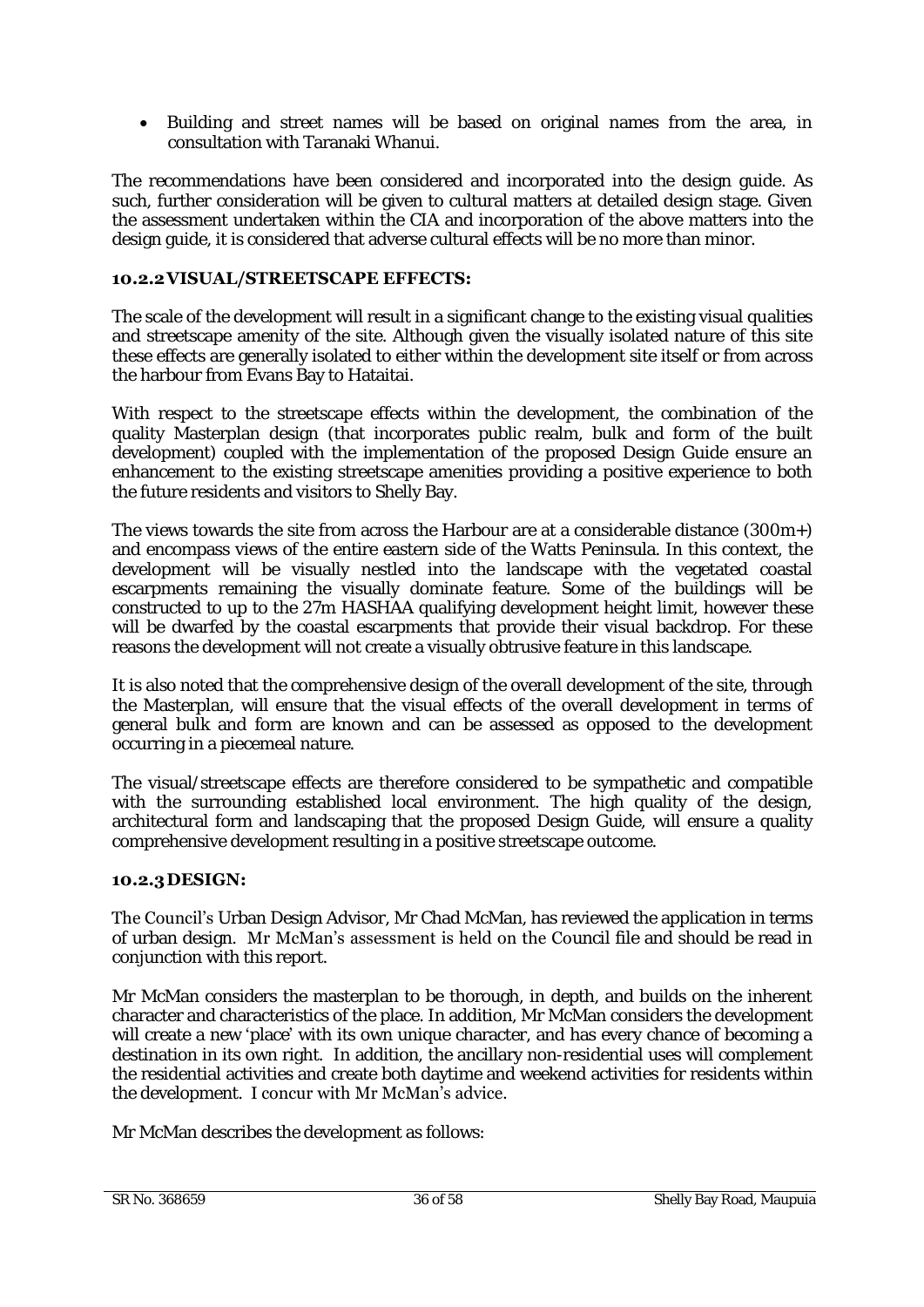- Building and street names will be based on original names from the area, in consultation with Taranaki Whanui.

The recommendations have been considered and incorporated into the design guide. As such, further consideration will be given to cultural matters at detailed design stage. Given the assessment undertaken within the CIA and incorporation of the above matters into the design guide, it is considered that adverse cultural effects will be no more than minor.

### 10.2.2 VISUAL/STREETSCAPE EFFECTS:

The scale of the development will result in a significant change to the existing visual qualities and streetscape amenity of the site. Although given the visually isolated nature of this site these effects are generally isolated to either within the development site itself or from across the harbour from Evans Bay to Hataitai.

With respect to the streetscape effects within the development, the combination of the quality Masterplan design (that incorporates public realm, bulk and form of the built development) coupled with the implementation of the proposed Design Guide ensure an enhancement to the existing streetscape amenities providing a positive experience to both the future residents and visitors to Shelly Bay.

The views towards the site from across the Harbour are at a considerable distance (300m+) and encompass views of the entire eastern side of the Watts Peninsula. In this context, the development will be visually nestled into the landscape with the vegetated coastal escarpments remaining the visually dominate feature. Some of the buildings will be constructed to up to the 27m HASHAA qualifying development height limit, however these will be dwarfed by the coastal escarpments that provide their visual backdrop. For these reasons the development will not create a visually obtrusive feature in this landscape.

It is also noted that the comprehensive design of the overall development of the site, through the Masterplan, will ensure that the visual effects of the overall development in terms of general bulk and form are known and can be assessed as opposed to the development occurring in a piecemeal nature.

The visual/streetscape effects are therefore considered to be sympathetic and compatible with the surrounding established local environment. The high quality of the design, architectural form and landscaping that the proposed Design Guide, will ensure a quality comprehensive development resulting in a positive streetscape outcome.

### 10.2.3 DESIGN:

The Council's Urban Design Advisor, Mr Chad McMan, has reviewed the application in terms of urban design. Mr McMan's assessment is held on the Council file and should be read in conjunction with this report.

Mr McMan considers the masterplan to be thorough, in depth, and builds on the inherent character and characteristics of the place. In addition, Mr McMan considers the development will create a new 'place' with its own unique character, and has every chance of becoming a destination in its own right. In addition, the ancillary non-residential uses will complement the residential activities and create both daytime and weekend activities for residents within the development. I concur with Mr McMan's advice.

Mr McMan describes the development as follows: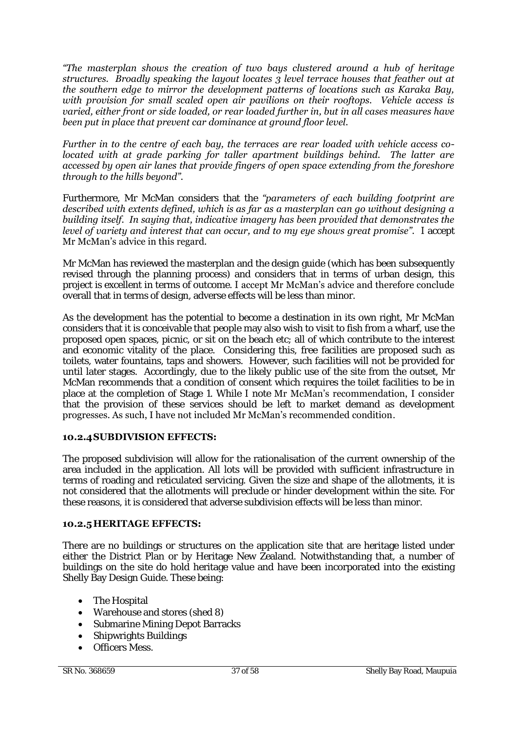*"The masterplan shows the creation of two bays clustered around a hub of heritage structures. Broadly speaking the layout locates 3 level terrace houses that feather out at the southern edge to mirror the development patterns of locations such as Karaka Bay, with provision for small scaled open air pavilions on their rooftops. Vehicle access is varied, either front or side loaded, or rear loaded further in, but in all cases measures have been put in place that prevent car dominance at ground floor level.*

*Further in to the centre of each bay, the terraces are rear loaded with vehicle access co-located with at grade parking for taller apartment buildings behind. The latter are accessed by open air lanes that provide fingers of open space extending from the foreshore through to the hills beyond".*

Furthermore, Mr McMan considers that the *"parameters of each building footprint are described with extents defined, which is as far as a masterplan can go without designing a building itself. In saying that, indicative imagery has been provided that demonstrates the level of variety and interest that can occur, and to my eye shows great promise".* I accept Mr McMan's advice in this regard.

Mr McMan has reviewed the masterplan and the design guide (which has been subsequently revised through the planning process) and considers that in terms of urban design, this project is excellent in terms of outcome. I accept Mr McMan's advice and therefore conclude overall that in terms of design, adverse effects will be less than minor.

As the development has the potential to become a destination in its own right, Mr McMan considers that it is conceivable that people may also wish to visit to fish from a wharf, use the proposed open spaces, picnic, or sit on the beach etc; all of which contribute to the interest and economic vitality of the place. Considering this, free facilities are proposed such as toilets, water fountains, taps and showers. However, such facilities will not be provided for until later stages. Accordingly, due to the likely public use of the site from the outset, Mr McMan recommends that a condition of consent which requires the toilet facilities to be in place at the completion of Stage 1. While I note Mr McMan's recommendation, I consider that the provision of these services should be left to market demand as development progresses. As such, I have not included Mr McMan's recommended condition.

### 10.2.4 SUBDIVISION EFFECTS:

The proposed subdivision will allow for the rationalisation of the current ownership of the area included in the application. All lots will be provided with sufficient infrastructure in terms of roading and reticulated servicing. Given the size and shape of the allotments, it is not considered that the allotments will preclude or hinder development within the site. For these reasons, it is considered that adverse subdivision effects will be less than minor.

### 10.2.5 HERITAGE EFFECTS:

There are no buildings or structures on the application site that are heritage listed under either the District Plan or by Heritage New Zealand. Notwithstanding that, a number of buildings on the site do hold heritage value and have been incorporated into the existing Shelly Bay Design Guide. These being:

- The Hospital
- Warehouse and stores (shed 8)
- Submarine Mining Depot Barracks
- Shipwrights Buildings
- Officers Mess.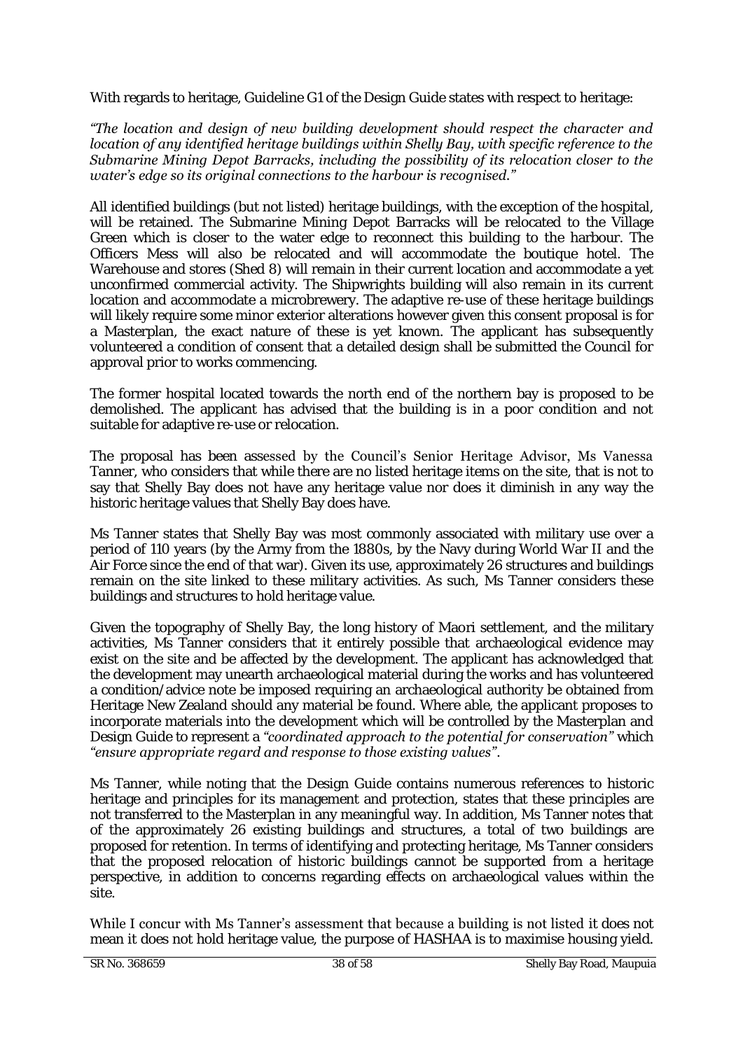With regards to heritage, Guideline G1 of the Design Guide states with respect to heritage:

*"The location and design of new building development should respect the character and location of any identified heritage buildings within Shelly Bay, with specific reference to the Submarine Mining Depot Barracks, including the possibility of its relocation closer to the water's edge so its original connections to the harbour is recognised."*

All identified buildings (but not listed) heritage buildings, with the exception of the hospital, will be retained. The Submarine Mining Depot Barracks will be relocated to the Village Green which is closer to the water edge to reconnect this building to the harbour. The Officers Mess will also be relocated and will accommodate the boutique hotel. The Warehouse and stores (Shed 8) will remain in their current location and accommodate a yet unconfirmed commercial activity. The Shipwrights building will also remain in its current location and accommodate a microbrewery. The adaptive re-use of these heritage buildings will likely require some minor exterior alterations however given this consent proposal is for a Masterplan, the exact nature of these is yet known. The applicant has subsequently volunteered a condition of consent that a detailed design shall be submitted the Council for approval prior to works commencing.

The former hospital located towards the north end of the northern bay is proposed to be demolished. The applicant has advised that the building is in a poor condition and not suitable for adaptive re-use or relocation.

The proposal has been assessed by the Council's Senior Heritage Advisor, Ms Vanessa Tanner, who considers that while there are no listed heritage items on the site, that is not to say that Shelly Bay does not have any heritage value nor does it diminish in any way the historic heritage values that Shelly Bay does have.

Ms Tanner states that Shelly Bay was most commonly associated with military use over a period of 110 years (by the Army from the 1880s, by the Navy during World War II and the Air Force since the end of that war). Given its use, approximately 26 structures and buildings remain on the site linked to these military activities. As such, Ms Tanner considers these buildings and structures to hold heritage value.

Given the topography of Shelly Bay, the long history of Maori settlement, and the military activities, Ms Tanner considers that it entirely possible that archaeological evidence may exist on the site and be affected by the development. The applicant has acknowledged that the development may unearth archaeological material during the works and has volunteered a condition/advice note be imposed requiring an archaeological authority be obtained from Heritage New Zealand should any material be found. Where able, the applicant proposes to incorporate materials into the development which will be controlled by the Masterplan and Design Guide to represent a *"coordinated approach to the potential for conservation"* which *"ensure appropriate regard and response to those existing values"*.

Ms Tanner, while noting that the Design Guide contains numerous references to historic heritage and principles for its management and protection, states that these principles are not transferred to the Masterplan in any meaningful way. In addition, Ms Tanner notes that of the approximately 26 existing buildings and structures, a total of two buildings are proposed for retention. In terms of identifying and protecting heritage, Ms Tanner considers that the proposed relocation of historic buildings cannot be supported from a heritage perspective, in addition to concerns regarding effects on archaeological values within the site.

While I concur with Ms Tanner's assessment that because a building is not listed it does not mean it does not hold heritage value, the purpose of HASHAA is to maximise housing yield.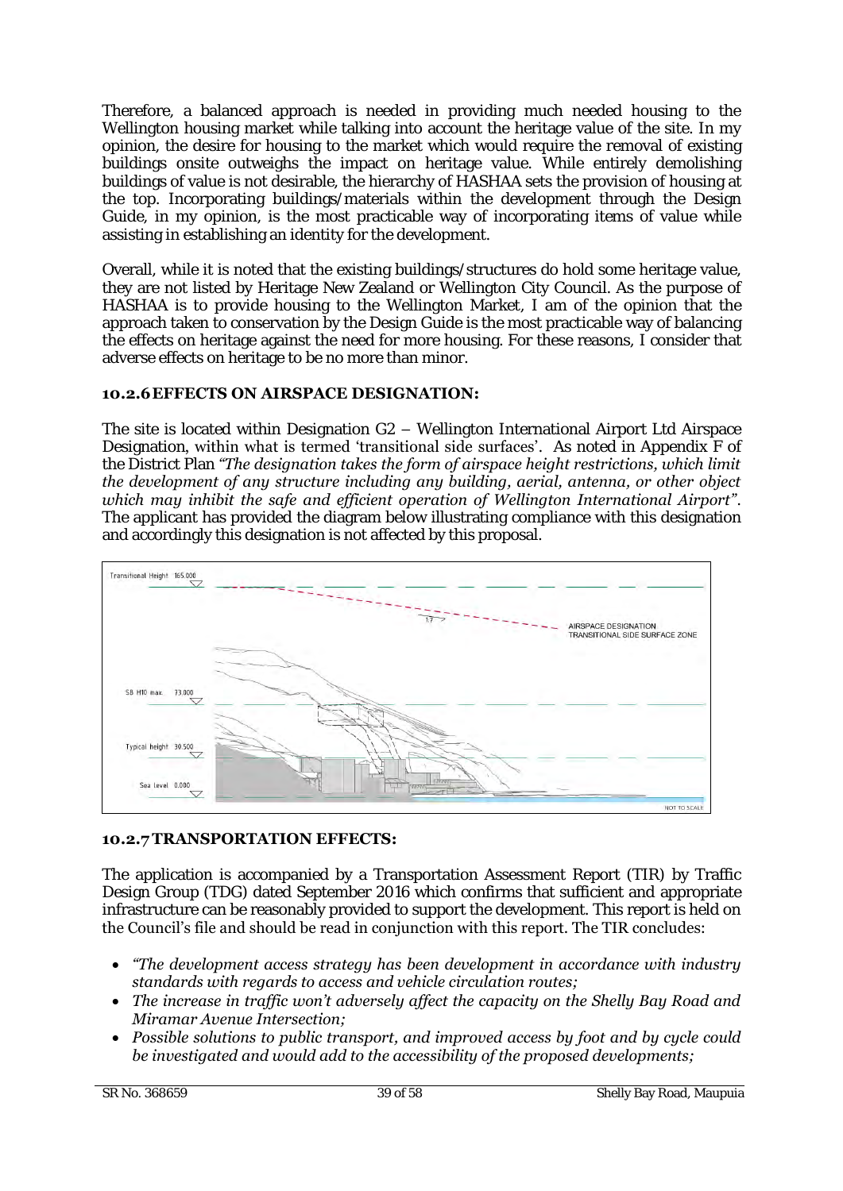Therefore, a balanced approach is needed in providing much needed housing to the Wellington housing market while talking into account the heritage value of the site. In my opinion, the desire for housing to the market which would require the removal of existing buildings onsite outweighs the impact on heritage value. While entirely demolishing buildings of value is not desirable, the hierarchy of HASHAA sets the provision of housing at the top. Incorporating buildings/materials within the development through the Design Guide, in my opinion, is the most practicable way of incorporating items of value while assisting in establishing an identity for the development.

Overall, while it is noted that the existing buildings/structures do hold some heritage value, they are not listed by Heritage New Zealand or Wellington City Council. As the purpose of HASHAA is to provide housing to the Wellington Market, I am of the opinion that the approach taken to conservation by the Design Guide is the most practicable way of balancing the effects on heritage against the need for more housing. For these reasons, I consider that adverse effects on heritage to be no more than minor.

### 10.2.6 EFFECTS ON AIRSPACE DESIGNATION:

The site is located within Designation G2 – Wellington International Airport Ltd Airspace Designation, within what is termed 'transitional side surfaces'. As noted in Appendix F of the District Plan *"The designation takes the form of airspace height restrictions, which limit the development of any structure including any building, aerial, antenna, or other object which may inhibit the safe and efficient operation of Wellington International Airport"*. The applicant has provided the diagram below illustrating compliance with this designation and accordingly this designation is not affected by this proposal.

Transitional Height 165.000

AIRSPACE DESIGNATION TRANSITIONAL SIDE SURFACE ZONE

SB H10 max 73.000

Typical height 30.500

Sea level 0.000

NOT TO SCALE

### 10.2.7 TRANSPORTATION EFFECTS:

The application is accompanied by a Transportation Assessment Report (TIR) by Traffic Design Group (TDG) dated September 2016 which confirms that sufficient and appropriate infrastructure can be reasonably provided to support the development. This report is held on the Council's file and should be read in conjunction with this report. The TIR concludes:

- *"The development access strategy has been development in accordance with industry standards with regards to access and vehicle circulation routes;*
- *The increase in traffic won't adversely affect the capacity on the Shelly Bay Road and Miramar Avenue Intersection;*
- *Possible solutions to public transport, and improved access by foot and by cycle could be investigated and would add to the accessibility of the proposed developments;*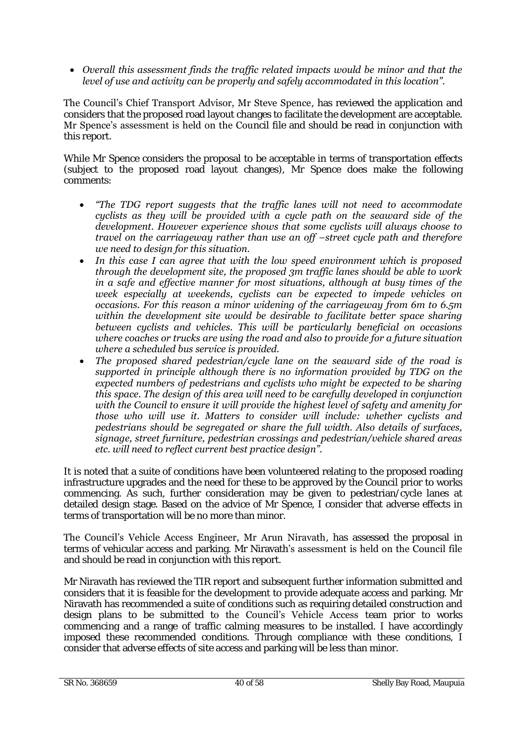- *Overall this assessment finds the traffic related impacts would be minor and that the level of use and activity can be properly and safely accommodated in this location".*

The Council's Chief Transport Advisor, Mr Steve Spence, has reviewed the application and considers that the proposed road layout changes to facilitate the development are acceptable. Mr Spence's assessment is held on the Council file and should be read in conjunction with this report.

While Mr Spence considers the proposal to be acceptable in terms of transportation effects (subject to the proposed road layout changes), Mr Spence does make the following comments:

- *"The TDG report suggests that the traffic lanes will not need to accommodate cyclists as they will be provided with a cycle path on the seaward side of the development. However experience shows that some cyclists will always choose to travel on the carriageway rather than use an off –street cycle path and therefore we need to design for this situation.*
- *In this case I can agree that with the low speed environment which is proposed through the development site, the proposed 3m traffic lanes should be able to work in a safe and effective manner for most situations, although at busy times of the week especially at weekends, cyclists can be expected to impede vehicles on occasions. For this reason a minor widening of the carriageway from 6m to 6.5m within the development site would be desirable to facilitate better space sharing between cyclists and vehicles. This will be particularly beneficial on occasions where coaches or trucks are using the road and also to provide for a future situation where a scheduled bus service is provided.*
- *The proposed shared pedestrian/cycle lane on the seaward side of the road is supported in principle although there is no information provided by TDG on the expected numbers of pedestrians and cyclists who might be expected to be sharing this space. The design of this area will need to be carefully developed in conjunction with the Council to ensure it will provide the highest level of safety and amenity for those who will use it. Matters to consider will include: whether cyclists and pedestrians should be segregated or share the full width. Also details of surfaces, signage, street furniture, pedestrian crossings and pedestrian/vehicle shared areas etc. will need to reflect current best practice design".*

It is noted that a suite of conditions have been volunteered relating to the proposed roading infrastructure upgrades and the need for these to be approved by the Council prior to works commencing. As such, further consideration may be given to pedestrian/cycle lanes at detailed design stage. Based on the advice of Mr Spence, I consider that adverse effects in terms of transportation will be no more than minor.

The Council's Vehicle Access Engineer, Mr Arun Niravath, has assessed the proposal in terms of vehicular access and parking. Mr Niravath's assessment is held on the Council file and should be read in conjunction with this report.

Mr Niravath has reviewed the TIR report and subsequent further information submitted and considers that it is feasible for the development to provide adequate access and parking. Mr Niravath has recommended a suite of conditions such as requiring detailed construction and design plans to be submitted to the Council's Vehicle Access team prior to works commencing and a range of traffic calming measures to be installed. I have accordingly imposed these recommended conditions. Through compliance with these conditions, I consider that adverse effects of site access and parking will be less than minor.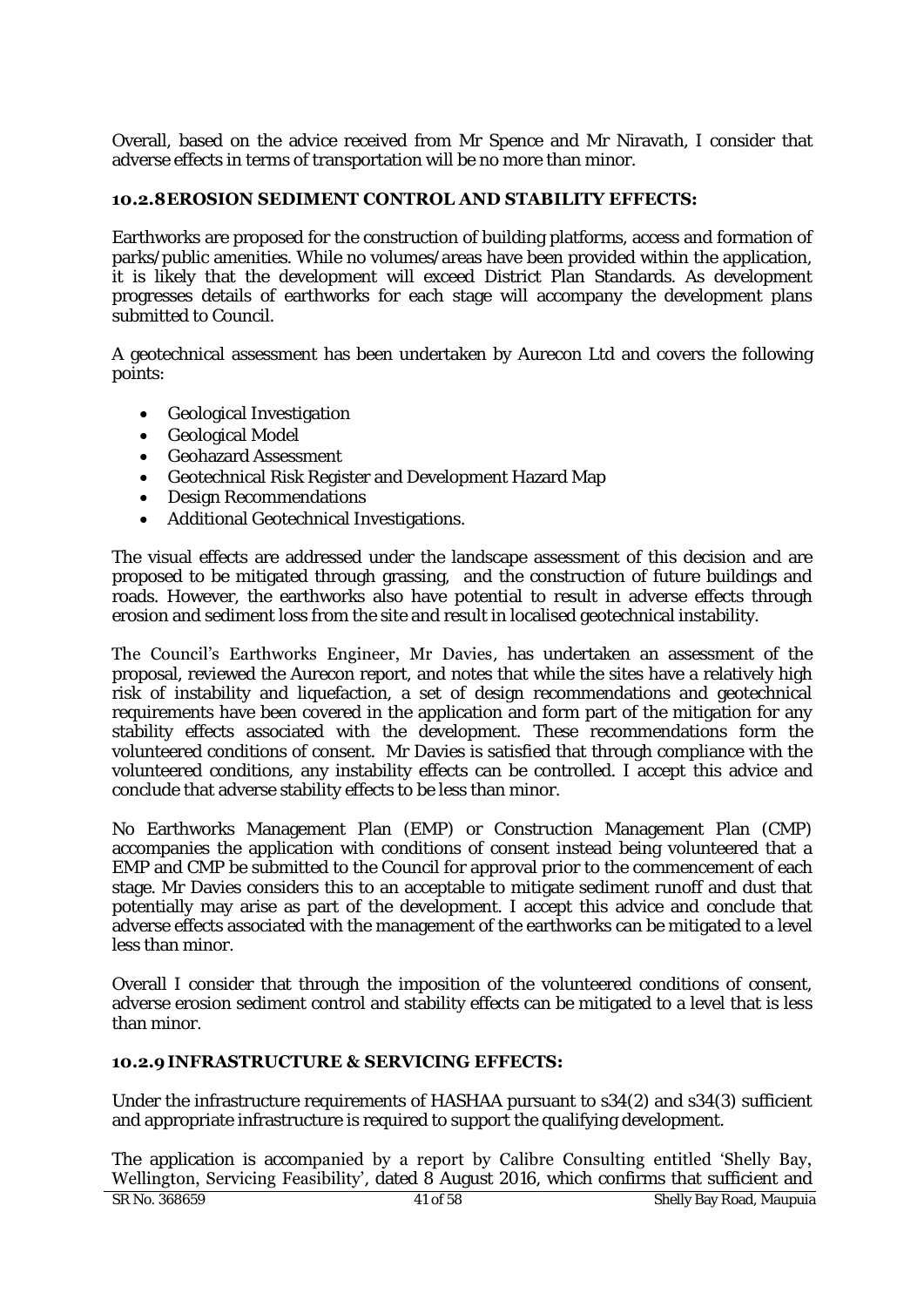Overall, based on the advice received from Mr Spence and Mr Niravath, I consider that adverse effects in terms of transportation will be no more than minor.

### 10.2.8 EROSION SEDIMENT CONTROL AND STABILITY EFFECTS:

Earthworks are proposed for the construction of building platforms, access and formation of parks/public amenities. While no volumes/areas have been provided within the application, it is likely that the development will exceed District Plan Standards. As development progresses details of earthworks for each stage will accompany the development plans submitted to Council.

A geotechnical assessment has been undertaken by Aurecon Ltd and covers the following points:

- Geological Investigation
- Geological Model
- Geohazard Assessment
- Geotechnical Risk Register and Development Hazard Map
- Design Recommendations
- Additional Geotechnical Investigations.

The visual effects are addressed under the landscape assessment of this decision and are proposed to be mitigated through grassing, and the construction of future buildings and roads. However, the earthworks also have potential to result in adverse effects through erosion and sediment loss from the site and result in localised geotechnical instability.

The Council's Earthworks Engineer, Mr Davies, has undertaken an assessment of the proposal, reviewed the Aurecon report, and notes that while the sites have a relatively high risk of instability and liquefaction, a set of design recommendations and geotechnical requirements have been covered in the application and form part of the mitigation for any stability effects associated with the development. These recommendations form the volunteered conditions of consent. Mr Davies is satisfied that through compliance with the volunteered conditions, any instability effects can be controlled. I accept this advice and conclude that adverse stability effects to be less than minor.

No Earthworks Management Plan (EMP) or Construction Management Plan (CMP) accompanies the application with conditions of consent instead being volunteered that a EMP and CMP be submitted to the Council for approval prior to the commencement of each stage. Mr Davies considers this to an acceptable to mitigate sediment runoff and dust that potentially may arise as part of the development. I accept this advice and conclude that adverse effects associated with the management of the earthworks can be mitigated to a level less than minor.

Overall I consider that through the imposition of the volunteered conditions of consent, adverse erosion sediment control and stability effects can be mitigated to a level that is less than minor.

### 10.2.9 INFRASTRUCTURE & SERVICING EFFECTS:

Under the infrastructure requirements of HASHAA pursuant to s34(2) and s34(3) sufficient and appropriate infrastructure is required to support the qualifying development.

The application is accompanied by a report by Calibre Consulting entitled 'Shelly Bay, Wellington, Servicing Feasibility', dated 8 August 2016, which confirms that sufficient and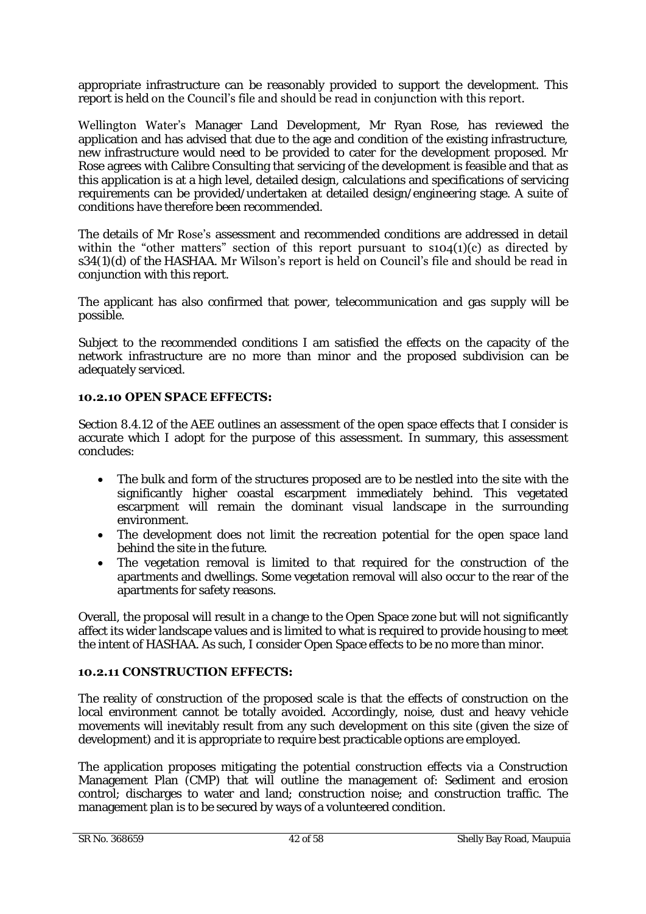appropriate infrastructure can be reasonably provided to support the development. This report is held on the Council's file and should be read in conjunction with this report.

Wellington Water's Manager Land Development, Mr Ryan Rose, has reviewed the application and has advised that due to the age and condition of the existing infrastructure, new infrastructure would need to be provided to cater for the development proposed. Mr Rose agrees with Calibre Consulting that servicing of the development is feasible and that as this application is at a high level, detailed design, calculations and specifications of servicing requirements can be provided/undertaken at detailed design/engineering stage. A suite of conditions have therefore been recommended.

The details of Mr Rose's assessment and recommended conditions are addressed in detail within the "other matters" section of this report pursuant to s104(1)(c) as directed by s34(1)(d) of the HASHAA. Mr Wilson's report is held on Council's file and should be read in conjunction with this report.

The applicant has also confirmed that power, telecommunication and gas supply will be possible.

Subject to the recommended conditions I am satisfied the effects on the capacity of the network infrastructure are no more than minor and the proposed subdivision can be adequately serviced.

### 10.2.10 OPEN SPACE EFFECTS:

Section 8.4.12 of the AEE outlines an assessment of the open space effects that I consider is accurate which I adopt for the purpose of this assessment. In summary, this assessment concludes:

- The bulk and form of the structures proposed are to be nestled into the site with the significantly higher coastal escarpment immediately behind. This vegetated escarpment will remain the dominant visual landscape in the surrounding environment.
- The development does not limit the recreation potential for the open space land behind the site in the future.
- The vegetation removal is limited to that required for the construction of the apartments and dwellings. Some vegetation removal will also occur to the rear of the apartments for safety reasons.

Overall, the proposal will result in a change to the Open Space zone but will not significantly affect its wider landscape values and is limited to what is required to provide housing to meet the intent of HASHAA. As such, I consider Open Space effects to be no more than minor.

### 10.2.11 CONSTRUCTION EFFECTS:

The reality of construction of the proposed scale is that the effects of construction on the local environment cannot be totally avoided. Accordingly, noise, dust and heavy vehicle movements will inevitably result from any such development on this site (given the size of development) and it is appropriate to require best practicable options are employed.

The application proposes mitigating the potential construction effects via a Construction Management Plan (CMP) that will outline the management of: Sediment and erosion control; discharges to water and land; construction noise; and construction traffic. The management plan is to be secured by ways of a volunteered condition.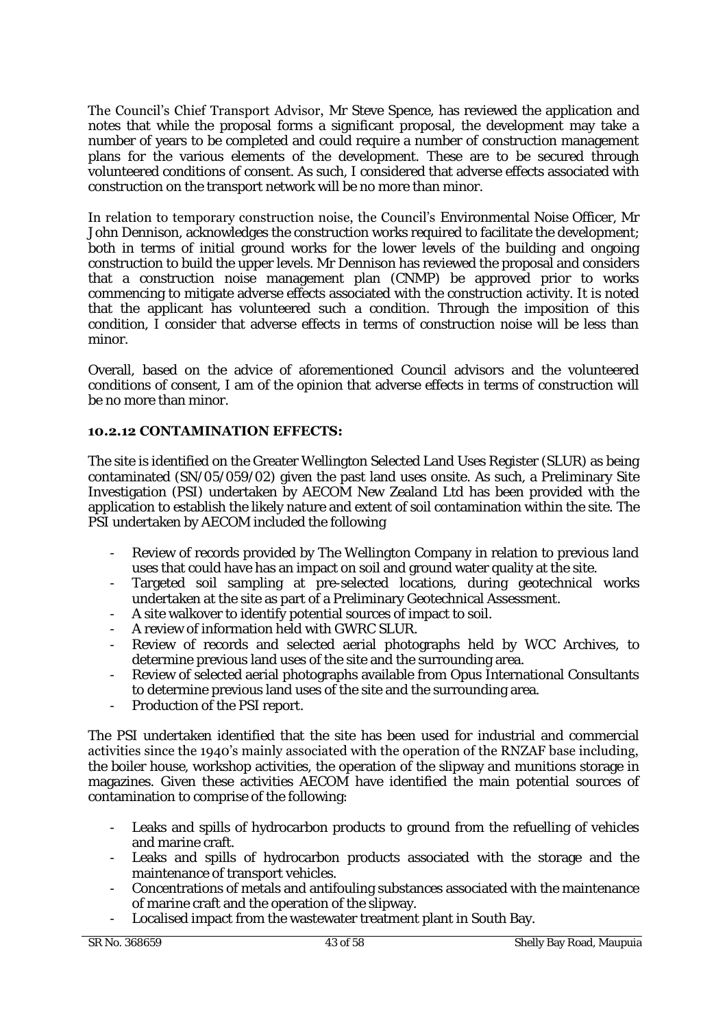The Council's Chief Transport Advisor, Mr Steve Spence, has reviewed the application and notes that while the proposal forms a significant proposal, the development may take a number of years to be completed and could require a number of construction management plans for the various elements of the development. These are to be secured through volunteered conditions of consent. As such, I considered that adverse effects associated with construction on the transport network will be no more than minor.

In relation to temporary construction noise, the Council's Environmental Noise Officer, Mr John Dennison, acknowledges the construction works required to facilitate the development; both in terms of initial ground works for the lower levels of the building and ongoing construction to build the upper levels. Mr Dennison has reviewed the proposal and considers that a construction noise management plan (CNMP) be approved prior to works commencing to mitigate adverse effects associated with the construction activity. It is noted that the applicant has volunteered such a condition. Through the imposition of this condition, I consider that adverse effects in terms of construction noise will be less than minor.

Overall, based on the advice of aforementioned Council advisors and the volunteered conditions of consent, I am of the opinion that adverse effects in terms of construction will be no more than minor.

### 10.2.12 CONTAMINATION EFFECTS:

The site is identified on the Greater Wellington Selected Land Uses Register (SLUR) as being contaminated (SN/05/059/02) given the past land uses onsite. As such, a Preliminary Site Investigation (PSI) undertaken by AECOM New Zealand Ltd has been provided with the application to establish the likely nature and extent of soil contamination within the site. The PSI undertaken by AECOM included the following

- Review of records provided by The Wellington Company in relation to previous land uses that could have has an impact on soil and ground water quality at the site.
- Targeted soil sampling at pre-selected locations, during geotechnical works undertaken at the site as part of a Preliminary Geotechnical Assessment.
- A site walkover to identify potential sources of impact to soil.
- A review of information held with GWRC SLUR.
- Review of records and selected aerial photographs held by WCC Archives, to determine previous land uses of the site and the surrounding area.
- Review of selected aerial photographs available from Opus International Consultants to determine previous land uses of the site and the surrounding area.
- Production of the PSI report.

The PSI undertaken identified that the site has been used for industrial and commercial activities since the 1940's mainly associated with the operation of the RNZAF base including, the boiler house, workshop activities, the operation of the slipway and munitions storage in magazines. Given these activities AECOM have identified the main potential sources of contamination to comprise of the following:

- Leaks and spills of hydrocarbon products to ground from the refuelling of vehicles and marine craft.
- Leaks and spills of hydrocarbon products associated with the storage and the maintenance of transport vehicles.
- Concentrations of metals and antifouling substances associated with the maintenance of marine craft and the operation of the slipway.
- Localised impact from the wastewater treatment plant in South Bay.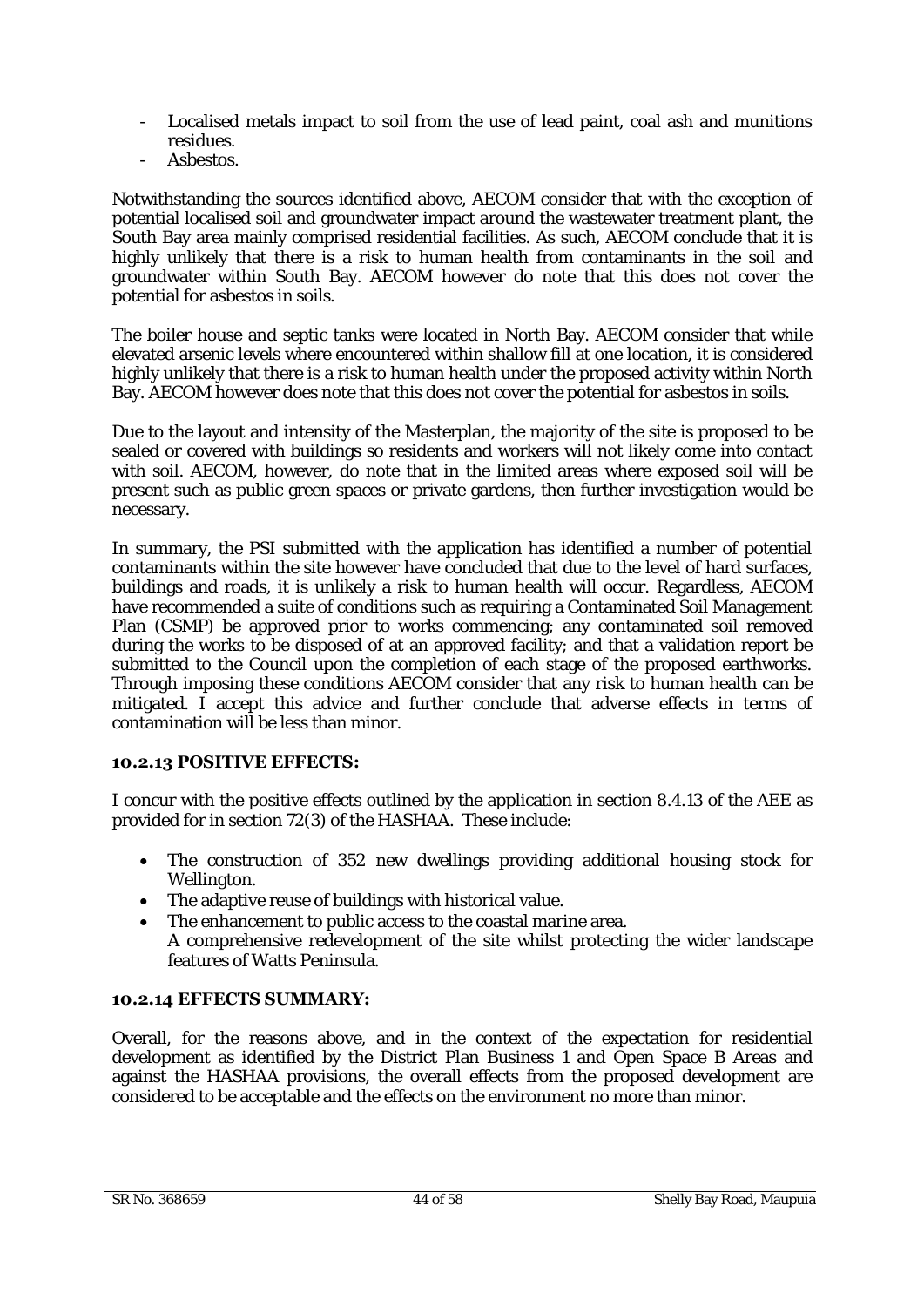- Localised metals impact to soil from the use of lead paint, coal ash and munitions residues.
- Asbestos.

Notwithstanding the sources identified above, AECOM consider that with the exception of potential localised soil and groundwater impact around the wastewater treatment plant, the South Bay area mainly comprised residential facilities. As such, AECOM conclude that it is highly unlikely that there is a risk to human health from contaminants in the soil and groundwater within South Bay. AECOM however do note that this does not cover the potential for asbestos in soils.

The boiler house and septic tanks were located in North Bay. AECOM consider that while elevated arsenic levels where encountered within shallow fill at one location, it is considered highly unlikely that there is a risk to human health under the proposed activity within North Bay. AECOM however does note that this does not cover the potential for asbestos in soils.

Due to the layout and intensity of the Masterplan, the majority of the site is proposed to be sealed or covered with buildings so residents and workers will not likely come into contact with soil. AECOM, however, do note that in the limited areas where exposed soil will be present such as public green spaces or private gardens, then further investigation would be necessary.

In summary, the PSI submitted with the application has identified a number of potential contaminants within the site however have concluded that due to the level of hard surfaces, buildings and roads, it is unlikely a risk to human health will occur. Regardless, AECOM have recommended a suite of conditions such as requiring a Contaminated Soil Management Plan (CSMP) be approved prior to works commencing; any contaminated soil removed during the works to be disposed of at an approved facility; and that a validation report be submitted to the Council upon the completion of each stage of the proposed earthworks. Through imposing these conditions AECOM consider that any risk to human health can be mitigated. I accept this advice and further conclude that adverse effects in terms of contamination will be less than minor.

### 10.2.13 POSITIVE EFFECTS:

I concur with the positive effects outlined by the application in section 8.4.13 of the AEE as provided for in section 72(3) of the HASHAA. These include:

- The construction of 352 new dwellings providing additional housing stock for Wellington.
- The adaptive reuse of buildings with historical value.
- The enhancement to public access to the coastal marine area.
  A comprehensive redevelopment of the site whilst protecting the wider landscape features of Watts Peninsula.

### 10.2.14 EFFECTS SUMMARY:

Overall, for the reasons above, and in the context of the expectation for residential development as identified by the District Plan Business 1 and Open Space B Areas and against the HASHAA provisions, the overall effects from the proposed development are considered to be acceptable and the effects on the environment no more than minor.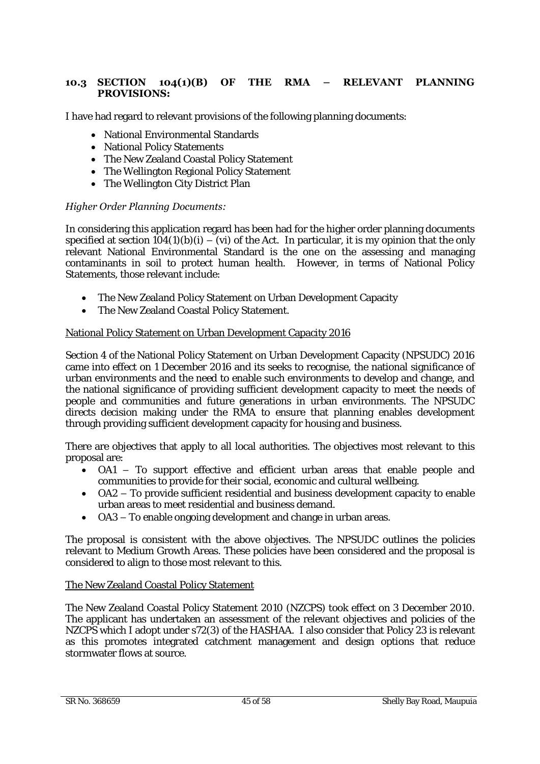### 10.3 SECTION 104(1)(B) OF THE RMA – RELEVANT PLANNING PROVISIONS:

I have had regard to relevant provisions of the following planning documents:

- National Environmental Standards
- National Policy Statements
- The New Zealand Coastal Policy Statement
- The Wellington Regional Policy Statement
- The Wellington City District Plan

*Higher Order Planning Documents:*

In considering this application regard has been had for the higher order planning documents specified at section 104(1)(b)(i) – (vi) of the Act. In particular, it is my opinion that the only relevant National Environmental Standard is the one on the assessing and managing contaminants in soil to protect human health. However, in terms of National Policy Statements, those relevant include:

- The New Zealand Policy Statement on Urban Development Capacity
- The New Zealand Coastal Policy Statement.

National Policy Statement on Urban Development Capacity 2016

Section 4 of the National Policy Statement on Urban Development Capacity (NPSUDC) 2016 came into effect on 1 December 2016 and its seeks to recognise, the national significance of urban environments and the need to enable such environments to develop and change, and the national significance of providing sufficient development capacity to meet the needs of people and communities and future generations in urban environments. The NPSUDC directs decision making under the RMA to ensure that planning enables development through providing sufficient development capacity for housing and business.

There are objectives that apply to all local authorities. The objectives most relevant to this proposal are:

- OA1 – To support effective and efficient urban areas that enable people and communities to provide for their social, economic and cultural wellbeing.
- OA2 – To provide sufficient residential and business development capacity to enable urban areas to meet residential and business demand.
- OA3 – To enable ongoing development and change in urban areas.

The proposal is consistent with the above objectives. The NPSUDC outlines the policies relevant to Medium Growth Areas. These policies have been considered and the proposal is considered to align to those most relevant to this.

The New Zealand Coastal Policy Statement

The New Zealand Coastal Policy Statement 2010 (NZCPS) took effect on 3 December 2010. The applicant has undertaken an assessment of the relevant objectives and policies of the NZCPS which I adopt under s72(3) of the HASHAA. I also consider that Policy 23 is relevant as this promotes integrated catchment management and design options that reduce stormwater flows at source.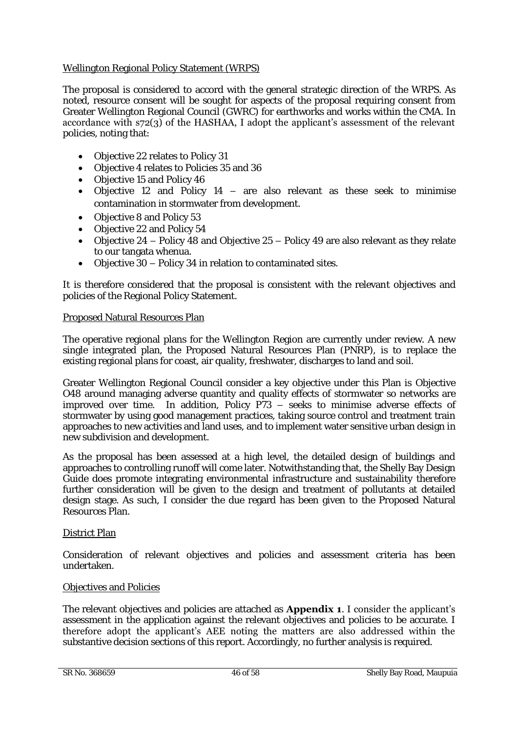Wellington Regional Policy Statement (WRPS)

The proposal is considered to accord with the general strategic direction of the WRPS. As noted, resource consent will be sought for aspects of the proposal requiring consent from Greater Wellington Regional Council (GWRC) for earthworks and works within the CMA. In accordance with s72(3) of the HASHAA, I adopt the applicant's assessment of the relevant policies, noting that:

- Objective 22 relates to Policy 31
- Objective 4 relates to Policies 35 and 36
- Objective 15 and Policy 46
- Objective 12 and Policy 14 – are also relevant as these seek to minimise contamination in stormwater from development.
- Objective 8 and Policy 53
- Objective 22 and Policy 54
- Objective 24 – Policy 48 and Objective 25 – Policy 49 are also relevant as they relate to our tangata whenua.
- Objective 30 – Policy 34 in relation to contaminated sites.

It is therefore considered that the proposal is consistent with the relevant objectives and policies of the Regional Policy Statement.

Proposed Natural Resources Plan

The operative regional plans for the Wellington Region are currently under review. A new single integrated plan, the Proposed Natural Resources Plan (PNRP), is to replace the existing regional plans for coast, air quality, freshwater, discharges to land and soil.

Greater Wellington Regional Council consider a key objective under this Plan is Objective O48 around managing adverse quantity and quality effects of stormwater so networks are improved over time. In addition, Policy P73 – seeks to minimise adverse effects of stormwater by using good management practices, taking source control and treatment train approaches to new activities and land uses, and to implement water sensitive urban design in new subdivision and development.

As the proposal has been assessed at a high level, the detailed design of buildings and approaches to controlling runoff will come later. Notwithstanding that, the Shelly Bay Design Guide does promote integrating environmental infrastructure and sustainability therefore further consideration will be given to the design and treatment of pollutants at detailed design stage. As such, I consider the due regard has been given to the Proposed Natural Resources Plan.

District Plan

Consideration of relevant objectives and policies and assessment criteria has been undertaken.

Objectives and Policies

The relevant objectives and policies are attached as **Appendix 1**. I consider the applicant's assessment in the application against the relevant objectives and policies to be accurate. I therefore adopt the applicant's AEE noting the matters are also addressed within the substantive decision sections of this report. Accordingly, no further analysis is required.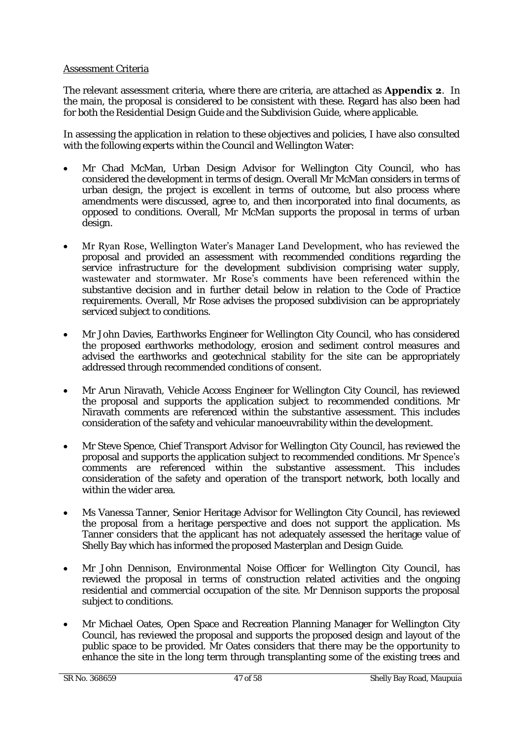Assessment Criteria

The relevant assessment criteria, where there are criteria, are attached as **Appendix 2**. In the main, the proposal is considered to be consistent with these. Regard has also been had for both the Residential Design Guide and the Subdivision Guide, where applicable.

In assessing the application in relation to these objectives and policies, I have also consulted with the following experts within the Council and Wellington Water:

- Mr Chad McMan, Urban Design Advisor for Wellington City Council, who has considered the development in terms of design. Overall Mr McMan considers in terms of urban design, the project is excellent in terms of outcome, but also process where amendments were discussed, agree to, and then incorporated into final documents, as opposed to conditions. Overall, Mr McMan supports the proposal in terms of urban design.
- Mr Ryan Rose, Wellington Water's Manager Land Development, who has reviewed the proposal and provided an assessment with recommended conditions regarding the service infrastructure for the development subdivision comprising water supply, wastewater and stormwater. Mr Rose's comments have been referenced within the substantive decision and in further detail below in relation to the Code of Practice requirements. Overall, Mr Rose advises the proposed subdivision can be appropriately serviced subject to conditions.
- Mr John Davies, Earthworks Engineer for Wellington City Council, who has considered the proposed earthworks methodology, erosion and sediment control measures and advised the earthworks and geotechnical stability for the site can be appropriately addressed through recommended conditions of consent.
- Mr Arun Niravath, Vehicle Access Engineer for Wellington City Council, has reviewed the proposal and supports the application subject to recommended conditions. Mr Niravath comments are referenced within the substantive assessment. This includes consideration of the safety and vehicular manoeuvrability within the development.
- Mr Steve Spence, Chief Transport Advisor for Wellington City Council, has reviewed the proposal and supports the application subject to recommended conditions. Mr Spence's comments are referenced within the substantive assessment. This includes consideration of the safety and operation of the transport network, both locally and within the wider area.
- Ms Vanessa Tanner, Senior Heritage Advisor for Wellington City Council, has reviewed the proposal from a heritage perspective and does not support the application. Ms Tanner considers that the applicant has not adequately assessed the heritage value of Shelly Bay which has informed the proposed Masterplan and Design Guide.
- Mr John Dennison, Environmental Noise Officer for Wellington City Council, has reviewed the proposal in terms of construction related activities and the ongoing residential and commercial occupation of the site. Mr Dennison supports the proposal subject to conditions.
- Mr Michael Oates, Open Space and Recreation Planning Manager for Wellington City Council, has reviewed the proposal and supports the proposed design and layout of the public space to be provided. Mr Oates considers that there may be the opportunity to enhance the site in the long term through transplanting some of the existing trees and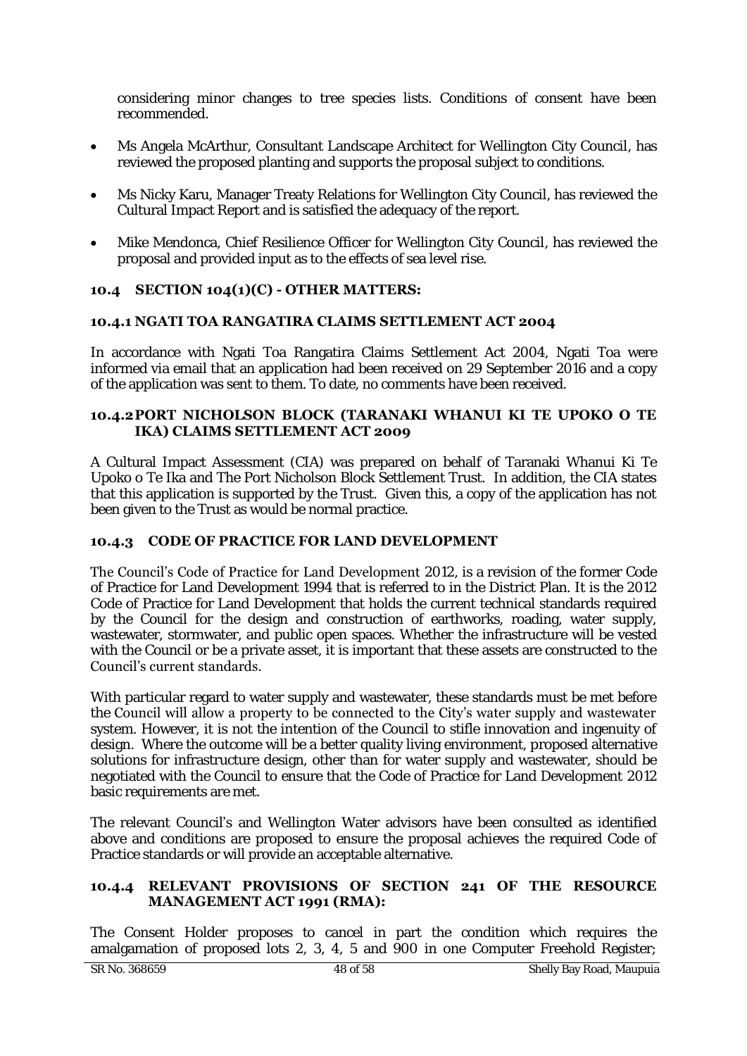considering minor changes to tree species lists. Conditions of consent have been recommended.

- Ms Angela McArthur, Consultant Landscape Architect for Wellington City Council, has reviewed the proposed planting and supports the proposal subject to conditions.
- Ms Nicky Karu, Manager Treaty Relations for Wellington City Council, has reviewed the Cultural Impact Report and is satisfied the adequacy of the report.
- Mike Mendonca, Chief Resilience Officer for Wellington City Council, has reviewed the proposal and provided input as to the effects of sea level rise.

### 10.4 SECTION 104(1)(C) - OTHER MATTERS:

#### 10.4.1 NGATI TOA RANGATIRA CLAIMS SETTLEMENT ACT 2004

In accordance with Ngati Toa Rangatira Claims Settlement Act 2004, Ngati Toa were informed via email that an application had been received on 29 September 2016 and a copy of the application was sent to them. To date, no comments have been received.

#### 10.4.2 PORT NICHOLSON BLOCK (TARANAKI WHANUI KI TE UPOKO O TE IKA) CLAIMS SETTLEMENT ACT 2009

A Cultural Impact Assessment (CIA) was prepared on behalf of Taranaki Whanui Ki Te Upoko o Te Ika and The Port Nicholson Block Settlement Trust. In addition, the CIA states that this application is supported by the Trust. Given this, a copy of the application has not been given to the Trust as would be normal practice.

#### 10.4.3 CODE OF PRACTICE FOR LAND DEVELOPMENT

The Council's Code of Practice for Land Development 2012, is a revision of the former Code of Practice for Land Development 1994 that is referred to in the District Plan. It is the 2012 Code of Practice for Land Development that holds the current technical standards required by the Council for the design and construction of earthworks, roading, water supply, wastewater, stormwater, and public open spaces. Whether the infrastructure will be vested with the Council or be a private asset, it is important that these assets are constructed to the Council's current standards.

With particular regard to water supply and wastewater, these standards must be met before the Council will allow a property to be connected to the City's water supply and wastewater system. However, it is not the intention of the Council to stifle innovation and ingenuity of design. Where the outcome will be a better quality living environment, proposed alternative solutions for infrastructure design, other than for water supply and wastewater, should be negotiated with the Council to ensure that the Code of Practice for Land Development 2012 basic requirements are met.

The relevant Council's and Wellington Water advisors have been consulted as identified above and conditions are proposed to ensure the proposal achieves the required Code of Practice standards or will provide an acceptable alternative.

#### 10.4.4 RELEVANT PROVISIONS OF SECTION 241 OF THE RESOURCE MANAGEMENT ACT 1991 (RMA):

The Consent Holder proposes to cancel in part the condition which requires the amalgamation of proposed lots 2, 3, 4, 5 and 900 in one Computer Freehold Register;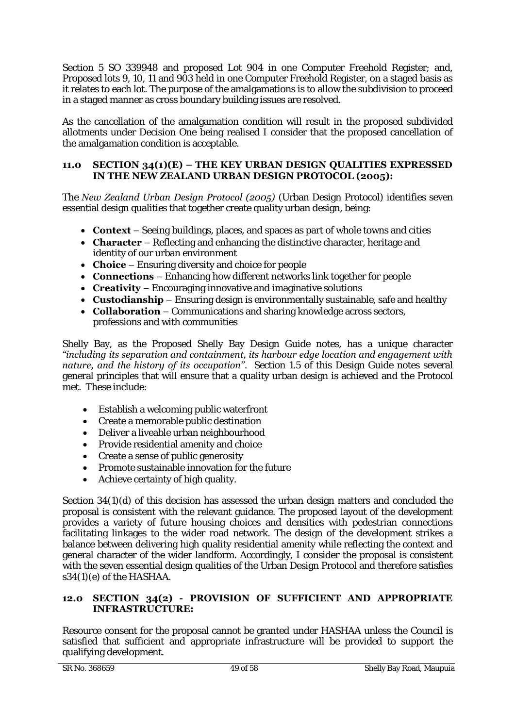Section 5 SO 339948 and proposed Lot 904 in one Computer Freehold Register; and, Proposed lots 9, 10, 11 and 903 held in one Computer Freehold Register, on a staged basis as it relates to each lot. The purpose of the amalgamations is to allow the subdivision to proceed in a staged manner as cross boundary building issues are resolved.

As the cancellation of the amalgamation condition will result in the proposed subdivided allotments under Decision One being realised I consider that the proposed cancellation of the amalgamation condition is acceptable.

## 11.0 SECTION 34(1)(E) – THE KEY URBAN DESIGN QUALITIES EXPRESSED IN THE NEW ZEALAND URBAN DESIGN PROTOCOL (2005):

The *New Zealand Urban Design Protocol (2005)* (Urban Design Protocol) identifies seven essential design qualities that together create quality urban design, being:

- **Context** – Seeing buildings, places, and spaces as part of whole towns and cities
- **Character** – Reflecting and enhancing the distinctive character, heritage and identity of our urban environment
- **Choice** – Ensuring diversity and choice for people
- **Connections** – Enhancing how different networks link together for people
- **Creativity** – Encouraging innovative and imaginative solutions
- **Custodianship** – Ensuring design is environmentally sustainable, safe and healthy
- **Collaboration** – Communications and sharing knowledge across sectors, professions and with communities

Shelly Bay, as the Proposed Shelly Bay Design Guide notes, has a unique character *"including its separation and containment, its harbour edge location and engagement with nature, and the history of its occupation".* Section 1.5 of this Design Guide notes several general principles that will ensure that a quality urban design is achieved and the Protocol met. These include:

- Establish a welcoming public waterfront
- Create a memorable public destination
- Deliver a liveable urban neighbourhood
- Provide residential amenity and choice
- Create a sense of public generosity
- Promote sustainable innovation for the future
- Achieve certainty of high quality.

Section 34(1)(d) of this decision has assessed the urban design matters and concluded the proposal is consistent with the relevant guidance. The proposed layout of the development provides a variety of future housing choices and densities with pedestrian connections facilitating linkages to the wider road network. The design of the development strikes a balance between delivering high quality residential amenity while reflecting the context and general character of the wider landform. Accordingly, I consider the proposal is consistent with the seven essential design qualities of the Urban Design Protocol and therefore satisfies s34(1)(e) of the HASHAA.

## 12.0 SECTION 34(2) - PROVISION OF SUFFICIENT AND APPROPRIATE INFRASTRUCTURE:

Resource consent for the proposal cannot be granted under HASHAA unless the Council is satisfied that sufficient and appropriate infrastructure will be provided to support the qualifying development.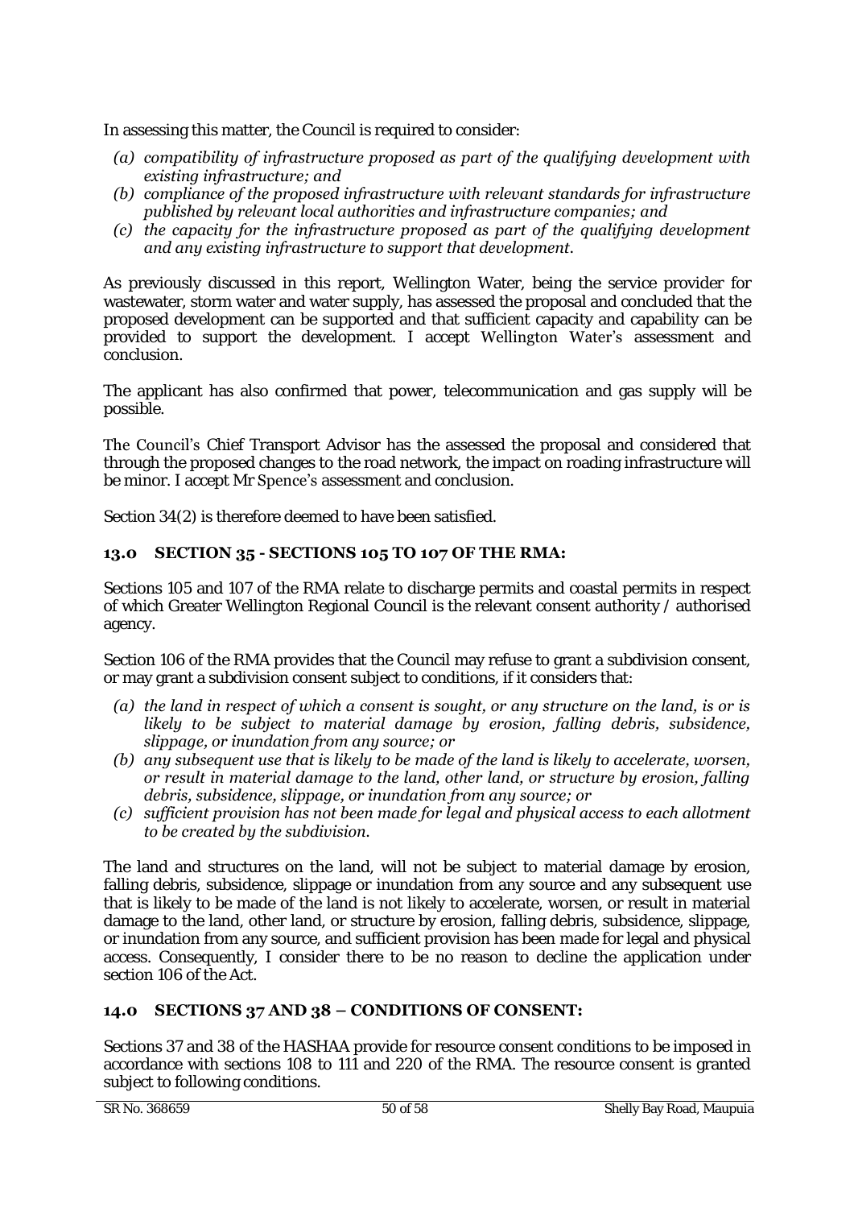In assessing this matter, the Council is required to consider:

*(a) compatibility of infrastructure proposed as part of the qualifying development with existing infrastructure; and*
*(b) compliance of the proposed infrastructure with relevant standards for infrastructure published by relevant local authorities and infrastructure companies; and*
*(c) the capacity for the infrastructure proposed as part of the qualifying development and any existing infrastructure to support that development.*

As previously discussed in this report, Wellington Water, being the service provider for wastewater, storm water and water supply, has assessed the proposal and concluded that the proposed development can be supported and that sufficient capacity and capability can be provided to support the development. I accept Wellington Water's assessment and conclusion.

The applicant has also confirmed that power, telecommunication and gas supply will be possible.

The Council's Chief Transport Advisor has the assessed the proposal and considered that through the proposed changes to the road network, the impact on roading infrastructure will be minor. I accept Mr Spence's assessment and conclusion.

Section 34(2) is therefore deemed to have been satisfied.

## 13.0 SECTION 35 - SECTIONS 105 TO 107 OF THE RMA:

Sections 105 and 107 of the RMA relate to discharge permits and coastal permits in respect of which Greater Wellington Regional Council is the relevant consent authority / authorised agency.

Section 106 of the RMA provides that the Council may refuse to grant a subdivision consent, or may grant a subdivision consent subject to conditions, if it considers that:

*(a) the land in respect of which a consent is sought, or any structure on the land, is or is likely to be subject to material damage by erosion, falling debris, subsidence, slippage, or inundation from any source; or*
*(b) any subsequent use that is likely to be made of the land is likely to accelerate, worsen, or result in material damage to the land, other land, or structure by erosion, falling debris, subsidence, slippage, or inundation from any source; or*
*(c) sufficient provision has not been made for legal and physical access to each allotment to be created by the subdivision.*

The land and structures on the land, will not be subject to material damage by erosion, falling debris, subsidence, slippage or inundation from any source and any subsequent use that is likely to be made of the land is not likely to accelerate, worsen, or result in material damage to the land, other land, or structure by erosion, falling debris, subsidence, slippage, or inundation from any source, and sufficient provision has been made for legal and physical access. Consequently, I consider there to be no reason to decline the application under section 106 of the Act.

## 14.0 SECTIONS 37 AND 38 – CONDITIONS OF CONSENT:

Sections 37 and 38 of the HASHAA provide for resource consent conditions to be imposed in accordance with sections 108 to 111 and 220 of the RMA. The resource consent is granted subject to following conditions.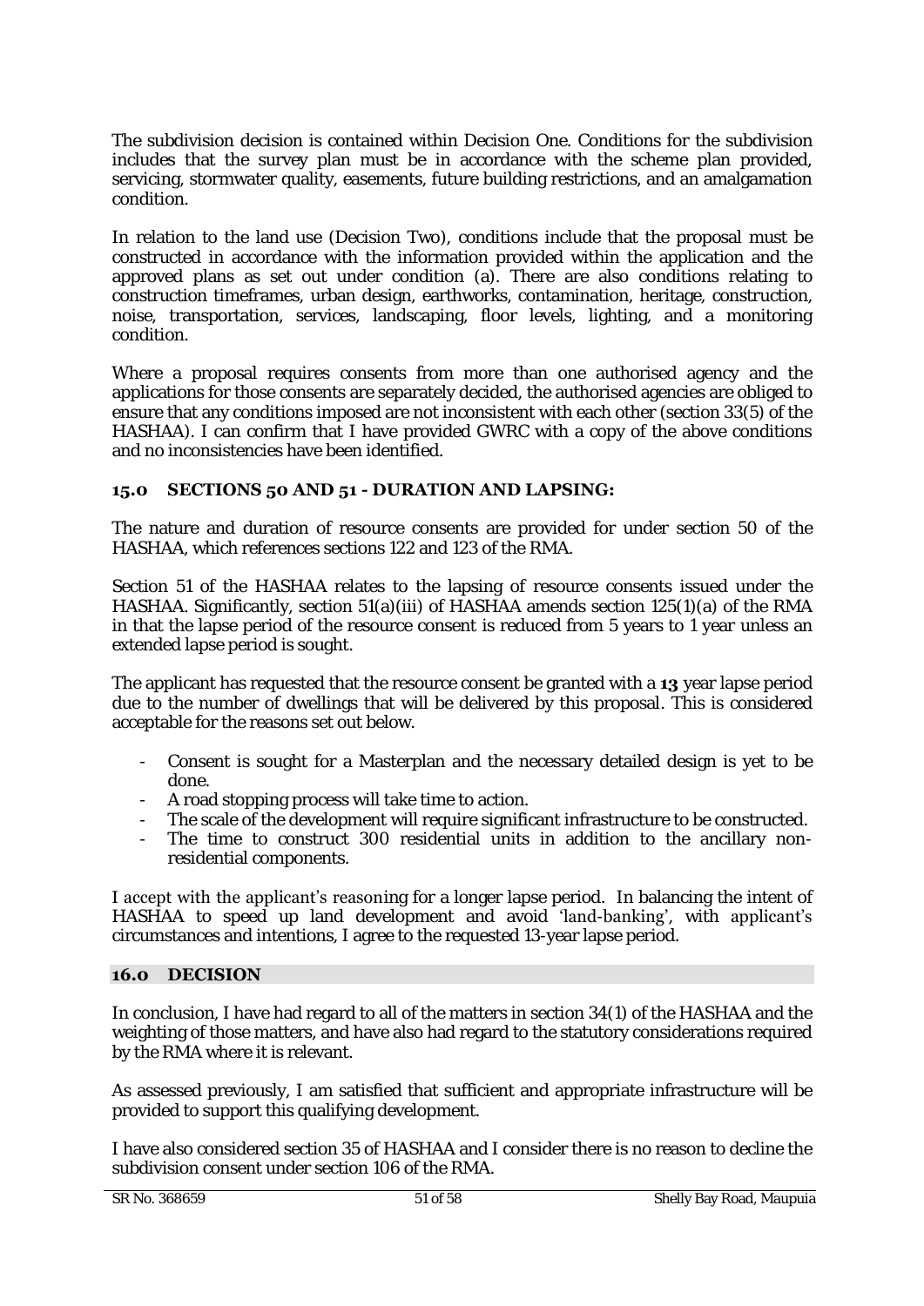The subdivision decision is contained within Decision One. Conditions for the subdivision includes that the survey plan must be in accordance with the scheme plan provided, servicing, stormwater quality, easements, future building restrictions, and an amalgamation condition.

In relation to the land use (Decision Two), conditions include that the proposal must be constructed in accordance with the information provided within the application and the approved plans as set out under condition (a). There are also conditions relating to construction timeframes, urban design, earthworks, contamination, heritage, construction, noise, transportation, services, landscaping, floor levels, lighting, and a monitoring condition.

Where a proposal requires consents from more than one authorised agency and the applications for those consents are separately decided, the authorised agencies are obliged to ensure that any conditions imposed are not inconsistent with each other (section 33(5) of the HASHAA). I can confirm that I have provided GWRC with a copy of the above conditions and no inconsistencies have been identified.

## 15.0 SECTIONS 50 AND 51 - DURATION AND LAPSING:

The nature and duration of resource consents are provided for under section 50 of the HASHAA, which references sections 122 and 123 of the RMA.

Section 51 of the HASHAA relates to the lapsing of resource consents issued under the HASHAA. Significantly, section 51(a)(iii) of HASHAA amends section 125(1)(a) of the RMA in that the lapse period of the resource consent is reduced from 5 years to 1 year unless an extended lapse period is sought.

The applicant has requested that the resource consent be granted with a **13** year lapse period due to the number of dwellings that will be delivered by this proposal. This is considered acceptable for the reasons set out below.

- Consent is sought for a Masterplan and the necessary detailed design is yet to be done.
- A road stopping process will take time to action.
- The scale of the development will require significant infrastructure to be constructed.
- The time to construct 300 residential units in addition to the ancillary non-residential components.

I accept with the applicant's reasoning for a longer lapse period. In balancing the intent of HASHAA to speed up land development and avoid 'land-banking', with applicant's circumstances and intentions, I agree to the requested 13-year lapse period.

## 16.0 DECISION

In conclusion, I have had regard to all of the matters in section 34(1) of the HASHAA and the weighting of those matters, and have also had regard to the statutory considerations required by the RMA where it is relevant.

As assessed previously, I am satisfied that sufficient and appropriate infrastructure will be provided to support this qualifying development.

I have also considered section 35 of HASHAA and I consider there is no reason to decline the subdivision consent under section 106 of the RMA.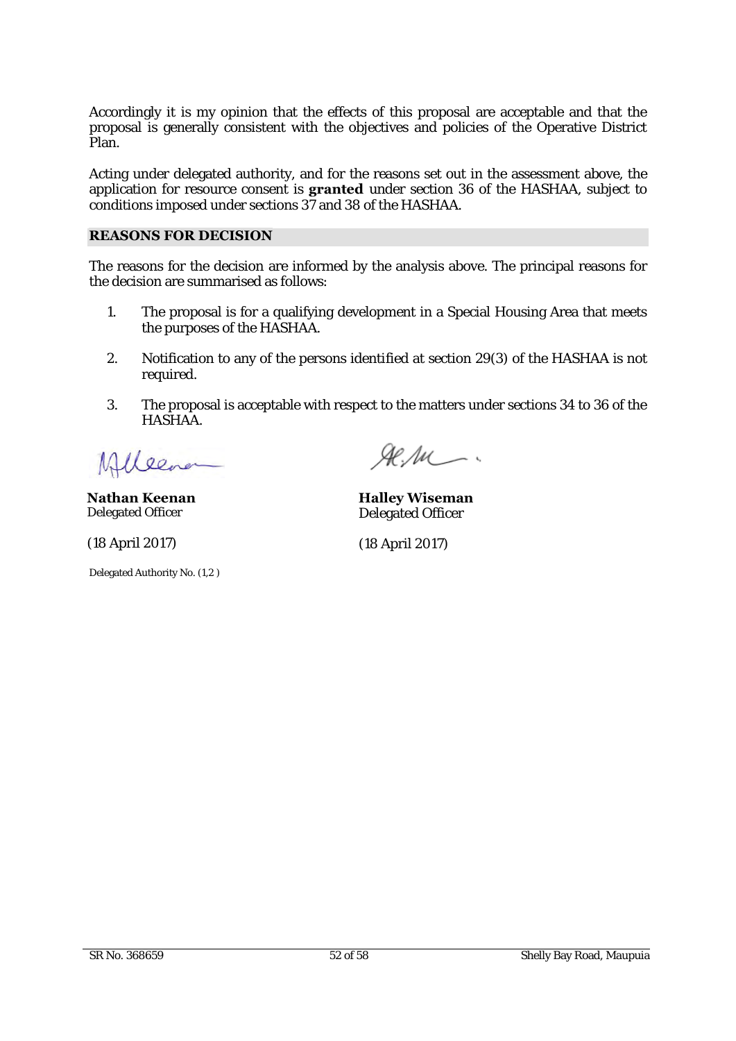Accordingly it is my opinion that the effects of this proposal are acceptable and that the proposal is generally consistent with the objectives and policies of the Operative District Plan.

Acting under delegated authority, and for the reasons set out in the assessment above, the application for resource consent is **granted** under section 36 of the HASHAA, subject to conditions imposed under sections 37 and 38 of the HASHAA.

## REASONS FOR DECISION

The reasons for the decision are informed by the analysis above. The principal reasons for the decision are summarised as follows:

1. The proposal is for a qualifying development in a Special Housing Area that meets the purposes of the HASHAA.

2. Notification to any of the persons identified at section 29(3) of the HASHAA is not required.

3. The proposal is acceptable with respect to the matters under sections 34 to 36 of the HASHAA.

**Nathan Keenan**
Delegated Officer

(18 April 2017)

**Halley Wiseman**
Delegated Officer

(18 April 2017)

Delegated Authority No. (1,2 )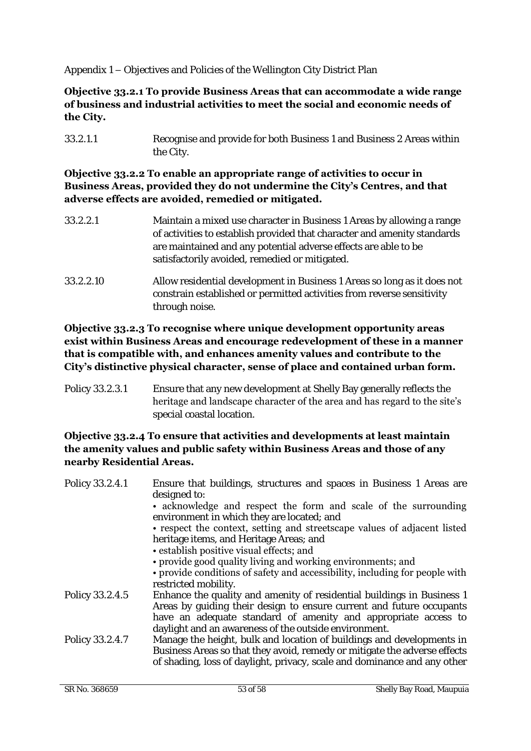Appendix 1 – Objectives and Policies of the Wellington City District Plan

**Objective 33.2.1 To provide Business Areas that can accommodate a wide range of business and industrial activities to meet the social and economic needs of the City.**

| | |
|---|---|
| 33.2.1.1 | Recognise and provide for both Business 1 and Business 2 Areas within the City. |

**Objective 33.2.2 To enable an appropriate range of activities to occur in Business Areas, provided they do not undermine the City's Centres, and that adverse effects are avoided, remedied or mitigated.**

| | |
|---|---|
| 33.2.2.1 | Maintain a mixed use character in Business 1 Areas by allowing a range of activities to establish provided that character and amenity standards are maintained and any potential adverse effects are able to be satisfactorily avoided, remedied or mitigated. |
| 33.2.2.10 | Allow residential development in Business 1 Areas so long as it does not constrain established or permitted activities from reverse sensitivity through noise. |

**Objective 33.2.3 To recognise where unique development opportunity areas exist within Business Areas and encourage redevelopment of these in a manner that is compatible with, and enhances amenity values and contribute to the City's distinctive physical character, sense of place and contained urban form.**

| | |
|---|---|
| Policy 33.2.3.1 | Ensure that any new development at Shelly Bay generally reflects the heritage and landscape character of the area and has regard to the site's special coastal location. |

**Objective 33.2.4 To ensure that activities and developments at least maintain the amenity values and public safety within Business Areas and those of any nearby Residential Areas.**

| | |
|---|---|
| Policy 33.2.4.1 | Ensure that buildings, structures and spaces in Business 1 Areas are designed to:<br>• acknowledge and respect the form and scale of the surrounding environment in which they are located; and<br>• respect the context, setting and streetscape values of adjacent listed heritage items, and Heritage Areas; and<br>• establish positive visual effects; and<br>• provide good quality living and working environments; and<br>• provide conditions of safety and accessibility, including for people with restricted mobility. |
| Policy 33.2.4.5 | Enhance the quality and amenity of residential buildings in Business 1 Areas by guiding their design to ensure current and future occupants have an adequate standard of amenity and appropriate access to daylight and an awareness of the outside environment. |
| Policy 33.2.4.7 | Manage the height, bulk and location of buildings and developments in Business Areas so that they avoid, remedy or mitigate the adverse effects of shading, loss of daylight, privacy, scale and dominance and any other |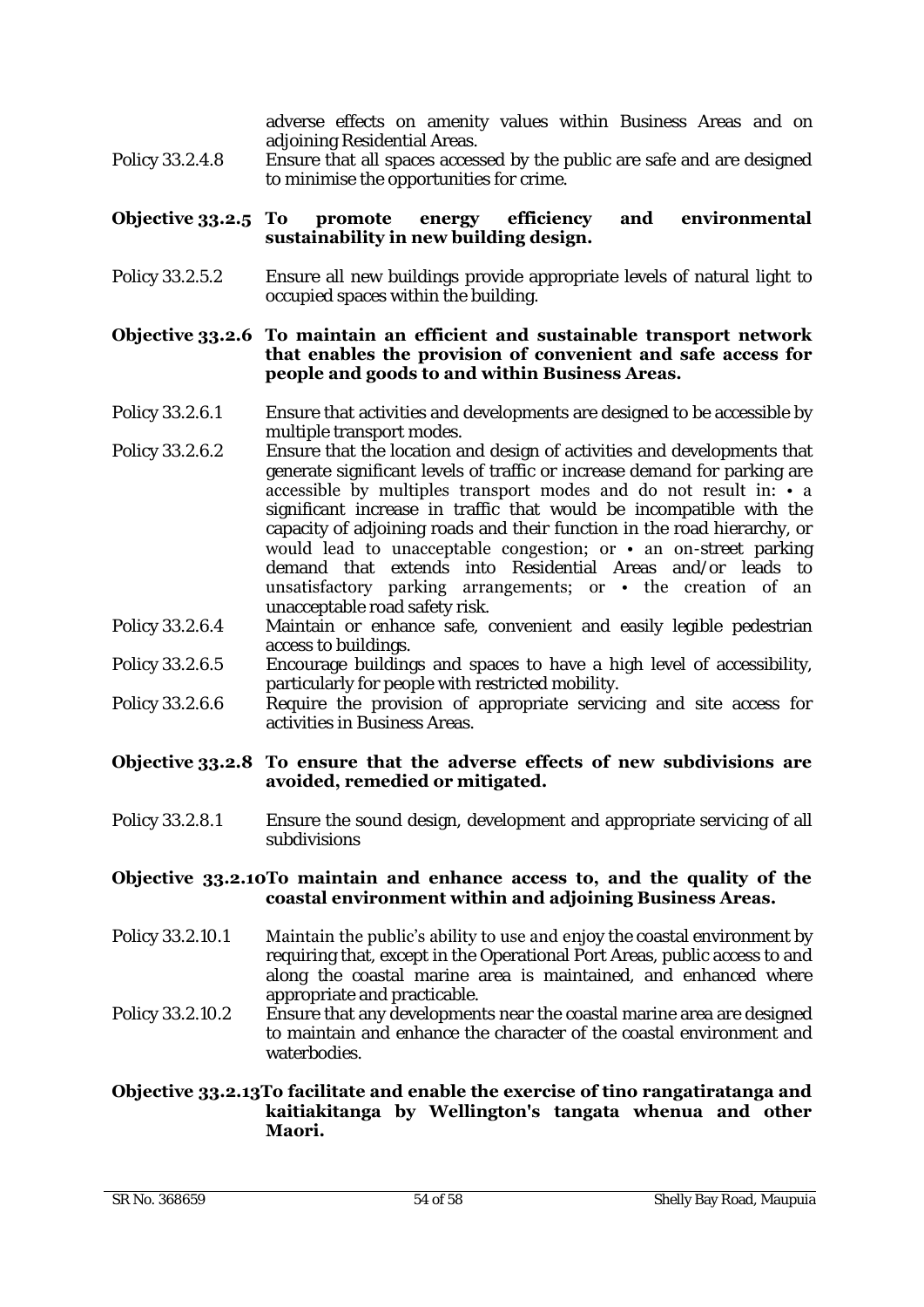adverse effects on amenity values within Business Areas and on adjoining Residential Areas.

Policy 33.2.4.8 Ensure that all spaces accessed by the public are safe and are designed to minimise the opportunities for crime.

**Objective 33.2.5 To promote energy efficiency and environmental sustainability in new building design.**

Policy 33.2.5.2 Ensure all new buildings provide appropriate levels of natural light to occupied spaces within the building.

**Objective 33.2.6 To maintain an efficient and sustainable transport network that enables the provision of convenient and safe access for people and goods to and within Business Areas.**

Policy 33.2.6.1 Ensure that activities and developments are designed to be accessible by multiple transport modes.

Policy 33.2.6.2 Ensure that the location and design of activities and developments that generate significant levels of traffic or increase demand for parking are accessible by multiples transport modes and do not result in: • a significant increase in traffic that would be incompatible with the capacity of adjoining roads and their function in the road hierarchy, or would lead to unacceptable congestion; or • an on-street parking demand that extends into Residential Areas and/or leads to unsatisfactory parking arrangements; or • the creation of an unacceptable road safety risk.

Policy 33.2.6.4 Maintain or enhance safe, convenient and easily legible pedestrian access to buildings.

Policy 33.2.6.5 Encourage buildings and spaces to have a high level of accessibility, particularly for people with restricted mobility.

Policy 33.2.6.6 Require the provision of appropriate servicing and site access for activities in Business Areas.

**Objective 33.2.8 To ensure that the adverse effects of new subdivisions are avoided, remedied or mitigated.**

Policy 33.2.8.1 Ensure the sound design, development and appropriate servicing of all subdivisions

**Objective 33.2.10 To maintain and enhance access to, and the quality of the coastal environment within and adjoining Business Areas.**

Policy 33.2.10.1 Maintain the public's ability to use and enjoy the coastal environment by requiring that, except in the Operational Port Areas, public access to and along the coastal marine area is maintained, and enhanced where appropriate and practicable.

Policy 33.2.10.2 Ensure that any developments near the coastal marine area are designed to maintain and enhance the character of the coastal environment and waterbodies.

**Objective 33.2.13 To facilitate and enable the exercise of tino rangatiratanga and kaitiakitanga by Wellington's tangata whenua and other Maori.**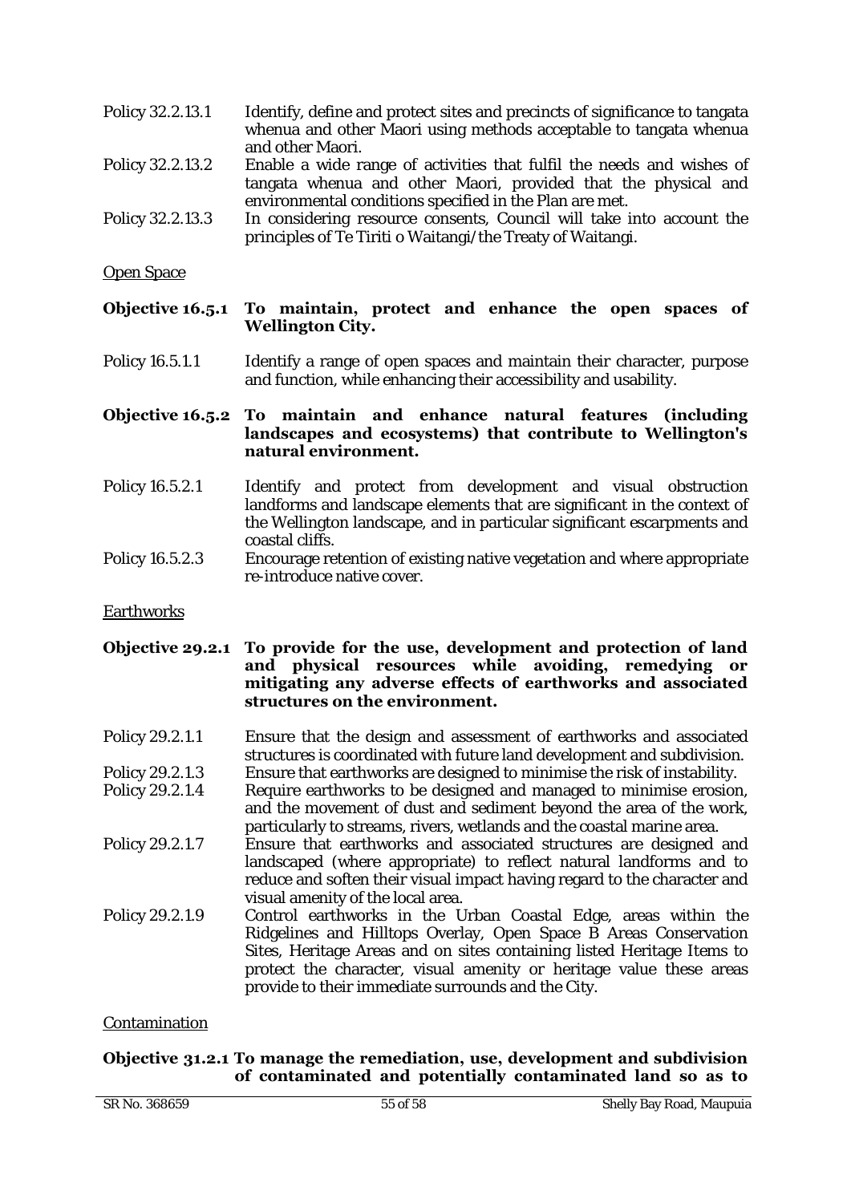Policy 32.2.13.1 Identify, define and protect sites and precincts of significance to tangata whenua and other Maori using methods acceptable to tangata whenua and other Maori.

Policy 32.2.13.2 Enable a wide range of activities that fulfil the needs and wishes of tangata whenua and other Maori, provided that the physical and environmental conditions specified in the Plan are met.

Policy 32.2.13.3 In considering resource consents, Council will take into account the principles of Te Tiriti o Waitangi/the Treaty of Waitangi.

<u>Open Space</u>

**Objective 16.5.1 To maintain, protect and enhance the open spaces of Wellington City.**

Policy 16.5.1.1 Identify a range of open spaces and maintain their character, purpose and function, while enhancing their accessibility and usability.

**Objective 16.5.2 To maintain and enhance natural features (including landscapes and ecosystems) that contribute to Wellington's natural environment.**

Policy 16.5.2.1 Identify and protect from development and visual obstruction landforms and landscape elements that are significant in the context of the Wellington landscape, and in particular significant escarpments and coastal cliffs.

Policy 16.5.2.3 Encourage retention of existing native vegetation and where appropriate re-introduce native cover.

<u>Earthworks</u>

**Objective 29.2.1 To provide for the use, development and protection of land and physical resources while avoiding, remedying or mitigating any adverse effects of earthworks and associated structures on the environment.**

Policy 29.2.1.1 Ensure that the design and assessment of earthworks and associated structures is coordinated with future land development and subdivision.

Policy 29.2.1.3 Ensure that earthworks are designed to minimise the risk of instability.

Policy 29.2.1.4 Require earthworks to be designed and managed to minimise erosion, and the movement of dust and sediment beyond the area of the work, particularly to streams, rivers, wetlands and the coastal marine area.

Policy 29.2.1.7 Ensure that earthworks and associated structures are designed and landscaped (where appropriate) to reflect natural landforms and to reduce and soften their visual impact having regard to the character and visual amenity of the local area.

Policy 29.2.1.9 Control earthworks in the Urban Coastal Edge, areas within the Ridgelines and Hilltops Overlay, Open Space B Areas Conservation Sites, Heritage Areas and on sites containing listed Heritage Items to protect the character, visual amenity or heritage value these areas provide to their immediate surrounds and the City.

<u>Contamination</u>

**Objective 31.2.1 To manage the remediation, use, development and subdivision of contaminated and potentially contaminated land so as to**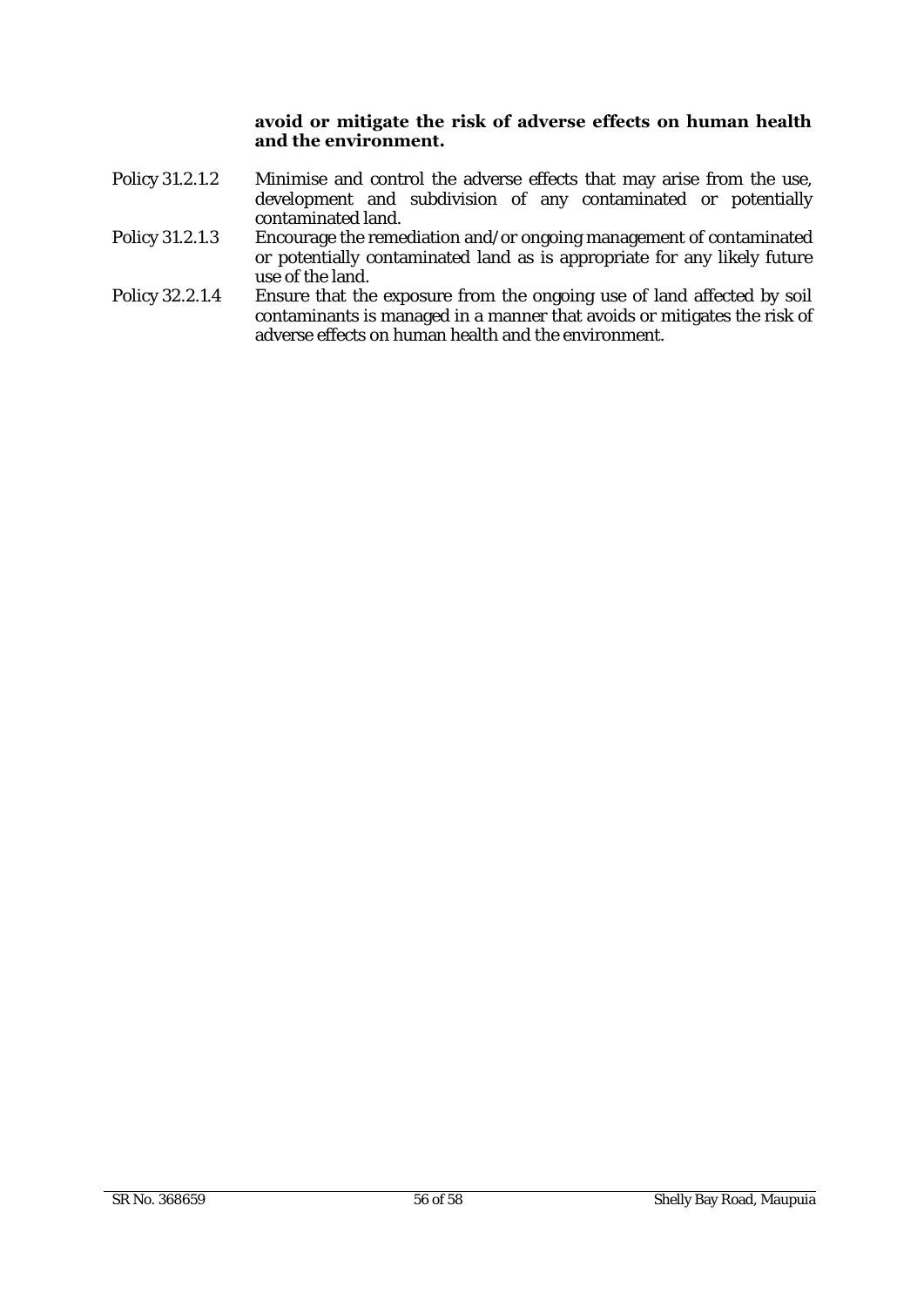**avoid or mitigate the risk of adverse effects on human health and the environment.**

Policy 31.2.1.2 Minimise and control the adverse effects that may arise from the use, development and subdivision of any contaminated or potentially contaminated land.

Policy 31.2.1.3 Encourage the remediation and/or ongoing management of contaminated or potentially contaminated land as is appropriate for any likely future use of the land.

Policy 32.2.1.4 Ensure that the exposure from the ongoing use of land affected by soil contaminants is managed in a manner that avoids or mitigates the risk of adverse effects on human health and the environment.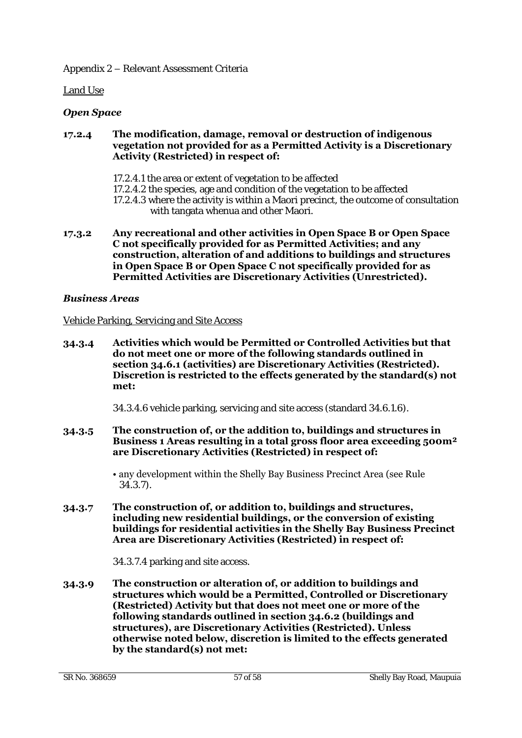Appendix 2 – Relevant Assessment Criteria

Land Use

***Open Space***

**17.2.4 The modification, damage, removal or destruction of indigenous vegetation not provided for as a Permitted Activity is a Discretionary Activity (Restricted) in respect of:**

17.2.4.1 the area or extent of vegetation to be affected
17.2.4.2 the species, age and condition of the vegetation to be affected
17.2.4.3 where the activity is within a Maori precinct, the outcome of consultation with tangata whenua and other Maori.

**17.3.2 Any recreational and other activities in Open Space B or Open Space C not specifically provided for as Permitted Activities; and any construction, alteration of and additions to buildings and structures in Open Space B or Open Space C not specifically provided for as Permitted Activities are Discretionary Activities (Unrestricted).**

***Business Areas***

Vehicle Parking, Servicing and Site Access

**34.3.4 Activities which would be Permitted or Controlled Activities but that do not meet one or more of the following standards outlined in section 34.6.1 (activities) are Discretionary Activities (Restricted). Discretion is restricted to the effects generated by the standard(s) not met:**

34.3.4.6 vehicle parking, servicing and site access (standard 34.6.1.6).

**34.3.5 The construction of, or the addition to, buildings and structures in Business 1 Areas resulting in a total gross floor area exceeding 500m² are Discretionary Activities (Restricted) in respect of:**

- any development within the Shelly Bay Business Precinct Area (see Rule 34.3.7).

**34.3.7 The construction of, or addition to, buildings and structures, including new residential buildings, or the conversion of existing buildings for residential activities in the Shelly Bay Business Precinct Area are Discretionary Activities (Restricted) in respect of:**

34.3.7.4 parking and site access.

**34.3.9 The construction or alteration of, or addition to buildings and structures which would be a Permitted, Controlled or Discretionary (Restricted) Activity but that does not meet one or more of the following standards outlined in section 34.6.2 (buildings and structures), are Discretionary Activities (Restricted). Unless otherwise noted below, discretion is limited to the effects generated by the standard(s) not met:**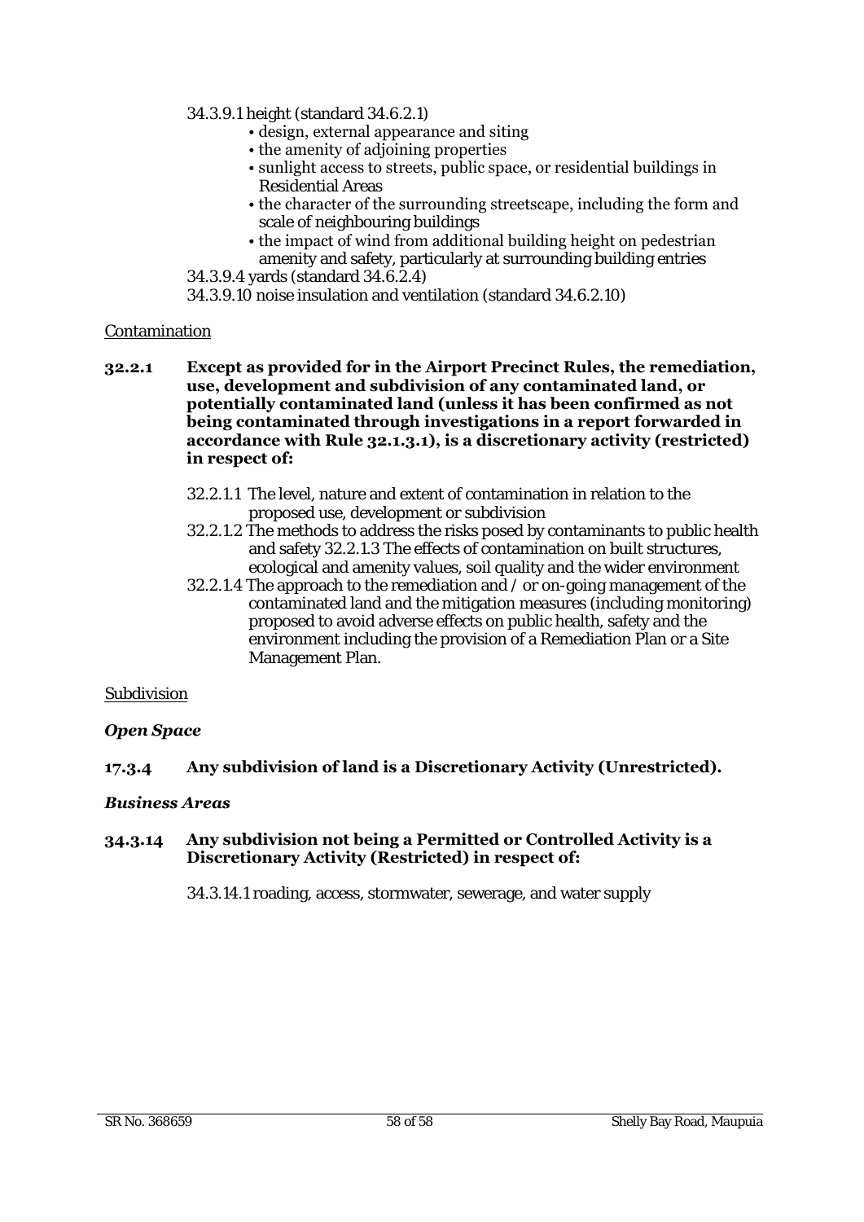34.3.9.1 height (standard 34.6.2.1)

- design, external appearance and siting
- the amenity of adjoining properties
- sunlight access to streets, public space, or residential buildings in Residential Areas
- the character of the surrounding streetscape, including the form and scale of neighbouring buildings
- the impact of wind from additional building height on pedestrian amenity and safety, particularly at surrounding building entries

34.3.9.4 yards (standard 34.6.2.4)

34.3.9.10 noise insulation and ventilation (standard 34.6.2.10)

<u>Contamination</u>

**32.2.1 Except as provided for in the Airport Precinct Rules, the remediation, use, development and subdivision of any contaminated land, or potentially contaminated land (unless it has been confirmed as not being contaminated through investigations in a report forwarded in accordance with Rule 32.1.3.1), is a discretionary activity (restricted) in respect of:**

32.2.1.1 The level, nature and extent of contamination in relation to the proposed use, development or subdivision

32.2.1.2 The methods to address the risks posed by contaminants to public health and safety 32.2.1.3 The effects of contamination on built structures, ecological and amenity values, soil quality and the wider environment

32.2.1.4 The approach to the remediation and / or on-going management of the contaminated land and the mitigation measures (including monitoring) proposed to avoid adverse effects on public health, safety and the environment including the provision of a Remediation Plan or a Site Management Plan.

<u>Subdivision</u>

***Open Space***

**17.3.4 Any subdivision of land is a Discretionary Activity (Unrestricted).**

***Business Areas***

**34.3.14 Any subdivision not being a Permitted or Controlled Activity is a Discretionary Activity (Restricted) in respect of:**

34.3.14.1 roading, access, stormwater, sewerage, and water supply